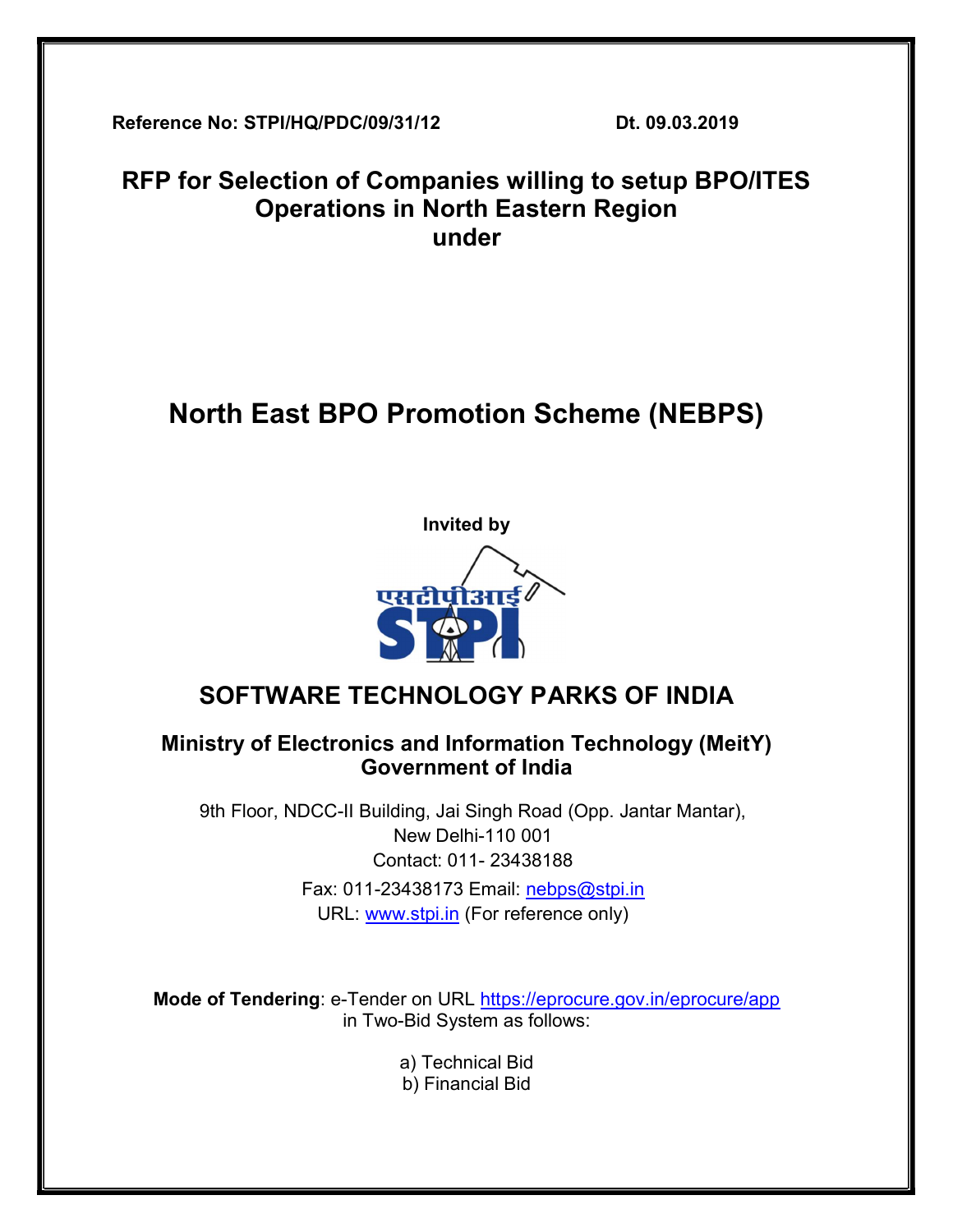**Reference No: STPI/HQ/PDC/09/31/12** **Dt. 09.03.2019**

# RFP for Selection of Companies willing to setup BPO/ITES Operations in North Eastern Region under

# North East BPO Promotion Scheme (NEBPS)

**Invited by**

एसटीपीआई STPI

## SOFTWARE TECHNOLOGY PARKS OF INDIA

### Ministry of Electronics and Information Technology (MeitY) Government of India

9th Floor, NDCC-II Building, Jai Singh Road (Opp. Jantar Mantar),
New Delhi-110 001
Contact: 011- 23438188
Fax: 011-23438173 Email: nebps@stpi.in
URL: www.stpi.in (For reference only)

**Mode of Tendering**: e-Tender on URL https://eprocure.gov.in/eprocure/app in Two-Bid System as follows:

a) Technical Bid
b) Financial Bid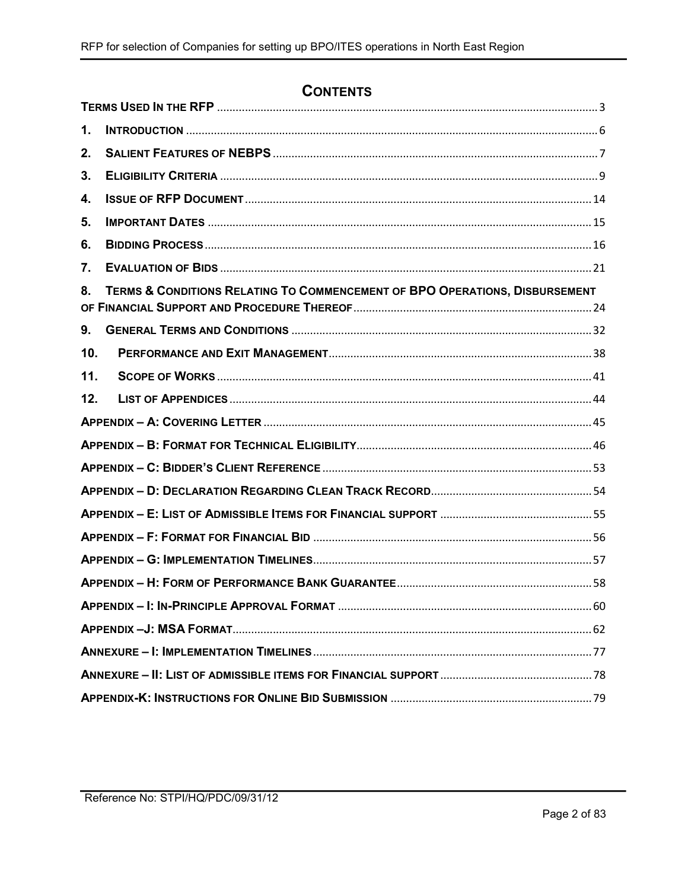# CONTENTS

| | |
|---|---|
| TERMS USED IN THE RFP | 3 |
| 1. INTRODUCTION | 6 |
| 2. SALIENT FEATURES OF NEBPS | 7 |
| 3. ELIGIBILITY CRITERIA | 9 |
| 4. ISSUE OF RFP DOCUMENT | 14 |
| 5. IMPORTANT DATES | 15 |
| 6. BIDDING PROCESS | 16 |
| 7. EVALUATION OF BIDS | 21 |
| 8. TERMS & CONDITIONS RELATING TO COMMENCEMENT OF BPO OPERATIONS, DISBURSEMENT OF FINANCIAL SUPPORT AND PROCEDURE THEREOF | 24 |
| 9. GENERAL TERMS AND CONDITIONS | 32 |
| 10. PERFORMANCE AND EXIT MANAGEMENT | 38 |
| 11. SCOPE OF WORKS | 41 |
| 12. LIST OF APPENDICES | 44 |
| APPENDIX – A: COVERING LETTER | 45 |
| APPENDIX – B: FORMAT FOR TECHNICAL ELIGIBILITY | 46 |
| APPENDIX – C: BIDDER'S CLIENT REFERENCE | 53 |
| APPENDIX – D: DECLARATION REGARDING CLEAN TRACK RECORD | 54 |
| APPENDIX – E: LIST OF ADMISSIBLE ITEMS FOR FINANCIAL SUPPORT | 55 |
| APPENDIX – F: FORMAT FOR FINANCIAL BID | 56 |
| APPENDIX – G: IMPLEMENTATION TIMELINES | 57 |
| APPENDIX – H: FORM OF PERFORMANCE BANK GUARANTEE | 58 |
| APPENDIX – I: IN-PRINCIPLE APPROVAL FORMAT | 60 |
| APPENDIX –J: MSA FORMAT | 62 |
| ANNEXURE – I: IMPLEMENTATION TIMELINES | 77 |
| ANNEXURE – II: LIST OF ADMISSIBLE ITEMS FOR FINANCIAL SUPPORT | 78 |
| APPENDIX-K: INSTRUCTIONS FOR ONLINE BID SUBMISSION | 79 |

Reference No: STPI/HQ/PDC/09/31/12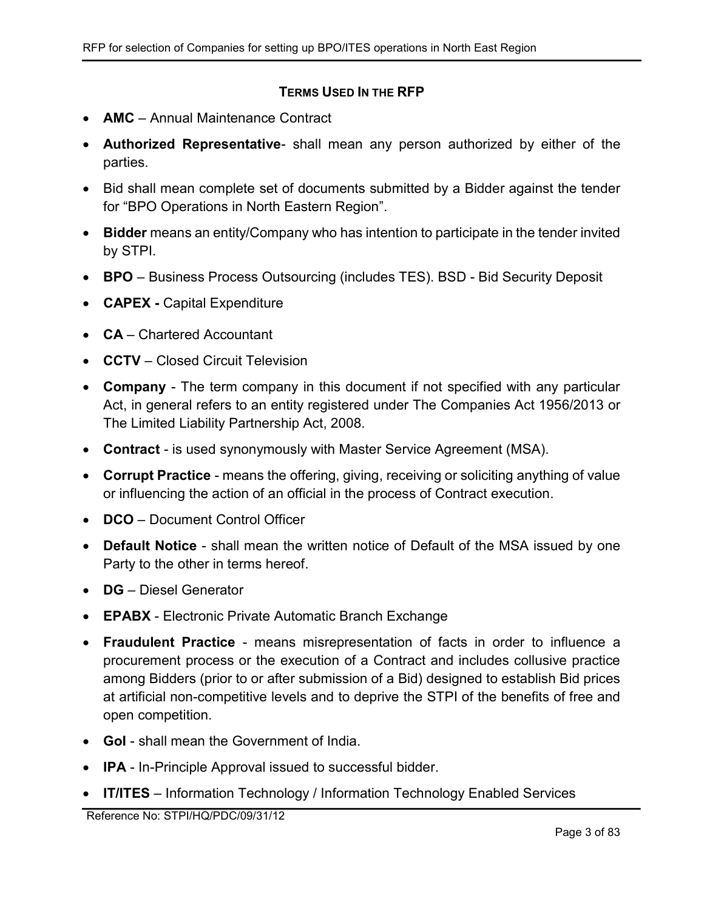## TERMS USED IN THE RFP

- **AMC** – Annual Maintenance Contract
- **Authorized Representative**- shall mean any person authorized by either of the parties.
- Bid shall mean complete set of documents submitted by a Bidder against the tender for "BPO Operations in North Eastern Region".
- **Bidder** means an entity/Company who has intention to participate in the tender invited by STPI.
- **BPO** – Business Process Outsourcing (includes TES). BSD - Bid Security Deposit
- **CAPEX -** Capital Expenditure
- **CA** – Chartered Accountant
- **CCTV** – Closed Circuit Television
- **Company** - The term company in this document if not specified with any particular Act, in general refers to an entity registered under The Companies Act 1956/2013 or The Limited Liability Partnership Act, 2008.
- **Contract** - is used synonymously with Master Service Agreement (MSA).
- **Corrupt Practice** - means the offering, giving, receiving or soliciting anything of value or influencing the action of an official in the process of Contract execution.
- **DCO** – Document Control Officer
- **Default Notice** - shall mean the written notice of Default of the MSA issued by one Party to the other in terms hereof.
- **DG** – Diesel Generator
- **EPABX** - Electronic Private Automatic Branch Exchange
- **Fraudulent Practice** - means misrepresentation of facts in order to influence a procurement process or the execution of a Contract and includes collusive practice among Bidders (prior to or after submission of a Bid) designed to establish Bid prices at artificial non-competitive levels and to deprive the STPI of the benefits of free and open competition.
- **GoI** - shall mean the Government of India.
- **IPA** - In-Principle Approval issued to successful bidder.
- **IT/ITES** – Information Technology / Information Technology Enabled Services

Reference No: STPI/HQ/PDC/09/31/12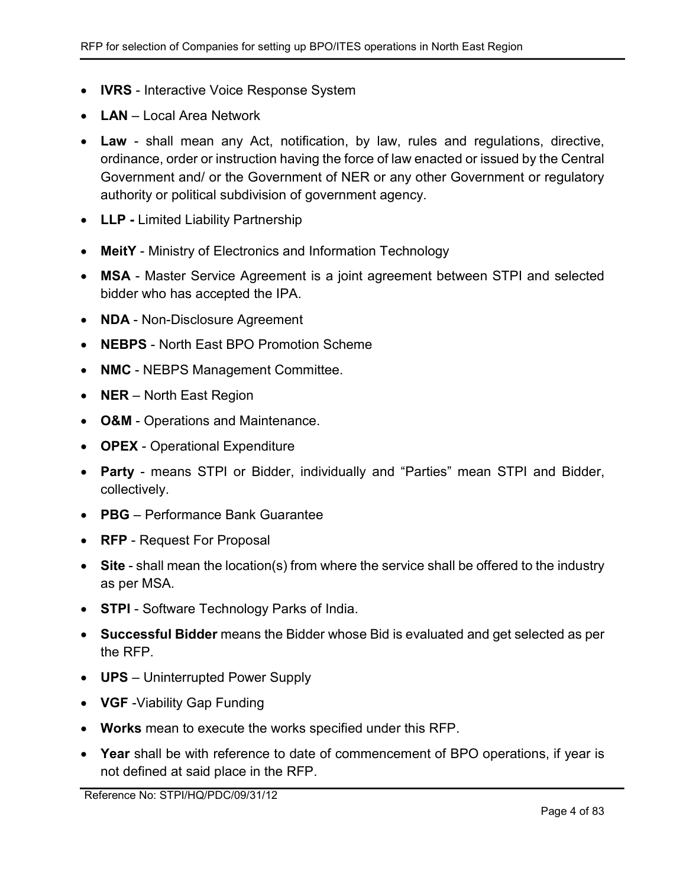- **IVRS** - Interactive Voice Response System
- **LAN** – Local Area Network
- **Law** - shall mean any Act, notification, by law, rules and regulations, directive, ordinance, order or instruction having the force of law enacted or issued by the Central Government and/ or the Government of NER or any other Government or regulatory authority or political subdivision of government agency.
- **LLP -** Limited Liability Partnership
- **MeitY** - Ministry of Electronics and Information Technology
- **MSA** - Master Service Agreement is a joint agreement between STPI and selected bidder who has accepted the IPA.
- **NDA** - Non-Disclosure Agreement
- **NEBPS** - North East BPO Promotion Scheme
- **NMC** - NEBPS Management Committee.
- **NER** – North East Region
- **O&M** - Operations and Maintenance.
- **OPEX** - Operational Expenditure
- **Party** - means STPI or Bidder, individually and "Parties" mean STPI and Bidder, collectively.
- **PBG** – Performance Bank Guarantee
- **RFP** - Request For Proposal
- **Site** - shall mean the location(s) from where the service shall be offered to the industry as per MSA.
- **STPI** - Software Technology Parks of India.
- **Successful Bidder** means the Bidder whose Bid is evaluated and get selected as per the RFP.
- **UPS** – Uninterrupted Power Supply
- **VGF** -Viability Gap Funding
- **Works** mean to execute the works specified under this RFP.
- **Year** shall be with reference to date of commencement of BPO operations, if year is not defined at said place in the RFP.

Reference No: STPI/HQ/PDC/09/31/12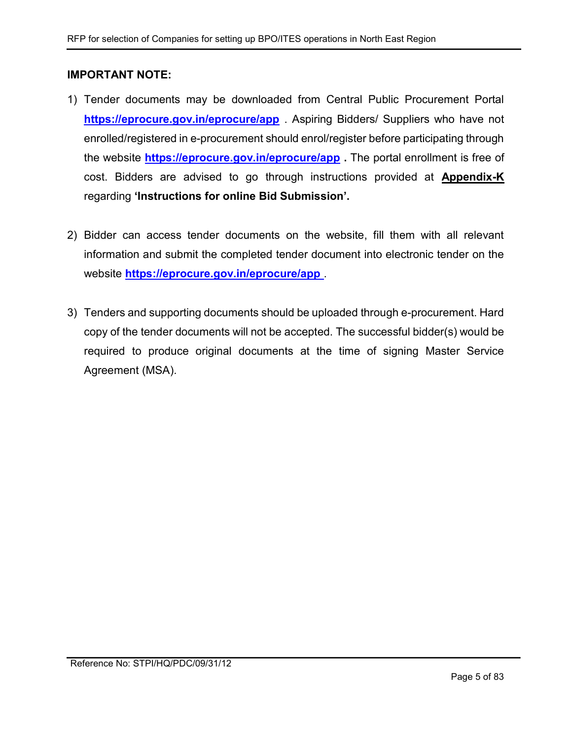**IMPORTANT NOTE:**

1) Tender documents may be downloaded from Central Public Procurement Portal **https://eprocure.gov.in/eprocure/app** . Aspiring Bidders/ Suppliers who have not enrolled/registered in e-procurement should enrol/register before participating through the website **https://eprocure.gov.in/eprocure/app** **.** The portal enrollment is free of cost. Bidders are advised to go through instructions provided at **Appendix-K** regarding **'Instructions for online Bid Submission'.**

2) Bidder can access tender documents on the website, fill them with all relevant information and submit the completed tender document into electronic tender on the website **https://eprocure.gov.in/eprocure/app** .

3) Tenders and supporting documents should be uploaded through e-procurement. Hard copy of the tender documents will not be accepted. The successful bidder(s) would be required to produce original documents at the time of signing Master Service Agreement (MSA).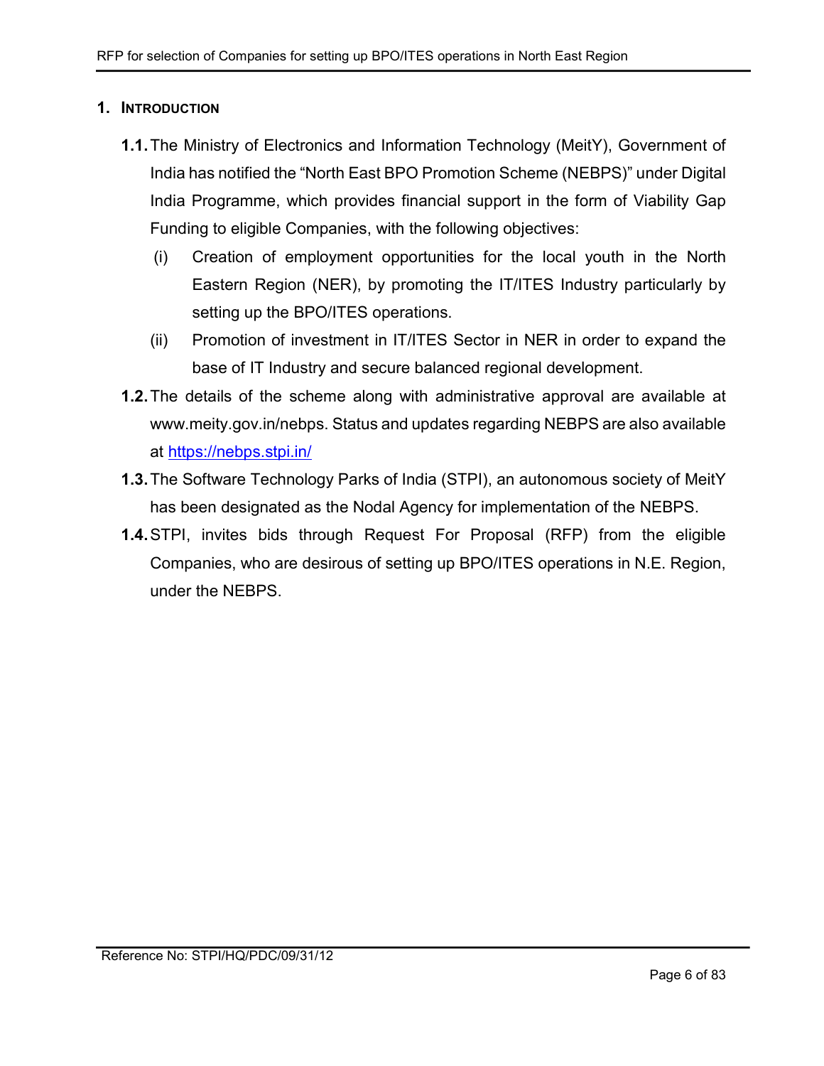# 1. INTRODUCTION

**1.1.** The Ministry of Electronics and Information Technology (MeitY), Government of India has notified the "North East BPO Promotion Scheme (NEBPS)" under Digital India Programme, which provides financial support in the form of Viability Gap Funding to eligible Companies, with the following objectives:

(i) Creation of employment opportunities for the local youth in the North Eastern Region (NER), by promoting the IT/ITES Industry particularly by setting up the BPO/ITES operations.

(ii) Promotion of investment in IT/ITES Sector in NER in order to expand the base of IT Industry and secure balanced regional development.

**1.2.** The details of the scheme along with administrative approval are available at www.meity.gov.in/nebps. Status and updates regarding NEBPS are also available at [https://nebps.stpi.in/](https://nebps.stpi.in/)

**1.3.** The Software Technology Parks of India (STPI), an autonomous society of MeitY has been designated as the Nodal Agency for implementation of the NEBPS.

**1.4.** STPI, invites bids through Request For Proposal (RFP) from the eligible Companies, who are desirous of setting up BPO/ITES operations in N.E. Region, under the NEBPS.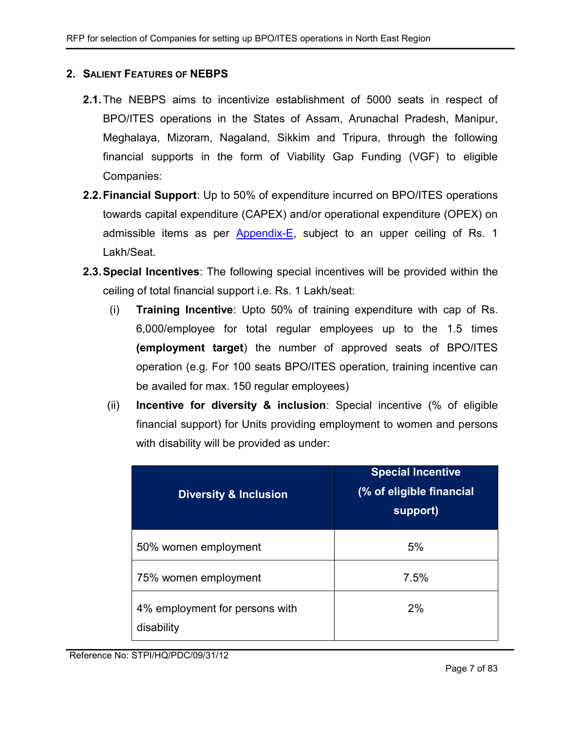## 2. SALIENT FEATURES OF NEBPS

**2.1.** The NEBPS aims to incentivize establishment of 5000 seats in respect of BPO/ITES operations in the States of Assam, Arunachal Pradesh, Manipur, Meghalaya, Mizoram, Nagaland, Sikkim and Tripura, through the following financial supports in the form of Viability Gap Funding (VGF) to eligible Companies:

**2.2. Financial Support**: Up to 50% of expenditure incurred on BPO/ITES operations towards capital expenditure (CAPEX) and/or operational expenditure (OPEX) on admissible items as per Appendix-E, subject to an upper ceiling of Rs. 1 Lakh/Seat.

**2.3. Special Incentives**: The following special incentives will be provided within the ceiling of total financial support i.e. Rs. 1 Lakh/seat:

(i) **Training Incentive**: Upto 50% of training expenditure with cap of Rs. 6,000/employee for total regular employees up to the 1.5 times **(employment target**) the number of approved seats of BPO/ITES operation (e.g. For 100 seats BPO/ITES operation, training incentive can be availed for max. 150 regular employees)

(ii) **Incentive for diversity & inclusion**: Special incentive (% of eligible financial support) for Units providing employment to women and persons with disability will be provided as under:

| Diversity & Inclusion | Special Incentive (% of eligible financial support) |
|---|---|
| 50% women employment | 5% |
| 75% women employment | 7.5% |
| 4% employment for persons with disability | 2% |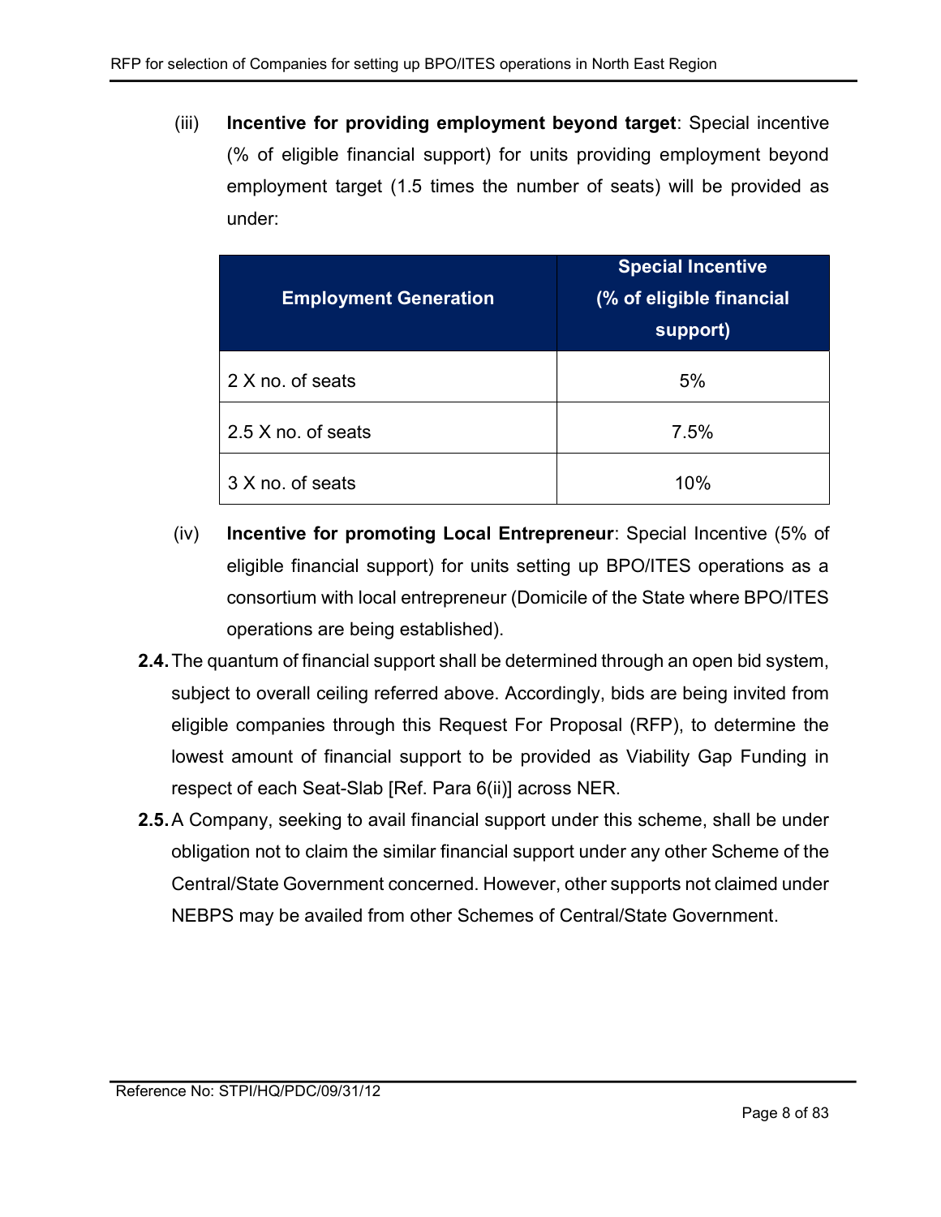(iii) **Incentive for providing employment beyond target**: Special incentive (% of eligible financial support) for units providing employment beyond employment target (1.5 times the number of seats) will be provided as under:

| Employment Generation | Special Incentive (% of eligible financial support) |
|---|---|
| 2 X no. of seats | 5% |
| 2.5 X no. of seats | 7.5% |
| 3 X no. of seats | 10% |

(iv) **Incentive for promoting Local Entrepreneur**: Special Incentive (5% of eligible financial support) for units setting up BPO/ITES operations as a consortium with local entrepreneur (Domicile of the State where BPO/ITES operations are being established).

**2.4.** The quantum of financial support shall be determined through an open bid system, subject to overall ceiling referred above. Accordingly, bids are being invited from eligible companies through this Request For Proposal (RFP), to determine the lowest amount of financial support to be provided as Viability Gap Funding in respect of each Seat-Slab [Ref. Para 6(ii)] across NER.

**2.5.** A Company, seeking to avail financial support under this scheme, shall be under obligation not to claim the similar financial support under any other Scheme of the Central/State Government concerned. However, other supports not claimed under NEBPS may be availed from other Schemes of Central/State Government.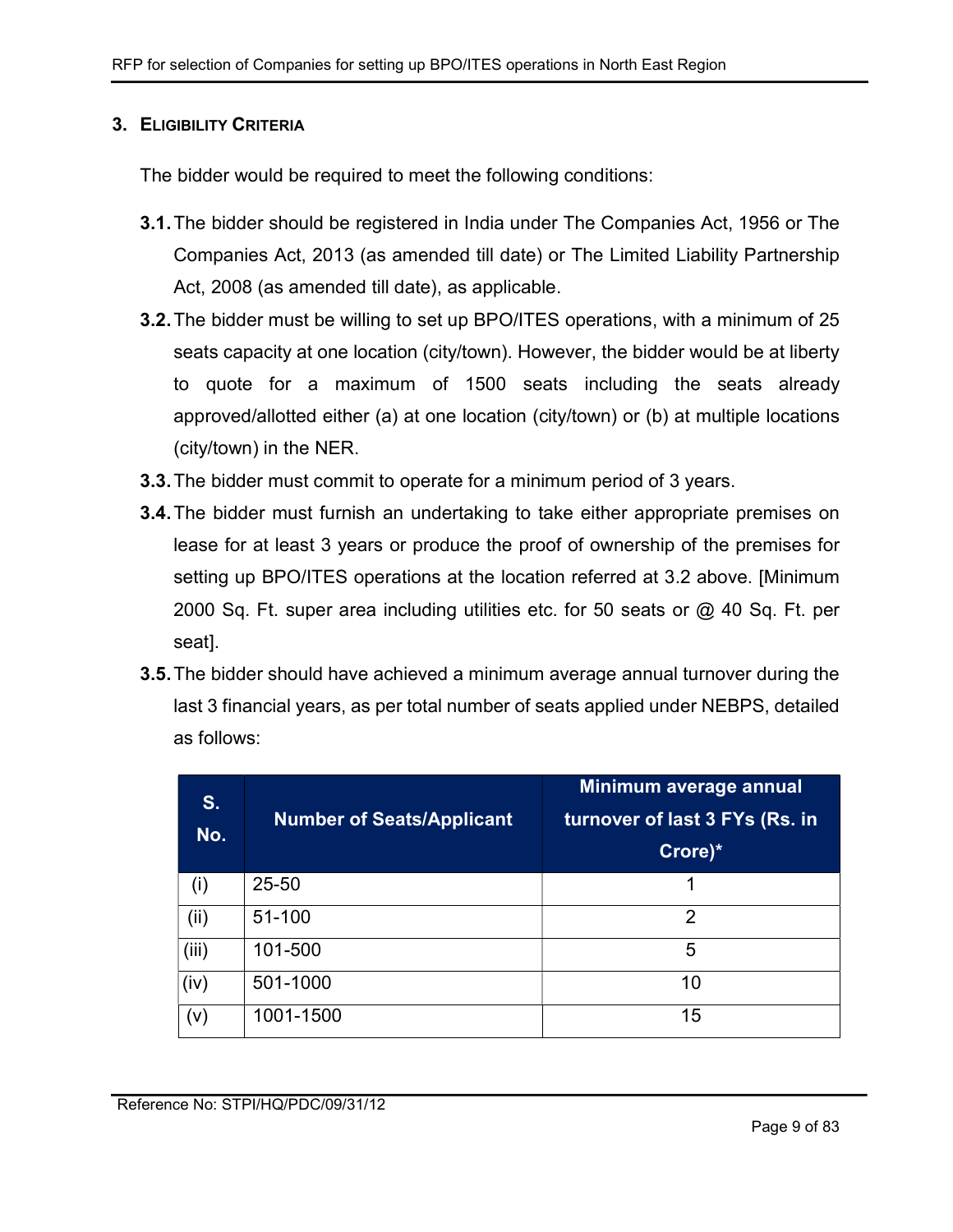## 3. Eligibility Criteria

The bidder would be required to meet the following conditions:

**3.1.** The bidder should be registered in India under The Companies Act, 1956 or The Companies Act, 2013 (as amended till date) or The Limited Liability Partnership Act, 2008 (as amended till date), as applicable.

**3.2.** The bidder must be willing to set up BPO/ITES operations, with a minimum of 25 seats capacity at one location (city/town). However, the bidder would be at liberty to quote for a maximum of 1500 seats including the seats already approved/allotted either (a) at one location (city/town) or (b) at multiple locations (city/town) in the NER.

**3.3.** The bidder must commit to operate for a minimum period of 3 years.

**3.4.** The bidder must furnish an undertaking to take either appropriate premises on lease for at least 3 years or produce the proof of ownership of the premises for setting up BPO/ITES operations at the location referred at 3.2 above. [Minimum 2000 Sq. Ft. super area including utilities etc. for 50 seats or @ 40 Sq. Ft. per seat].

**3.5.** The bidder should have achieved a minimum average annual turnover during the last 3 financial years, as per total number of seats applied under NEBPS, detailed as follows:

| S. No. | Number of Seats/Applicant | Minimum average annual turnover of last 3 FYs (Rs. in Crore)* |
|---|---|---|
| (i) | 25-50 | 1 |
| (ii) | 51-100 | 2 |
| (iii) | 101-500 | 5 |
| (iv) | 501-1000 | 10 |
| (v) | 1001-1500 | 15 |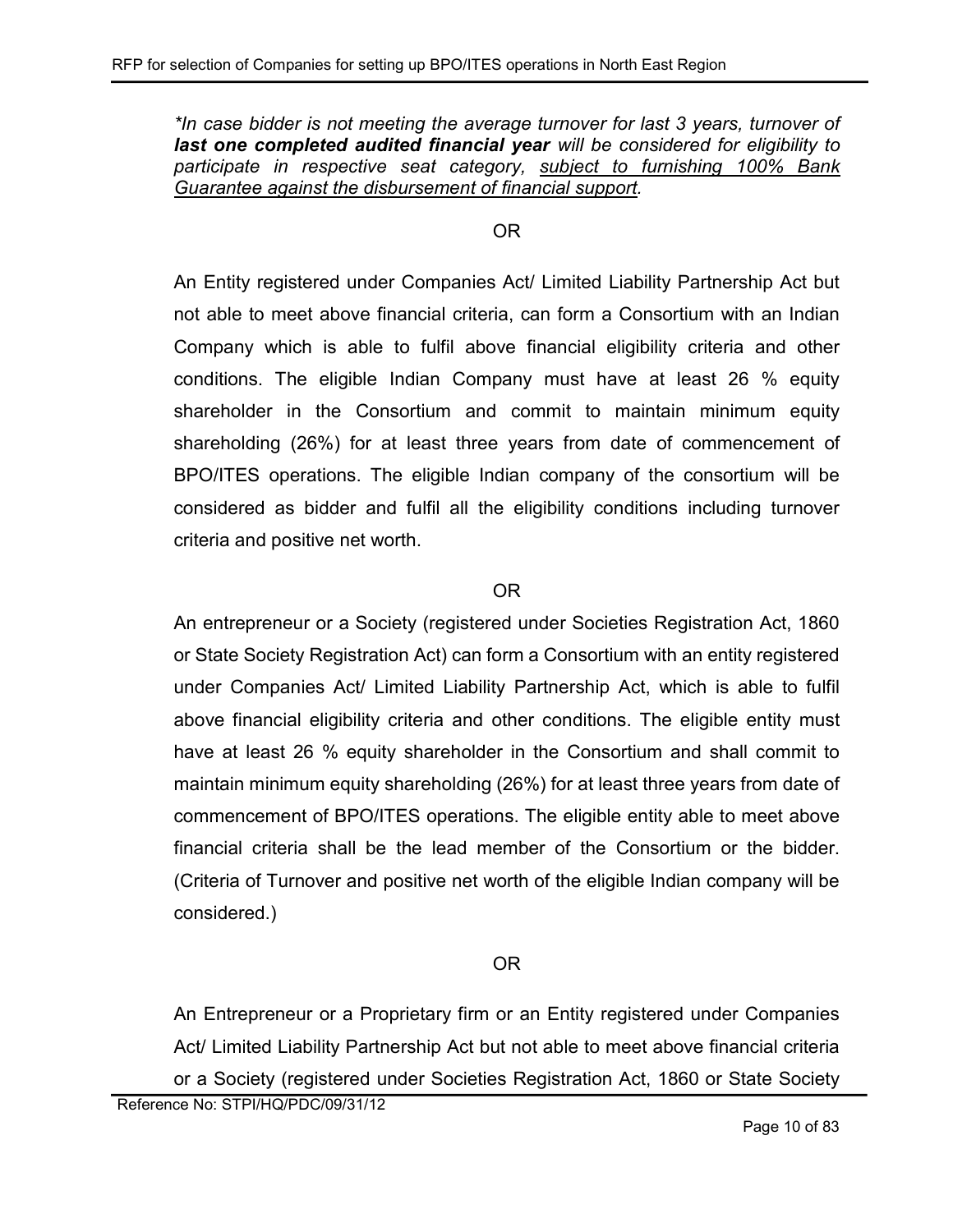*\*In case bidder is not meeting the average turnover for last 3 years, turnover of* ***last one completed audited financial year*** *will be considered for eligibility to participate in respective seat category, <u>subject to furnishing 100% Bank Guarantee against the disbursement of financial support</u>.*

OR

An Entity registered under Companies Act/ Limited Liability Partnership Act but not able to meet above financial criteria, can form a Consortium with an Indian Company which is able to fulfil above financial eligibility criteria and other conditions. The eligible Indian Company must have at least 26 % equity shareholder in the Consortium and commit to maintain minimum equity shareholding (26%) for at least three years from date of commencement of BPO/ITES operations. The eligible Indian company of the consortium will be considered as bidder and fulfil all the eligibility conditions including turnover criteria and positive net worth.

OR

An entrepreneur or a Society (registered under Societies Registration Act, 1860 or State Society Registration Act) can form a Consortium with an entity registered under Companies Act/ Limited Liability Partnership Act, which is able to fulfil above financial eligibility criteria and other conditions. The eligible entity must have at least 26 % equity shareholder in the Consortium and shall commit to maintain minimum equity shareholding (26%) for at least three years from date of commencement of BPO/ITES operations. The eligible entity able to meet above financial criteria shall be the lead member of the Consortium or the bidder. (Criteria of Turnover and positive net worth of the eligible Indian company will be considered.)

OR

An Entrepreneur or a Proprietary firm or an Entity registered under Companies Act/ Limited Liability Partnership Act but not able to meet above financial criteria or a Society (registered under Societies Registration Act, 1860 or State Society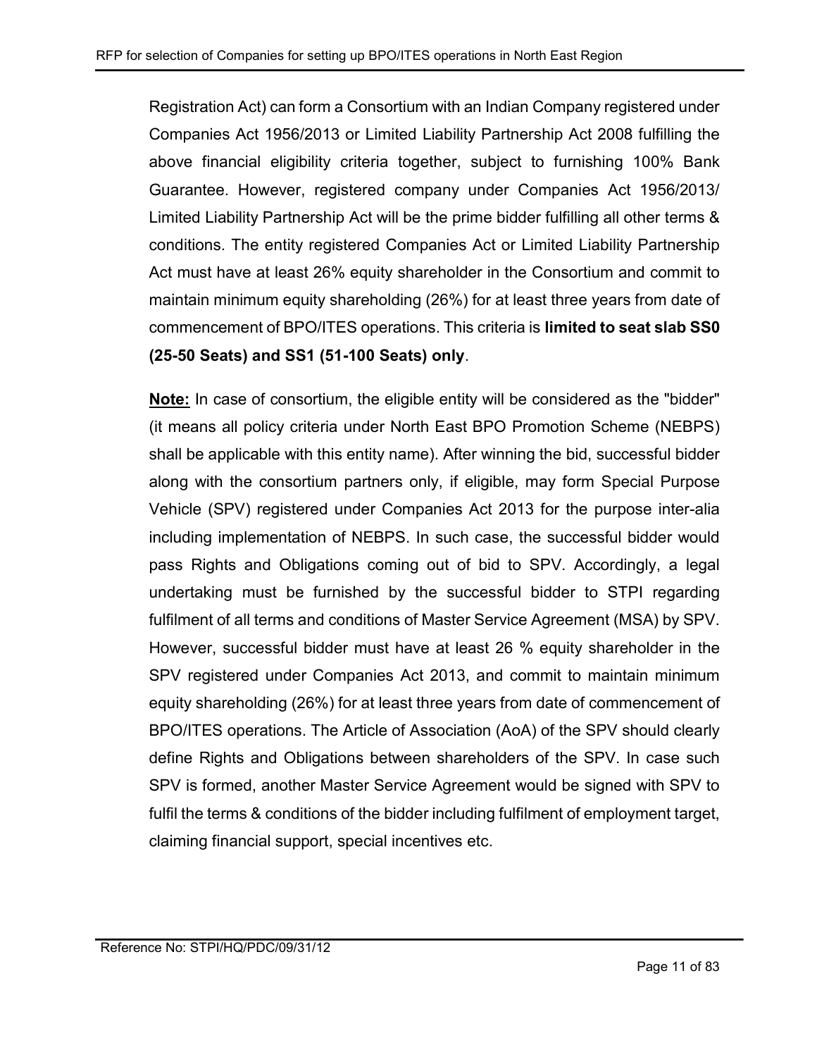Registration Act) can form a Consortium with an Indian Company registered under Companies Act 1956/2013 or Limited Liability Partnership Act 2008 fulfilling the above financial eligibility criteria together, subject to furnishing 100% Bank Guarantee. However, registered company under Companies Act 1956/2013/ Limited Liability Partnership Act will be the prime bidder fulfilling all other terms & conditions. The entity registered Companies Act or Limited Liability Partnership Act must have at least 26% equity shareholder in the Consortium and commit to maintain minimum equity shareholding (26%) for at least three years from date of commencement of BPO/ITES operations. This criteria is **limited to seat slab SS0 (25-50 Seats) and SS1 (51-100 Seats) only**.

**Note:** In case of consortium, the eligible entity will be considered as the "bidder" (it means all policy criteria under North East BPO Promotion Scheme (NEBPS) shall be applicable with this entity name). After winning the bid, successful bidder along with the consortium partners only, if eligible, may form Special Purpose Vehicle (SPV) registered under Companies Act 2013 for the purpose inter-alia including implementation of NEBPS. In such case, the successful bidder would pass Rights and Obligations coming out of bid to SPV. Accordingly, a legal undertaking must be furnished by the successful bidder to STPI regarding fulfilment of all terms and conditions of Master Service Agreement (MSA) by SPV. However, successful bidder must have at least 26 % equity shareholder in the SPV registered under Companies Act 2013, and commit to maintain minimum equity shareholding (26%) for at least three years from date of commencement of BPO/ITES operations. The Article of Association (AoA) of the SPV should clearly define Rights and Obligations between shareholders of the SPV. In case such SPV is formed, another Master Service Agreement would be signed with SPV to fulfil the terms & conditions of the bidder including fulfilment of employment target, claiming financial support, special incentives etc.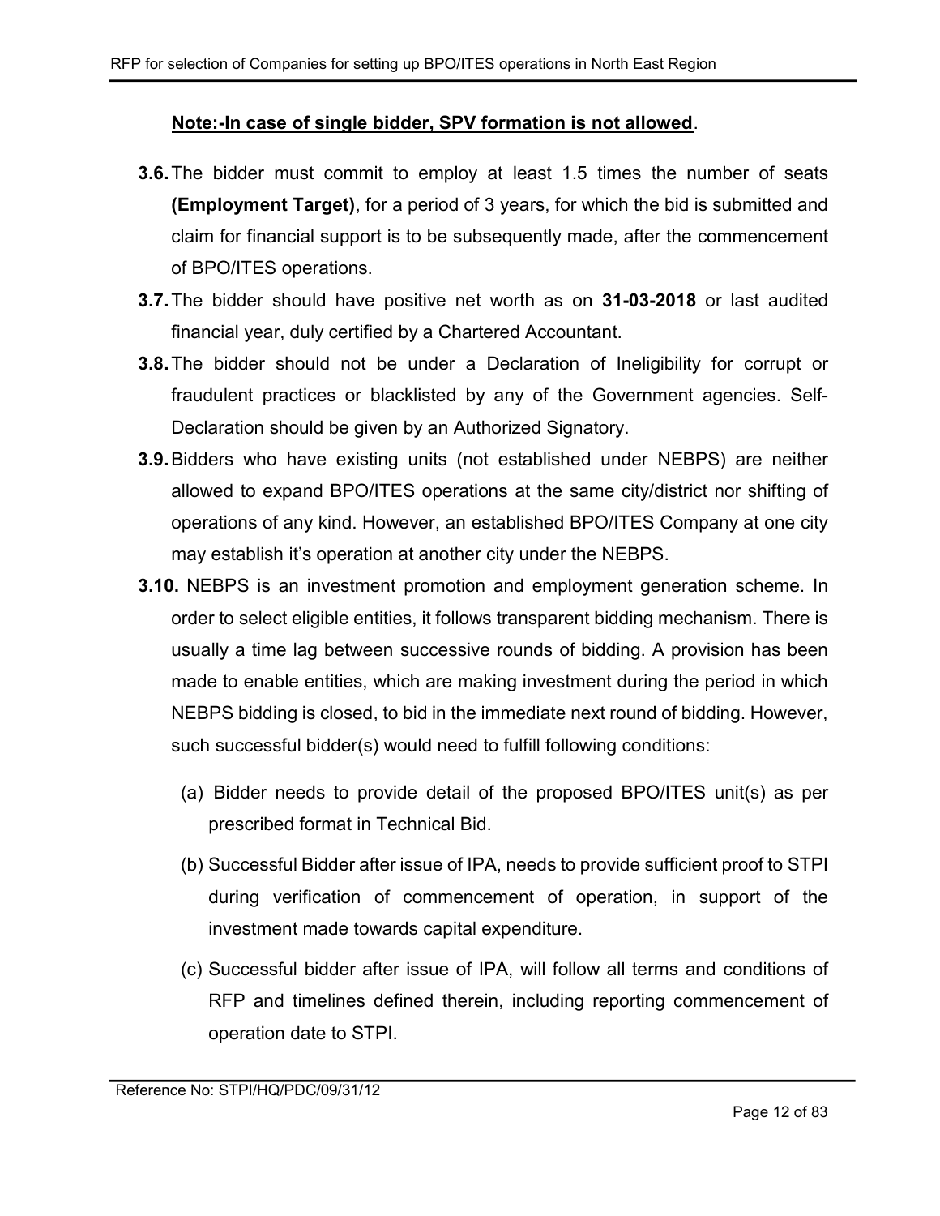**Note:-In case of single bidder, SPV formation is not allowed**.

**3.6.** The bidder must commit to employ at least 1.5 times the number of seats **(Employment Target)**, for a period of 3 years, for which the bid is submitted and claim for financial support is to be subsequently made, after the commencement of BPO/ITES operations.

**3.7.** The bidder should have positive net worth as on **31-03-2018** or last audited financial year, duly certified by a Chartered Accountant.

**3.8.** The bidder should not be under a Declaration of Ineligibility for corrupt or fraudulent practices or blacklisted by any of the Government agencies. Self-Declaration should be given by an Authorized Signatory.

**3.9.** Bidders who have existing units (not established under NEBPS) are neither allowed to expand BPO/ITES operations at the same city/district nor shifting of operations of any kind. However, an established BPO/ITES Company at one city may establish it's operation at another city under the NEBPS.

**3.10.** NEBPS is an investment promotion and employment generation scheme. In order to select eligible entities, it follows transparent bidding mechanism. There is usually a time lag between successive rounds of bidding. A provision has been made to enable entities, which are making investment during the period in which NEBPS bidding is closed, to bid in the immediate next round of bidding. However, such successful bidder(s) would need to fulfill following conditions:

(a) Bidder needs to provide detail of the proposed BPO/ITES unit(s) as per prescribed format in Technical Bid.

(b) Successful Bidder after issue of IPA, needs to provide sufficient proof to STPI during verification of commencement of operation, in support of the investment made towards capital expenditure.

(c) Successful bidder after issue of IPA, will follow all terms and conditions of RFP and timelines defined therein, including reporting commencement of operation date to STPI.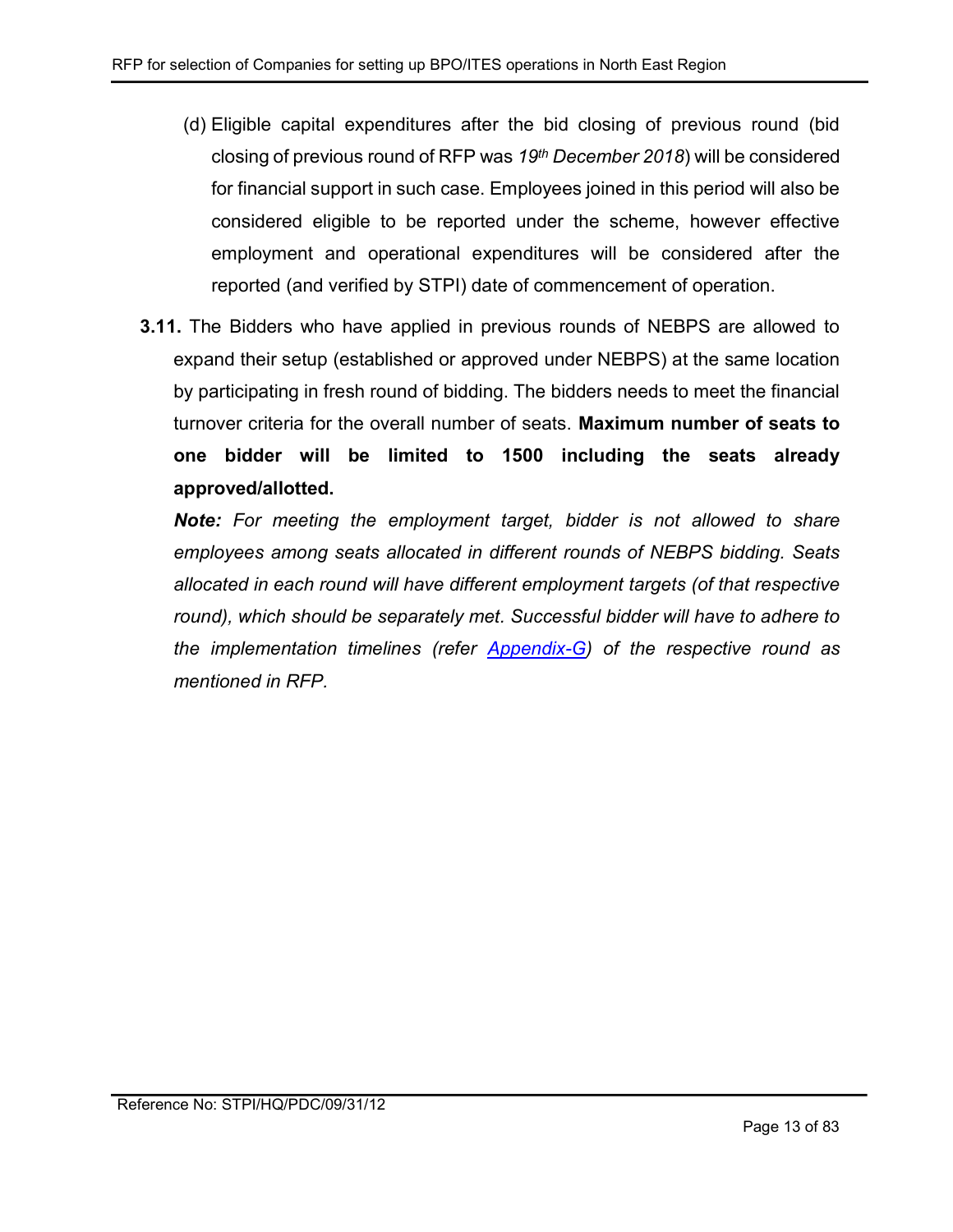(d) Eligible capital expenditures after the bid closing of previous round (bid closing of previous round of RFP was *19th December 2018*) will be considered for financial support in such case. Employees joined in this period will also be considered eligible to be reported under the scheme, however effective employment and operational expenditures will be considered after the reported (and verified by STPI) date of commencement of operation.

**3.11.** The Bidders who have applied in previous rounds of NEBPS are allowed to expand their setup (established or approved under NEBPS) at the same location by participating in fresh round of bidding. The bidders needs to meet the financial turnover criteria for the overall number of seats. **Maximum number of seats to one bidder will be limited to 1500 including the seats already approved/allotted.**

***Note:*** *For meeting the employment target, bidder is not allowed to share employees among seats allocated in different rounds of NEBPS bidding. Seats allocated in each round will have different employment targets (of that respective round), which should be separately met. Successful bidder will have to adhere to the implementation timelines (refer Appendix-G) of the respective round as mentioned in RFP.*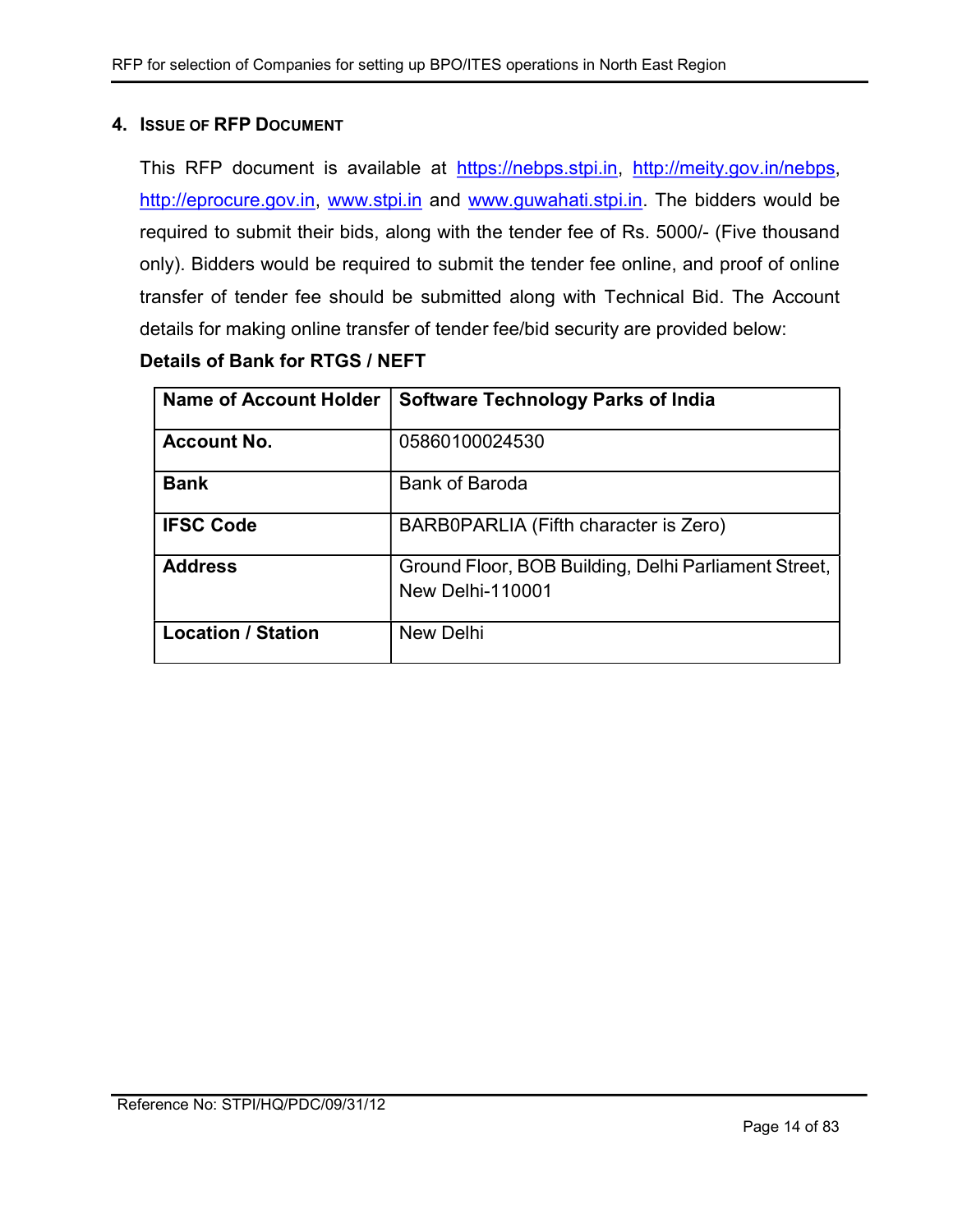## 4. Issue of RFP Document

This RFP document is available at https://nebps.stpi.in, http://meity.gov.in/nebps, http://eprocure.gov.in, www.stpi.in and www.guwahati.stpi.in. The bidders would be required to submit their bids, along with the tender fee of Rs. 5000/- (Five thousand only). Bidders would be required to submit the tender fee online, and proof of online transfer of tender fee should be submitted along with Technical Bid. The Account details for making online transfer of tender fee/bid security are provided below:

**Details of Bank for RTGS / NEFT**

| **Name of Account Holder** | **Software Technology Parks of India** |
|---|---|
| **Account No.** | 05860100024530 |
| **Bank** | Bank of Baroda |
| **IFSC Code** | BARB0PARLIA (Fifth character is Zero) |
| **Address** | Ground Floor, BOB Building, Delhi Parliament Street, New Delhi-110001 |
| **Location / Station** | New Delhi |

Reference No: STPI/HQ/PDC/09/31/12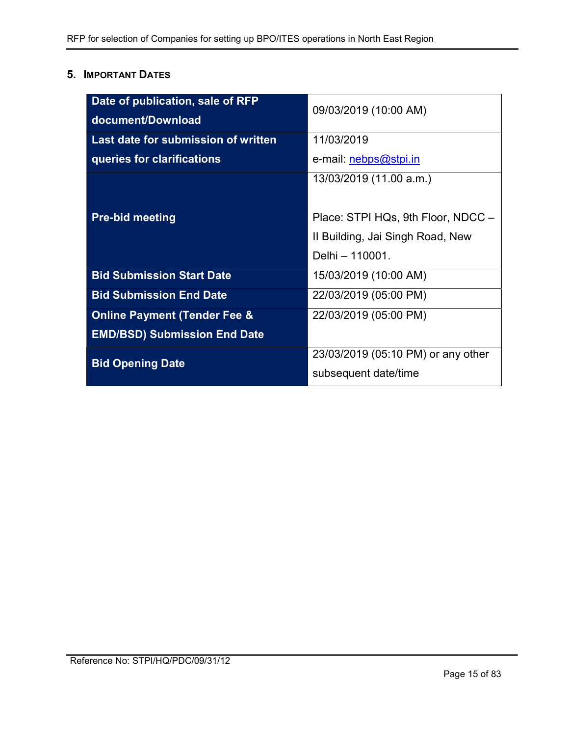## 5. Important Dates

| | |
|---|---|
| **Date of publication, sale of RFP document/Download** | 09/03/2019 (10:00 AM) |
| **Last date for submission of written queries for clarifications** | 11/03/2019<br>e-mail: nebps@stpi.in |
| **Pre-bid meeting** | 13/03/2019 (11.00 a.m.)<br><br>Place: STPI HQs, 9th Floor, NDCC – II Building, Jai Singh Road, New Delhi – 110001. |
| **Bid Submission Start Date** | 15/03/2019 (10:00 AM) |
| **Bid Submission End Date** | 22/03/2019 (05:00 PM) |
| **Online Payment (Tender Fee & EMD/BSD) Submission End Date** | 22/03/2019 (05:00 PM) |
| **Bid Opening Date** | 23/03/2019 (05:10 PM) or any other subsequent date/time |

Reference No: STPI/HQ/PDC/09/31/12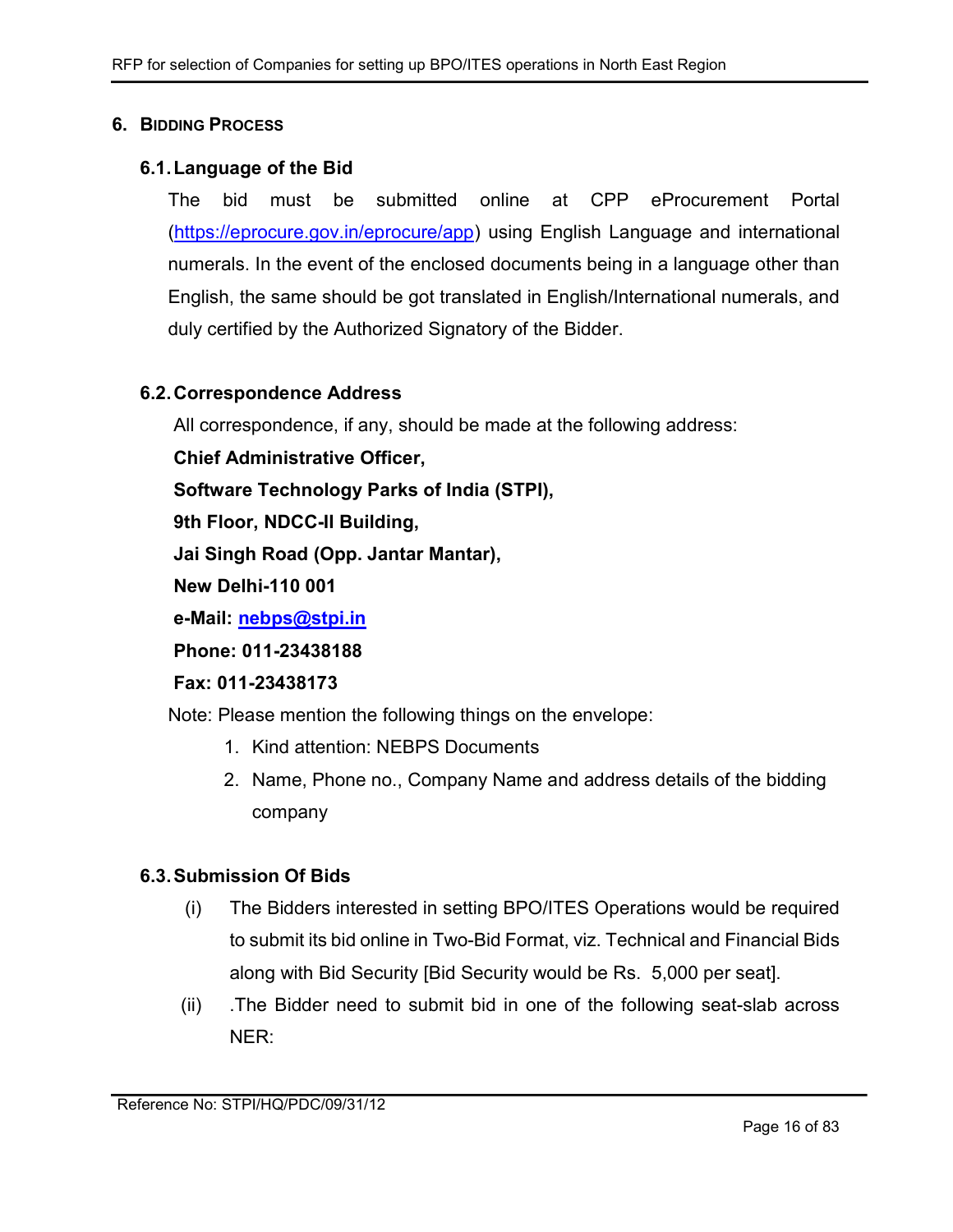## 6. Bidding Process

### 6.1. Language of the Bid

The bid must be submitted online at CPP eProcurement Portal (https://eprocure.gov.in/eprocure/app) using English Language and international numerals. In the event of the enclosed documents being in a language other than English, the same should be got translated in English/International numerals, and duly certified by the Authorized Signatory of the Bidder.

### 6.2. Correspondence Address

All correspondence, if any, should be made at the following address:

**Chief Administrative Officer,**

**Software Technology Parks of India (STPI),**

**9th Floor, NDCC-II Building,**

**Jai Singh Road (Opp. Jantar Mantar),**

**New Delhi-110 001**

**e-Mail: nebps@stpi.in**

**Phone: 011-23438188**

**Fax: 011-23438173**

Note: Please mention the following things on the envelope:

1. Kind attention: NEBPS Documents
2. Name, Phone no., Company Name and address details of the bidding company

### 6.3. Submission Of Bids

(i) The Bidders interested in setting BPO/ITES Operations would be required to submit its bid online in Two-Bid Format, viz. Technical and Financial Bids along with Bid Security [Bid Security would be Rs. 5,000 per seat].

(ii) .The Bidder need to submit bid in one of the following seat-slab across NER: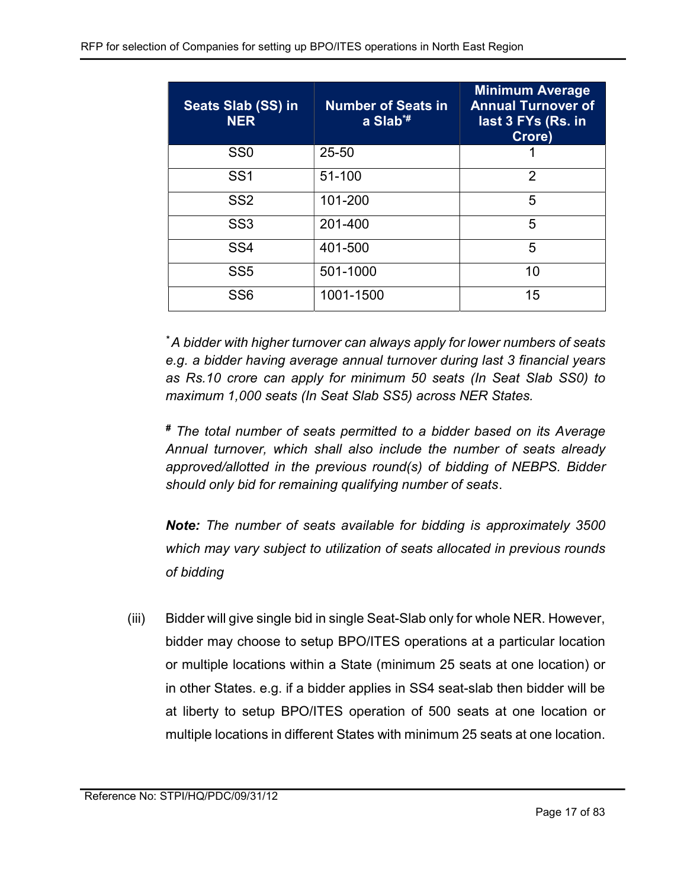| Seats Slab (SS) in NER | Number of Seats in a Slab*# | Minimum Average Annual Turnover of last 3 FYs (Rs. in Crore) |
|---|---|---|
| SS0 | 25-50 | 1 |
| SS1 | 51-100 | 2 |
| SS2 | 101-200 | 5 |
| SS3 | 201-400 | 5 |
| SS4 | 401-500 | 5 |
| SS5 | 501-1000 | 10 |
| SS6 | 1001-1500 | 15 |

*\* A bidder with higher turnover can always apply for lower numbers of seats e.g. a bidder having average annual turnover during last 3 financial years as Rs.10 crore can apply for minimum 50 seats (In Seat Slab SS0) to maximum 1,000 seats (In Seat Slab SS5) across NER States.*

*# The total number of seats permitted to a bidder based on its Average Annual turnover, which shall also include the number of seats already approved/allotted in the previous round(s) of bidding of NEBPS. Bidder should only bid for remaining qualifying number of seats*.

***Note:*** *The number of seats available for bidding is approximately 3500 which may vary subject to utilization of seats allocated in previous rounds of bidding*

(iii) Bidder will give single bid in single Seat-Slab only for whole NER. However, bidder may choose to setup BPO/ITES operations at a particular location or multiple locations within a State (minimum 25 seats at one location) or in other States. e.g. if a bidder applies in SS4 seat-slab then bidder will be at liberty to setup BPO/ITES operation of 500 seats at one location or multiple locations in different States with minimum 25 seats at one location.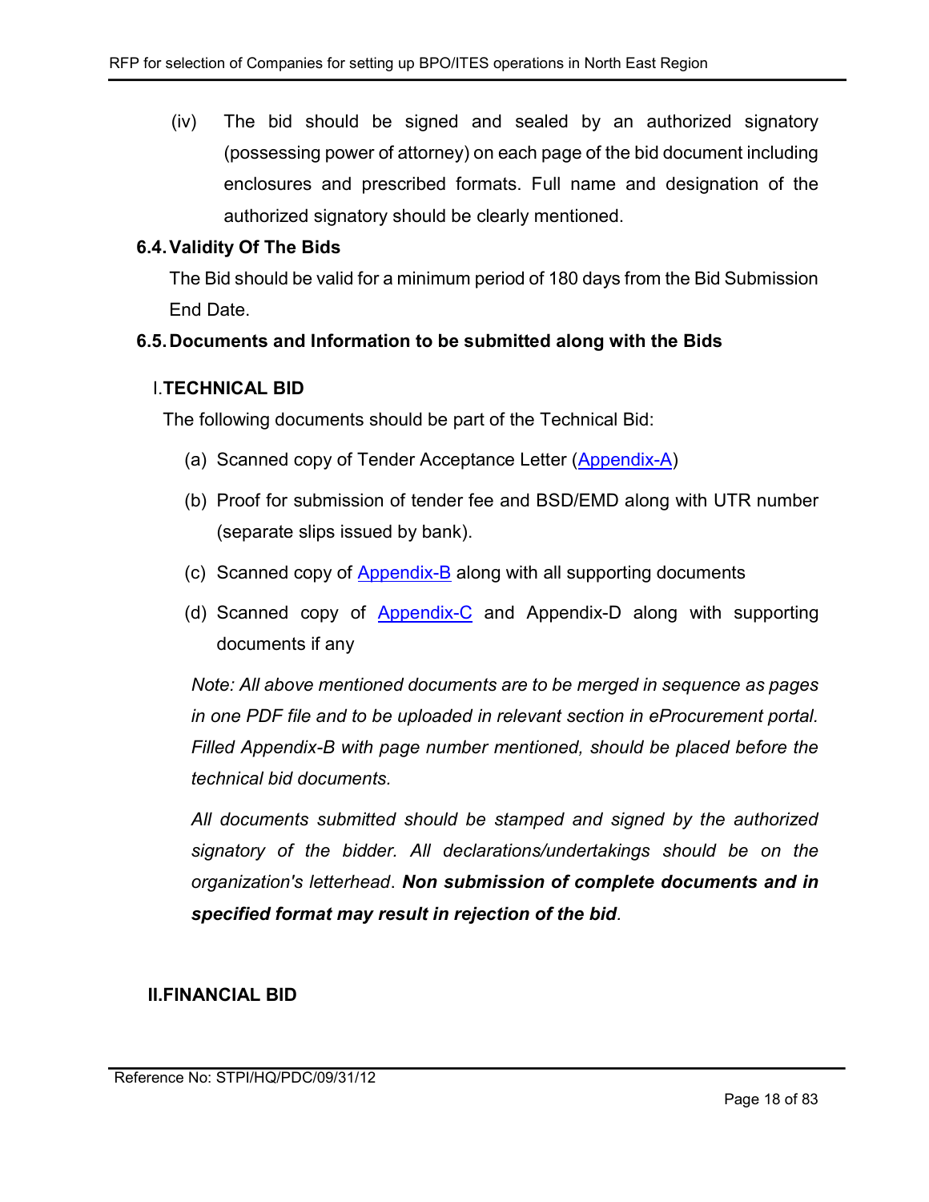(iv) The bid should be signed and sealed by an authorized signatory (possessing power of attorney) on each page of the bid document including enclosures and prescribed formats. Full name and designation of the authorized signatory should be clearly mentioned.

### 6.4. Validity Of The Bids

The Bid should be valid for a minimum period of 180 days from the Bid Submission End Date.

### 6.5. Documents and Information to be submitted along with the Bids

#### I. TECHNICAL BID

The following documents should be part of the Technical Bid:

(a) Scanned copy of Tender Acceptance Letter (Appendix-A)

(b) Proof for submission of tender fee and BSD/EMD along with UTR number (separate slips issued by bank).

(c) Scanned copy of Appendix-B along with all supporting documents

(d) Scanned copy of Appendix-C and Appendix-D along with supporting documents if any

*Note: All above mentioned documents are to be merged in sequence as pages in one PDF file and to be uploaded in relevant section in eProcurement portal. Filled Appendix-B with page number mentioned, should be placed before the technical bid documents.*

*All documents submitted should be stamped and signed by the authorized signatory of the bidder. All declarations/undertakings should be on the organization's letterhead*. ***Non submission of complete documents and in specified format may result in rejection of the bid****.*

#### II. FINANCIAL BID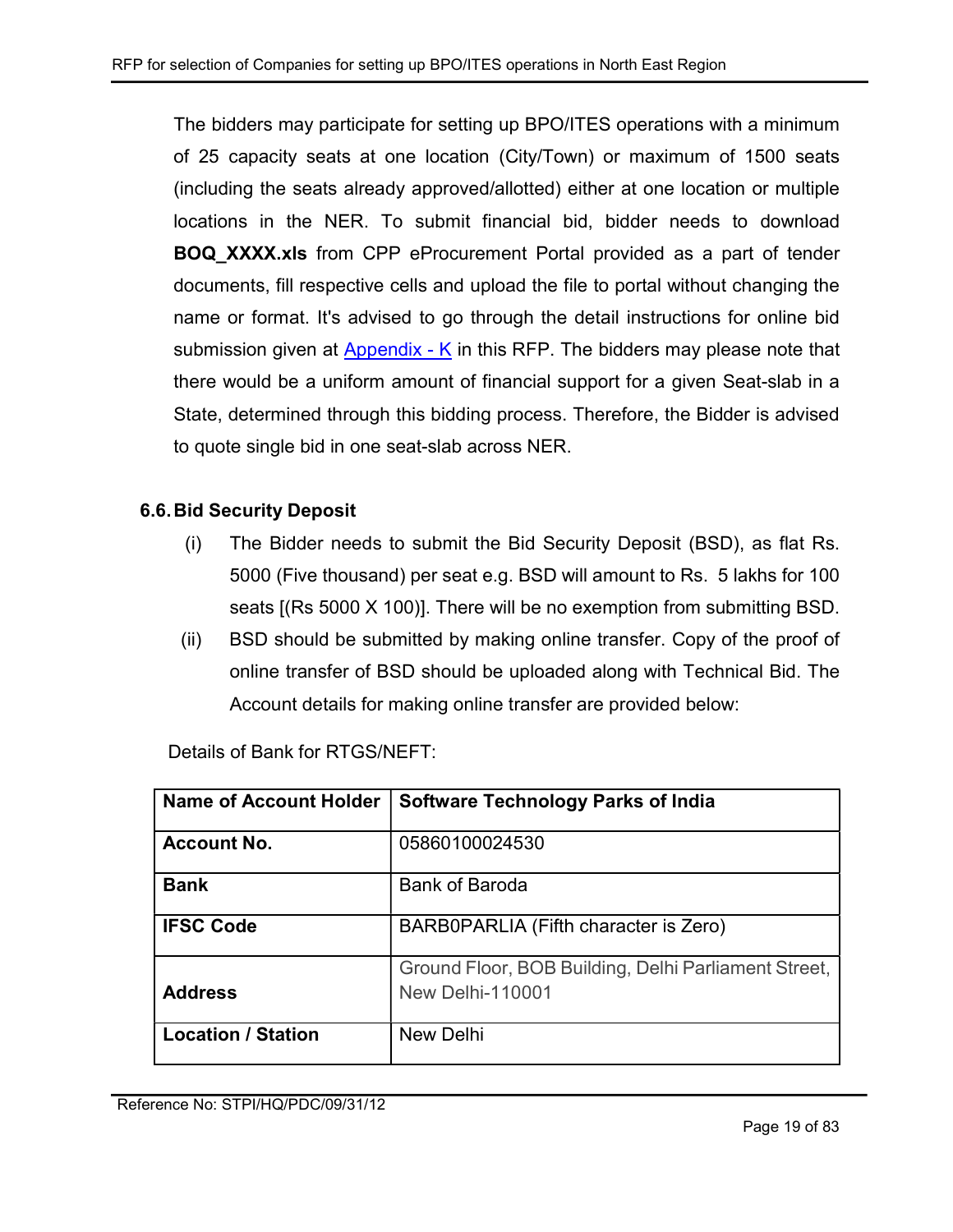The bidders may participate for setting up BPO/ITES operations with a minimum of 25 capacity seats at one location (City/Town) or maximum of 1500 seats (including the seats already approved/allotted) either at one location or multiple locations in the NER. To submit financial bid, bidder needs to download **BOQ_XXXX.xls** from CPP eProcurement Portal provided as a part of tender documents, fill respective cells and upload the file to portal without changing the name or format. It's advised to go through the detail instructions for online bid submission given at Appendix - K in this RFP. The bidders may please note that there would be a uniform amount of financial support for a given Seat-slab in a State, determined through this bidding process. Therefore, the Bidder is advised to quote single bid in one seat-slab across NER.

### 6.6. Bid Security Deposit

(i) The Bidder needs to submit the Bid Security Deposit (BSD), as flat Rs. 5000 (Five thousand) per seat e.g. BSD will amount to Rs. 5 lakhs for 100 seats [(Rs 5000 X 100)]. There will be no exemption from submitting BSD.

(ii) BSD should be submitted by making online transfer. Copy of the proof of online transfer of BSD should be uploaded along with Technical Bid. The Account details for making online transfer are provided below:

Details of Bank for RTGS/NEFT:

| Name of Account Holder | Software Technology Parks of India |
|---|---|
| **Account No.** | 05860100024530 |
| **Bank** | Bank of Baroda |
| **IFSC Code** | BARB0PARLIA (Fifth character is Zero) |
| **Address** | Ground Floor, BOB Building, Delhi Parliament Street, New Delhi-110001 |
| **Location / Station** | New Delhi |

Reference No: STPI/HQ/PDC/09/31/12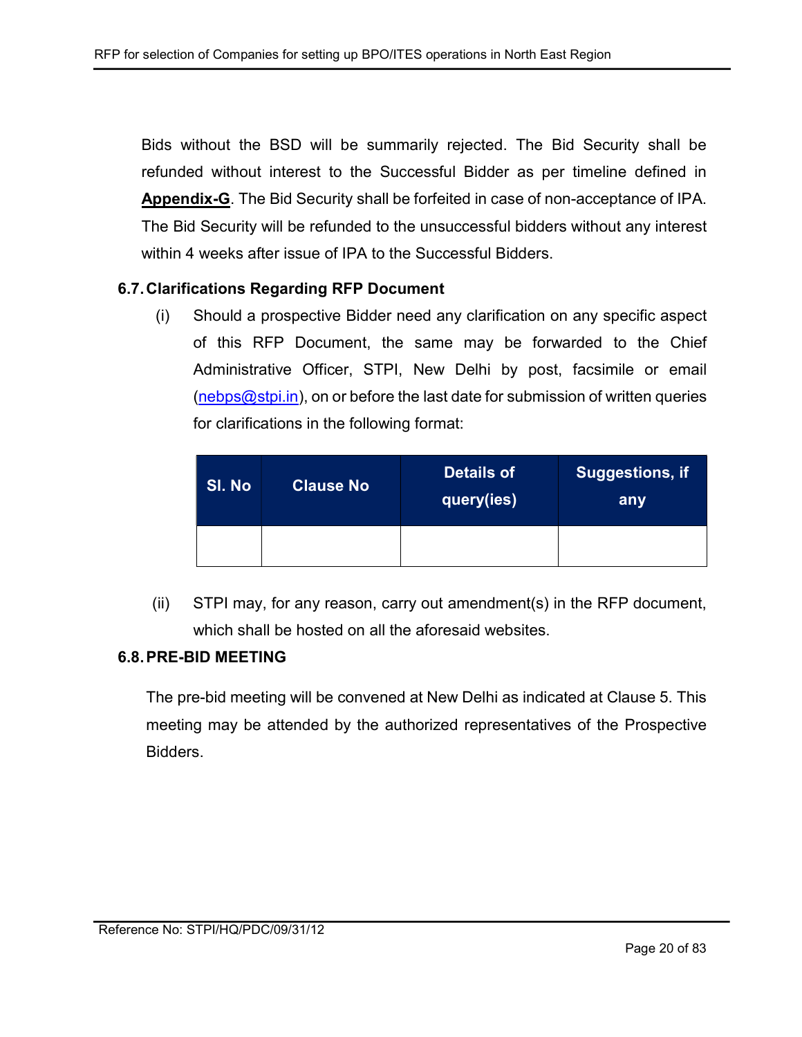Bids without the BSD will be summarily rejected. The Bid Security shall be refunded without interest to the Successful Bidder as per timeline defined in **Appendix-G**. The Bid Security shall be forfeited in case of non-acceptance of IPA. The Bid Security will be refunded to the unsuccessful bidders without any interest within 4 weeks after issue of IPA to the Successful Bidders.

### 6.7. Clarifications Regarding RFP Document

(i) Should a prospective Bidder need any clarification on any specific aspect of this RFP Document, the same may be forwarded to the Chief Administrative Officer, STPI, New Delhi by post, facsimile or email (nebps@stpi.in), on or before the last date for submission of written queries for clarifications in the following format:

| Sl. No | Clause No | Details of query(ies) | Suggestions, if any |
|---|---|---|---|
| | | | |

(ii) STPI may, for any reason, carry out amendment(s) in the RFP document, which shall be hosted on all the aforesaid websites.

### 6.8. PRE-BID MEETING

The pre-bid meeting will be convened at New Delhi as indicated at Clause 5. This meeting may be attended by the authorized representatives of the Prospective Bidders.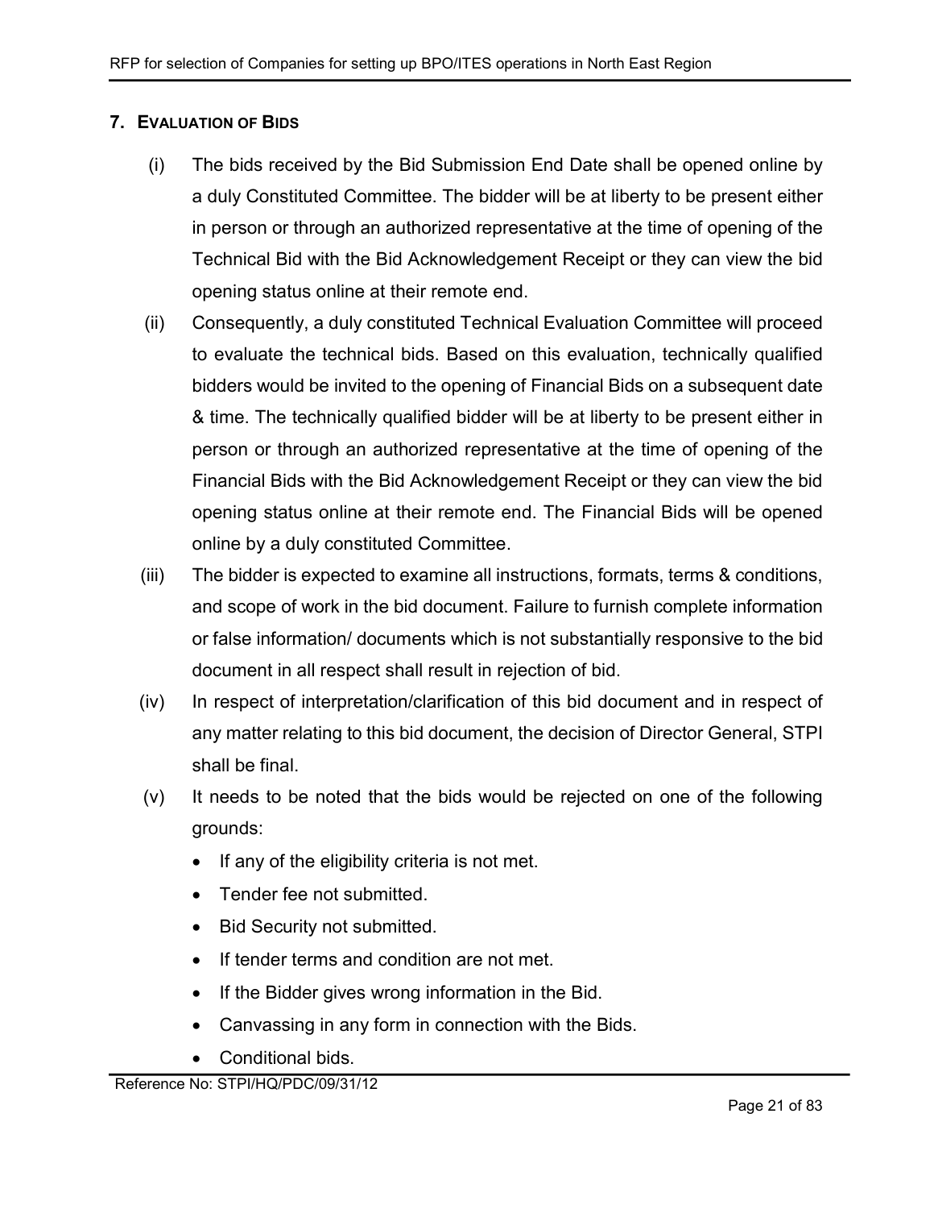## 7. EVALUATION OF BIDS

(i) The bids received by the Bid Submission End Date shall be opened online by a duly Constituted Committee. The bidder will be at liberty to be present either in person or through an authorized representative at the time of opening of the Technical Bid with the Bid Acknowledgement Receipt or they can view the bid opening status online at their remote end.

(ii) Consequently, a duly constituted Technical Evaluation Committee will proceed to evaluate the technical bids. Based on this evaluation, technically qualified bidders would be invited to the opening of Financial Bids on a subsequent date & time. The technically qualified bidder will be at liberty to be present either in person or through an authorized representative at the time of opening of the Financial Bids with the Bid Acknowledgement Receipt or they can view the bid opening status online at their remote end. The Financial Bids will be opened online by a duly constituted Committee.

(iii) The bidder is expected to examine all instructions, formats, terms & conditions, and scope of work in the bid document. Failure to furnish complete information or false information/ documents which is not substantially responsive to the bid document in all respect shall result in rejection of bid.

(iv) In respect of interpretation/clarification of this bid document and in respect of any matter relating to this bid document, the decision of Director General, STPI shall be final.

(v) It needs to be noted that the bids would be rejected on one of the following grounds:

- If any of the eligibility criteria is not met.
- Tender fee not submitted.
- Bid Security not submitted.
- If tender terms and condition are not met.
- If the Bidder gives wrong information in the Bid.
- Canvassing in any form in connection with the Bids.
- Conditional bids.

Reference No: STPI/HQ/PDC/09/31/12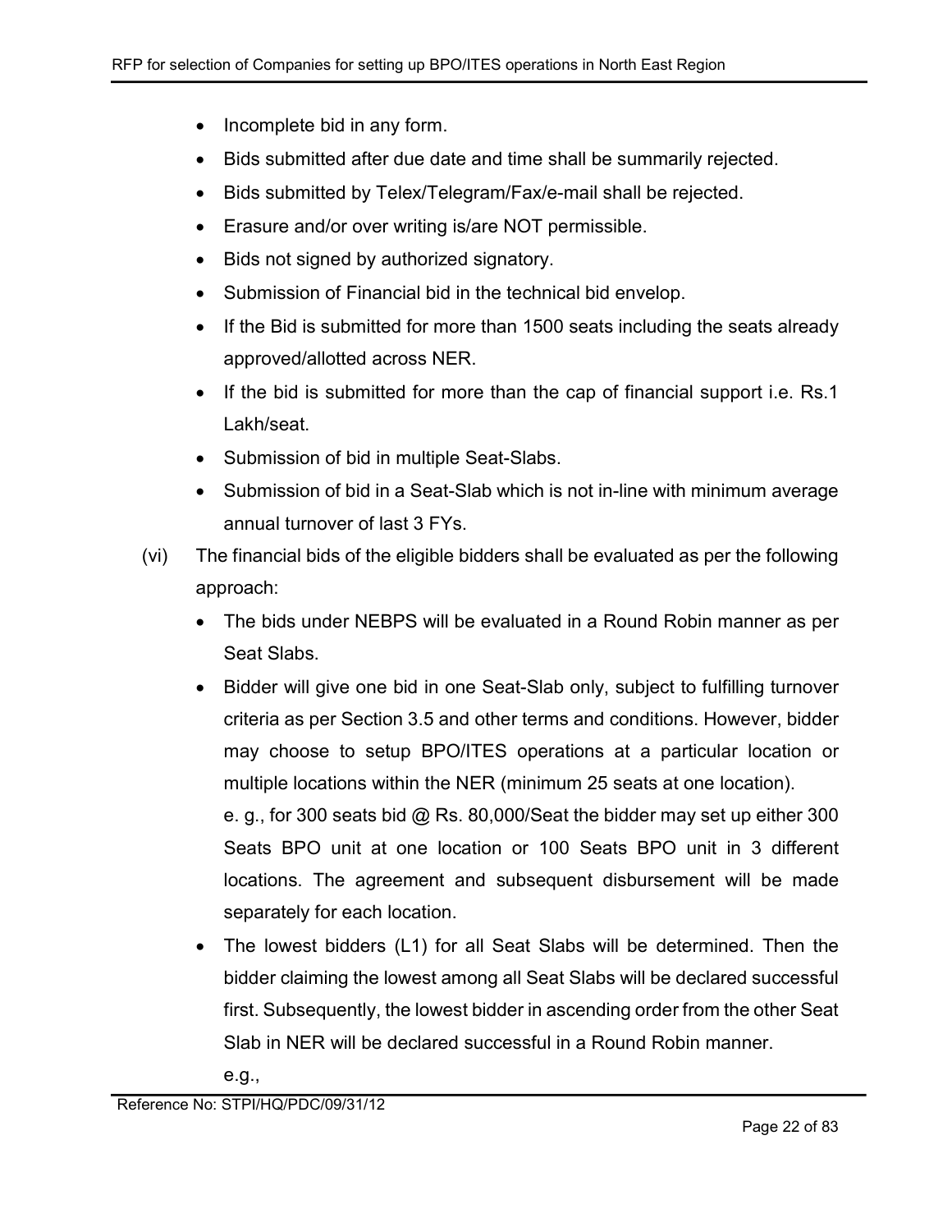- Incomplete bid in any form.
- Bids submitted after due date and time shall be summarily rejected.
- Bids submitted by Telex/Telegram/Fax/e-mail shall be rejected.
- Erasure and/or over writing is/are NOT permissible.
- Bids not signed by authorized signatory.
- Submission of Financial bid in the technical bid envelop.
- If the Bid is submitted for more than 1500 seats including the seats already approved/allotted across NER.
- If the bid is submitted for more than the cap of financial support i.e. Rs.1 Lakh/seat.
- Submission of bid in multiple Seat-Slabs.
- Submission of bid in a Seat-Slab which is not in-line with minimum average annual turnover of last 3 FYs.

(vi) The financial bids of the eligible bidders shall be evaluated as per the following approach:

- The bids under NEBPS will be evaluated in a Round Robin manner as per Seat Slabs.
- Bidder will give one bid in one Seat-Slab only, subject to fulfilling turnover criteria as per Section 3.5 and other terms and conditions. However, bidder may choose to setup BPO/ITES operations at a particular location or multiple locations within the NER (minimum 25 seats at one location).

  e. g., for 300 seats bid @ Rs. 80,000/Seat the bidder may set up either 300 Seats BPO unit at one location or 100 Seats BPO unit in 3 different locations. The agreement and subsequent disbursement will be made separately for each location.
- The lowest bidders (L1) for all Seat Slabs will be determined. Then the bidder claiming the lowest among all Seat Slabs will be declared successful first. Subsequently, the lowest bidder in ascending order from the other Seat Slab in NER will be declared successful in a Round Robin manner.

  e.g.,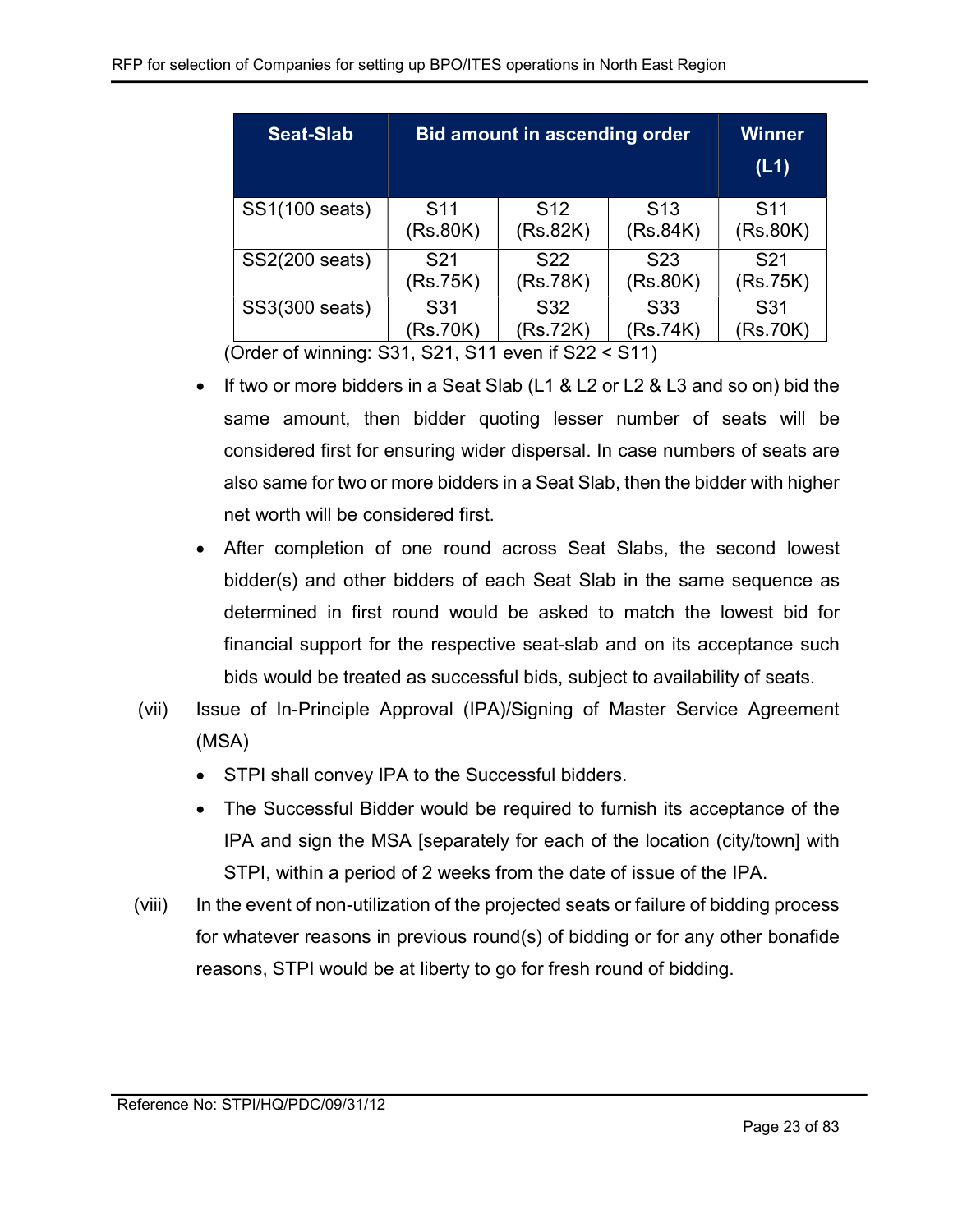| Seat-Slab | Bid amount in ascending order | | | Winner (L1) |
|---|---|---|---|---|
| SS1(100 seats) | S11 (Rs.80K) | S12 (Rs.82K) | S13 (Rs.84K) | S11 (Rs.80K) |
| SS2(200 seats) | S21 (Rs.75K) | S22 (Rs.78K) | S23 (Rs.80K) | S21 (Rs.75K) |
| SS3(300 seats) | S31 (Rs.70K) | S32 (Rs.72K) | S33 (Rs.74K) | S31 (Rs.70K) |

(Order of winning: S31, S21, S11 even if S22 < S11)

- If two or more bidders in a Seat Slab (L1 & L2 or L2 & L3 and so on) bid the same amount, then bidder quoting lesser number of seats will be considered first for ensuring wider dispersal. In case numbers of seats are also same for two or more bidders in a Seat Slab, then the bidder with higher net worth will be considered first.
- After completion of one round across Seat Slabs, the second lowest bidder(s) and other bidders of each Seat Slab in the same sequence as determined in first round would be asked to match the lowest bid for financial support for the respective seat-slab and on its acceptance such bids would be treated as successful bids, subject to availability of seats.

(vii) Issue of In-Principle Approval (IPA)/Signing of Master Service Agreement (MSA)

- STPI shall convey IPA to the Successful bidders.
- The Successful Bidder would be required to furnish its acceptance of the IPA and sign the MSA [separately for each of the location (city/town] with STPI, within a period of 2 weeks from the date of issue of the IPA.

(viii) In the event of non-utilization of the projected seats or failure of bidding process for whatever reasons in previous round(s) of bidding or for any other bonafide reasons, STPI would be at liberty to go for fresh round of bidding.

Reference No: STPI/HQ/PDC/09/31/12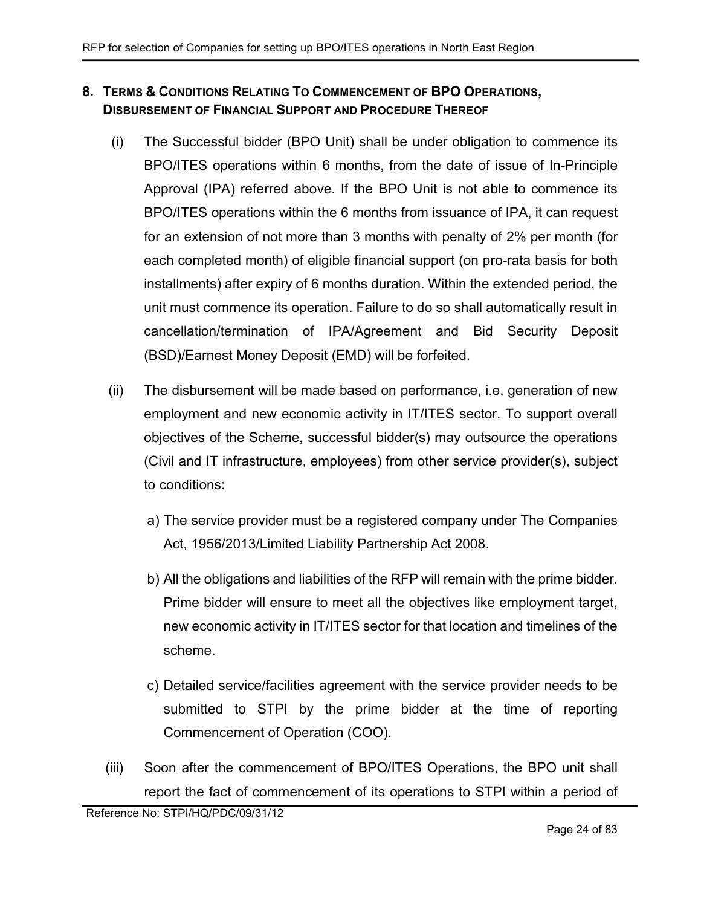## 8. Terms & Conditions Relating To Commencement of BPO Operations, Disbursement of Financial Support and Procedure Thereof

(i) The Successful bidder (BPO Unit) shall be under obligation to commence its BPO/ITES operations within 6 months, from the date of issue of In-Principle Approval (IPA) referred above. If the BPO Unit is not able to commence its BPO/ITES operations within the 6 months from issuance of IPA, it can request for an extension of not more than 3 months with penalty of 2% per month (for each completed month) of eligible financial support (on pro-rata basis for both installments) after expiry of 6 months duration. Within the extended period, the unit must commence its operation. Failure to do so shall automatically result in cancellation/termination of IPA/Agreement and Bid Security Deposit (BSD)/Earnest Money Deposit (EMD) will be forfeited.

(ii) The disbursement will be made based on performance, i.e. generation of new employment and new economic activity in IT/ITES sector. To support overall objectives of the Scheme, successful bidder(s) may outsource the operations (Civil and IT infrastructure, employees) from other service provider(s), subject to conditions:

   a) The service provider must be a registered company under The Companies Act, 1956/2013/Limited Liability Partnership Act 2008.

   b) All the obligations and liabilities of the RFP will remain with the prime bidder. Prime bidder will ensure to meet all the objectives like employment target, new economic activity in IT/ITES sector for that location and timelines of the scheme.

   c) Detailed service/facilities agreement with the service provider needs to be submitted to STPI by the prime bidder at the time of reporting Commencement of Operation (COO).

(iii) Soon after the commencement of BPO/ITES Operations, the BPO unit shall report the fact of commencement of its operations to STPI within a period of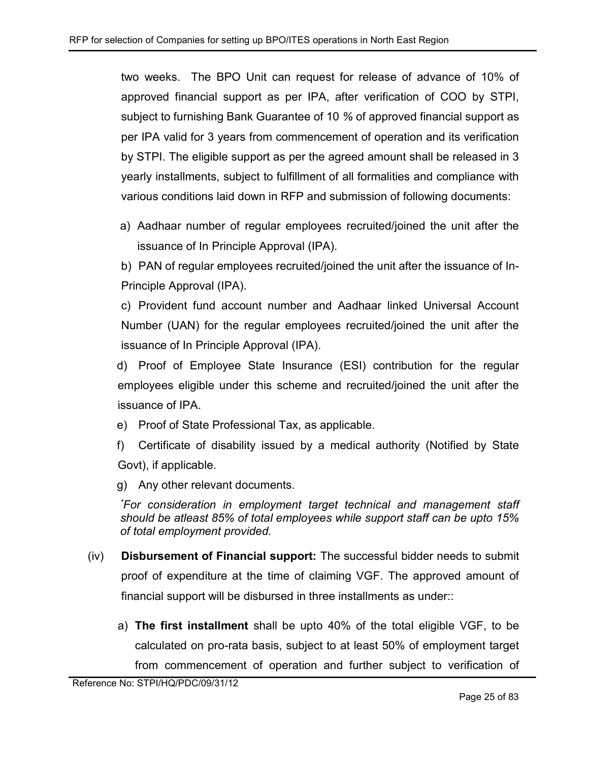two weeks. The BPO Unit can request for release of advance of 10% of approved financial support as per IPA, after verification of COO by STPI, subject to furnishing Bank Guarantee of 10 % of approved financial support as per IPA valid for 3 years from commencement of operation and its verification by STPI. The eligible support as per the agreed amount shall be released in 3 yearly installments, subject to fulfillment of all formalities and compliance with various conditions laid down in RFP and submission of following documents:

a) Aadhaar number of regular employees recruited/joined the unit after the issuance of In Principle Approval (IPA).

b) PAN of regular employees recruited/joined the unit after the issuance of In-Principle Approval (IPA).

c) Provident fund account number and Aadhaar linked Universal Account Number (UAN) for the regular employees recruited/joined the unit after the issuance of In Principle Approval (IPA).

d) Proof of Employee State Insurance (ESI) contribution for the regular employees eligible under this scheme and recruited/joined the unit after the issuance of IPA.

e) Proof of State Professional Tax, as applicable.

f) Certificate of disability issued by a medical authority (Notified by State Govt), if applicable.

g) Any other relevant documents.

*\*For consideration in employment target technical and management staff should be atleast 85% of total employees while support staff can be upto 15% of total employment provided.*

(iv) **Disbursement of Financial support:** The successful bidder needs to submit proof of expenditure at the time of claiming VGF. The approved amount of financial support will be disbursed in three installments as under::

a) **The first installment** shall be upto 40% of the total eligible VGF, to be calculated on pro-rata basis, subject to at least 50% of employment target from commencement of operation and further subject to verification of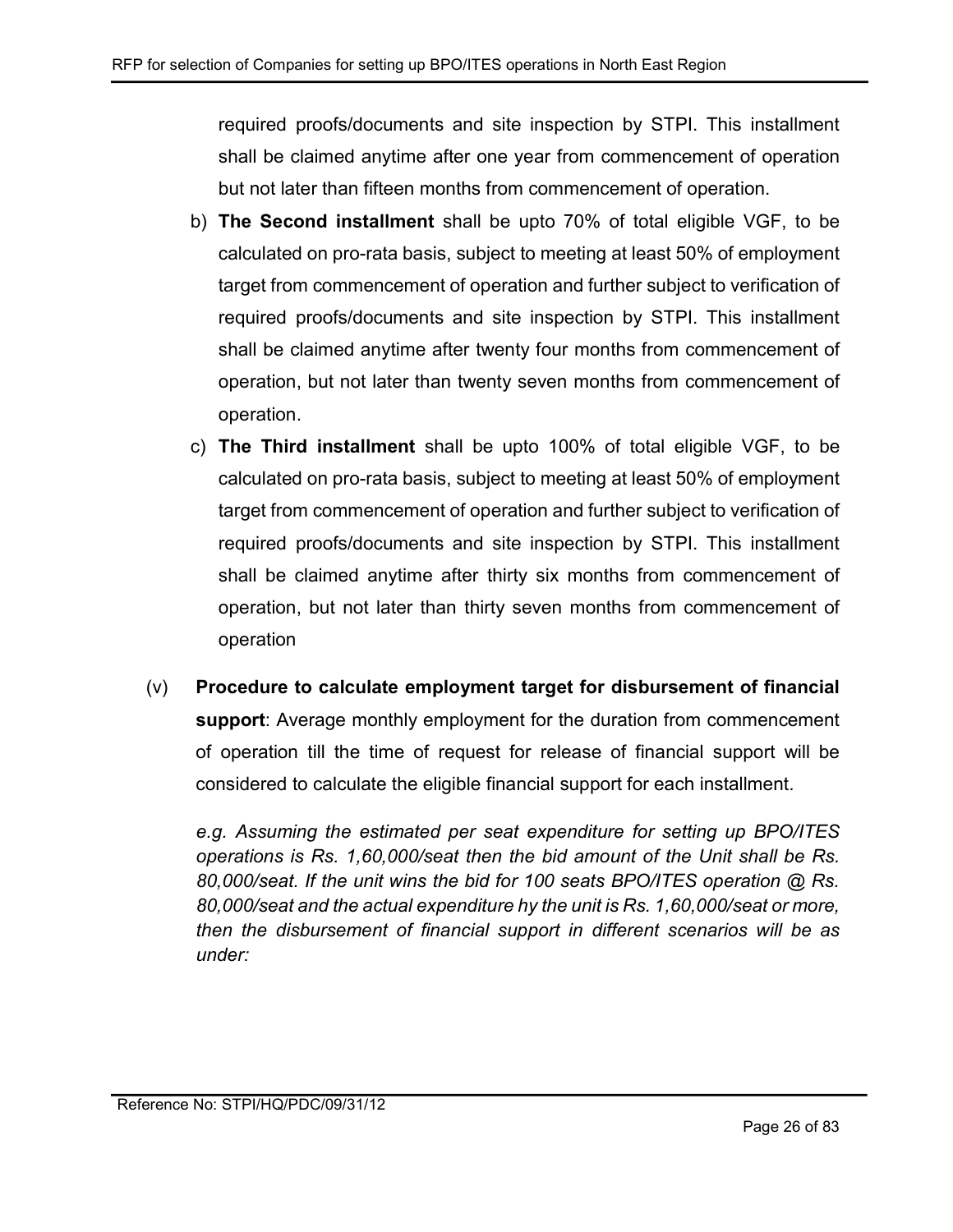required proofs/documents and site inspection by STPI. This installment shall be claimed anytime after one year from commencement of operation but not later than fifteen months from commencement of operation.

b) **The Second installment** shall be upto 70% of total eligible VGF, to be calculated on pro-rata basis, subject to meeting at least 50% of employment target from commencement of operation and further subject to verification of required proofs/documents and site inspection by STPI. This installment shall be claimed anytime after twenty four months from commencement of operation, but not later than twenty seven months from commencement of operation.

c) **The Third installment** shall be upto 100% of total eligible VGF, to be calculated on pro-rata basis, subject to meeting at least 50% of employment target from commencement of operation and further subject to verification of required proofs/documents and site inspection by STPI. This installment shall be claimed anytime after thirty six months from commencement of operation, but not later than thirty seven months from commencement of operation

(v) **Procedure to calculate employment target for disbursement of financial support**: Average monthly employment for the duration from commencement of operation till the time of request for release of financial support will be considered to calculate the eligible financial support for each installment.

*e.g. Assuming the estimated per seat expenditure for setting up BPO/ITES operations is Rs. 1,60,000/seat then the bid amount of the Unit shall be Rs. 80,000/seat. If the unit wins the bid for 100 seats BPO/ITES operation @ Rs. 80,000/seat and the actual expenditure hy the unit is Rs. 1,60,000/seat or more, then the disbursement of financial support in different scenarios will be as under:*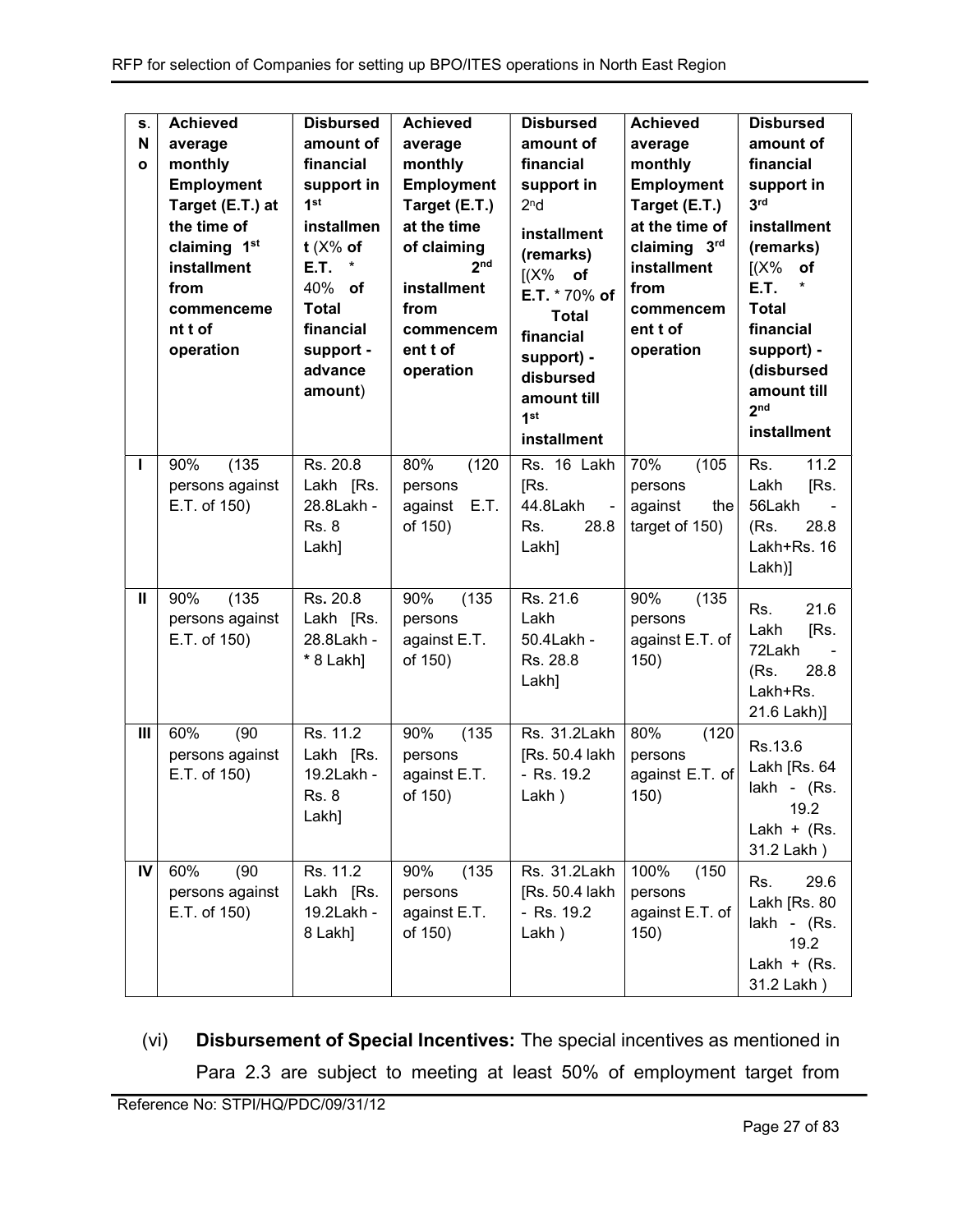| S. No | Achieved average monthly Employment Target (E.T.) at the time of claiming 1st installment from commenceme nt t of operation | Disbursed amount of financial support in 1st installmen t (X% of E.T. * 40% of Total financial support - advance amount) | Achieved average monthly Employment Target (E.T.) at the time of claiming 2nd installment from commencem ent t of operation | Disbursed amount of financial support in 2nd installment (remarks) [(X% of E.T. * 70% of Total financial support) - disbursed amount till 1st installment | Achieved average monthly Employment Target (E.T.) at the time of claiming 3rd installment from commencem ent t of operation | Disbursed amount of financial support in 3rd installment (remarks) [(X% of E.T. * Total financial support) - (disbursed amount till 2nd installment |
|---|---|---|---|---|---|---|
| I | 90% (135 persons against E.T. of 150) | Rs. 20.8 Lakh [Rs. 28.8Lakh - Rs. 8 Lakh] | 80% (120 persons against E.T. of 150) | Rs. 16 Lakh [Rs. 44.8Lakh - Rs. 28.8 Lakh] | 70% (105 persons against the target of 150) | Rs. 11.2 Lakh [Rs. 56Lakh - (Rs. 28.8 Lakh+Rs. 16 Lakh)] |
| II | 90% (135 persons against E.T. of 150) | Rs. 20.8 Lakh [Rs. 28.8Lakh - * 8 Lakh] | 90% (135 persons against E.T. of 150) | Rs. 21.6 Lakh 50.4Lakh - Rs. 28.8 Lakh] | 90% (135 persons against E.T. of 150) | Rs. 21.6 Lakh [Rs. 72Lakh - (Rs. 28.8 Lakh+Rs. 21.6 Lakh)] |
| III | 60% (90 persons against E.T. of 150) | Rs. 11.2 Lakh [Rs. 19.2Lakh - Rs. 8 Lakh] | 90% (135 persons against E.T. of 150) | Rs. 31.2Lakh [Rs. 50.4 lakh - Rs. 19.2 Lakh ) | 80% (120 persons against E.T. of 150) | Rs.13.6 Lakh [Rs. 64 lakh - (Rs. 19.2 Lakh + (Rs. 31.2 Lakh ) |
| IV | 60% (90 persons against E.T. of 150) | Rs. 11.2 Lakh [Rs. 19.2Lakh - 8 Lakh] | 90% (135 persons against E.T. of 150) | Rs. 31.2Lakh [Rs. 50.4 lakh - Rs. 19.2 Lakh ) | 100% (150 persons against E.T. of 150) | Rs. 29.6 Lakh [Rs. 80 lakh - (Rs. 19.2 Lakh + (Rs. 31.2 Lakh ) |

(vi) **Disbursement of Special Incentives:** The special incentives as mentioned in Para 2.3 are subject to meeting at least 50% of employment target from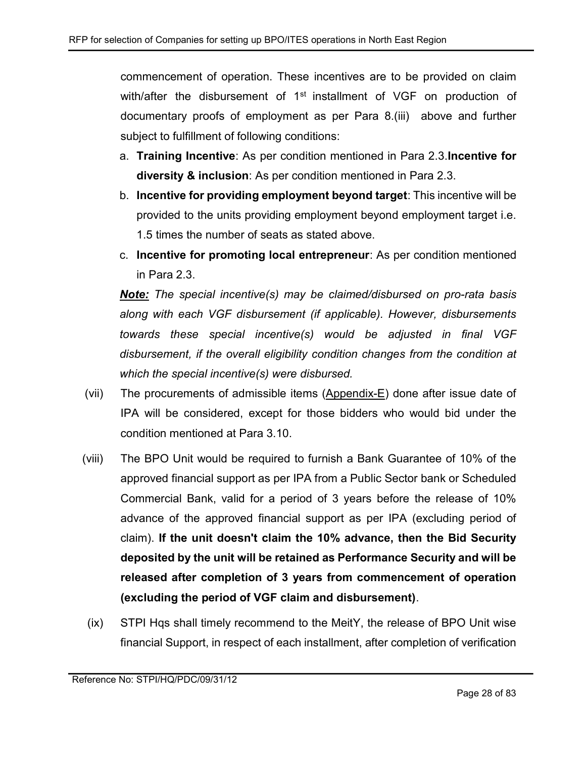commencement of operation. These incentives are to be provided on claim with/after the disbursement of 1st installment of VGF on production of documentary proofs of employment as per Para 8.(iii) above and further subject to fulfillment of following conditions:

a. **Training Incentive**: As per condition mentioned in Para 2.3.**Incentive for diversity & inclusion**: As per condition mentioned in Para 2.3.
b. **Incentive for providing employment beyond target**: This incentive will be provided to the units providing employment beyond employment target i.e. 1.5 times the number of seats as stated above.
c. **Incentive for promoting local entrepreneur**: As per condition mentioned in Para 2.3.

***Note:*** *The special incentive(s) may be claimed/disbursed on pro-rata basis along with each VGF disbursement (if applicable). However, disbursements towards these special incentive(s) would be adjusted in final VGF disbursement, if the overall eligibility condition changes from the condition at which the special incentive(s) were disbursed.*

(vii) The procurements of admissible items (Appendix-E) done after issue date of IPA will be considered, except for those bidders who would bid under the condition mentioned at Para 3.10.

(viii) The BPO Unit would be required to furnish a Bank Guarantee of 10% of the approved financial support as per IPA from a Public Sector bank or Scheduled Commercial Bank, valid for a period of 3 years before the release of 10% advance of the approved financial support as per IPA (excluding period of claim). **If the unit doesn't claim the 10% advance, then the Bid Security deposited by the unit will be retained as Performance Security and will be released after completion of 3 years from commencement of operation (excluding the period of VGF claim and disbursement)**.

(ix) STPI Hqs shall timely recommend to the MeitY, the release of BPO Unit wise financial Support, in respect of each installment, after completion of verification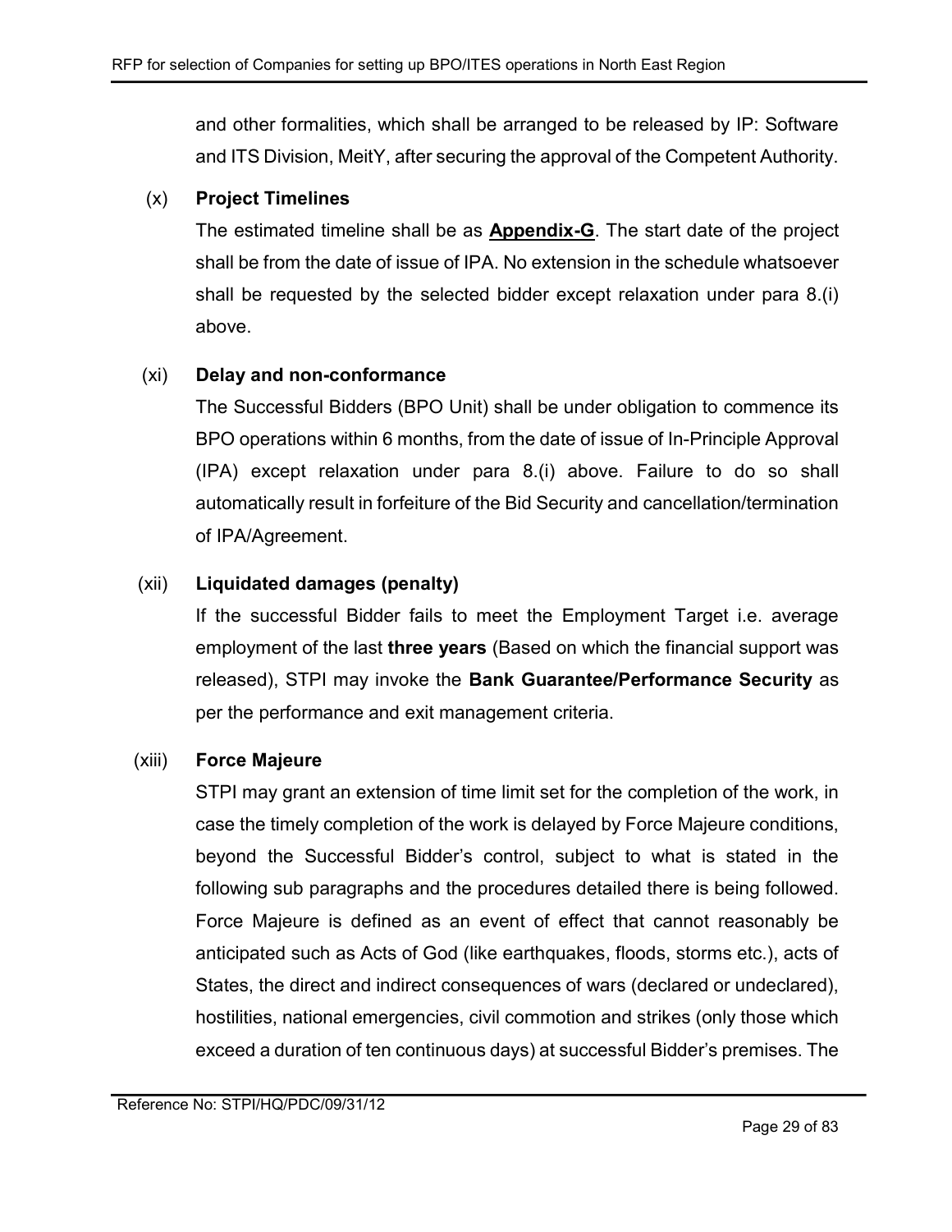and other formalities, which shall be arranged to be released by IP: Software and ITS Division, MeitY, after securing the approval of the Competent Authority.

(x) **Project Timelines**

The estimated timeline shall be as **Appendix-G**. The start date of the project shall be from the date of issue of IPA. No extension in the schedule whatsoever shall be requested by the selected bidder except relaxation under para 8.(i) above.

(xi) **Delay and non-conformance**

The Successful Bidders (BPO Unit) shall be under obligation to commence its BPO operations within 6 months, from the date of issue of In-Principle Approval (IPA) except relaxation under para 8.(i) above. Failure to do so shall automatically result in forfeiture of the Bid Security and cancellation/termination of IPA/Agreement.

(xii) **Liquidated damages (penalty)**

If the successful Bidder fails to meet the Employment Target i.e. average employment of the last **three years** (Based on which the financial support was released), STPI may invoke the **Bank Guarantee/Performance Security** as per the performance and exit management criteria.

(xiii) **Force Majeure**

STPI may grant an extension of time limit set for the completion of the work, in case the timely completion of the work is delayed by Force Majeure conditions, beyond the Successful Bidder's control, subject to what is stated in the following sub paragraphs and the procedures detailed there is being followed. Force Majeure is defined as an event of effect that cannot reasonably be anticipated such as Acts of God (like earthquakes, floods, storms etc.), acts of States, the direct and indirect consequences of wars (declared or undeclared), hostilities, national emergencies, civil commotion and strikes (only those which exceed a duration of ten continuous days) at successful Bidder's premises. The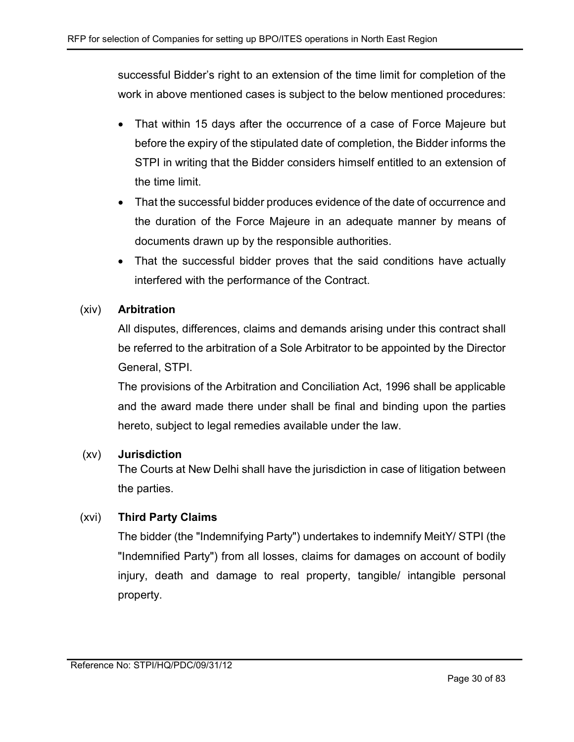successful Bidder's right to an extension of the time limit for completion of the work in above mentioned cases is subject to the below mentioned procedures:

- That within 15 days after the occurrence of a case of Force Majeure but before the expiry of the stipulated date of completion, the Bidder informs the STPI in writing that the Bidder considers himself entitled to an extension of the time limit.
- That the successful bidder produces evidence of the date of occurrence and the duration of the Force Majeure in an adequate manner by means of documents drawn up by the responsible authorities.
- That the successful bidder proves that the said conditions have actually interfered with the performance of the Contract.

(xiv) **Arbitration**

All disputes, differences, claims and demands arising under this contract shall be referred to the arbitration of a Sole Arbitrator to be appointed by the Director General, STPI.

The provisions of the Arbitration and Conciliation Act, 1996 shall be applicable and the award made there under shall be final and binding upon the parties hereto, subject to legal remedies available under the law.

(xv) **Jurisdiction**

The Courts at New Delhi shall have the jurisdiction in case of litigation between the parties.

(xvi) **Third Party Claims**

The bidder (the "Indemnifying Party") undertakes to indemnify MeitY/ STPI (the "Indemnified Party") from all losses, claims for damages on account of bodily injury, death and damage to real property, tangible/ intangible personal property.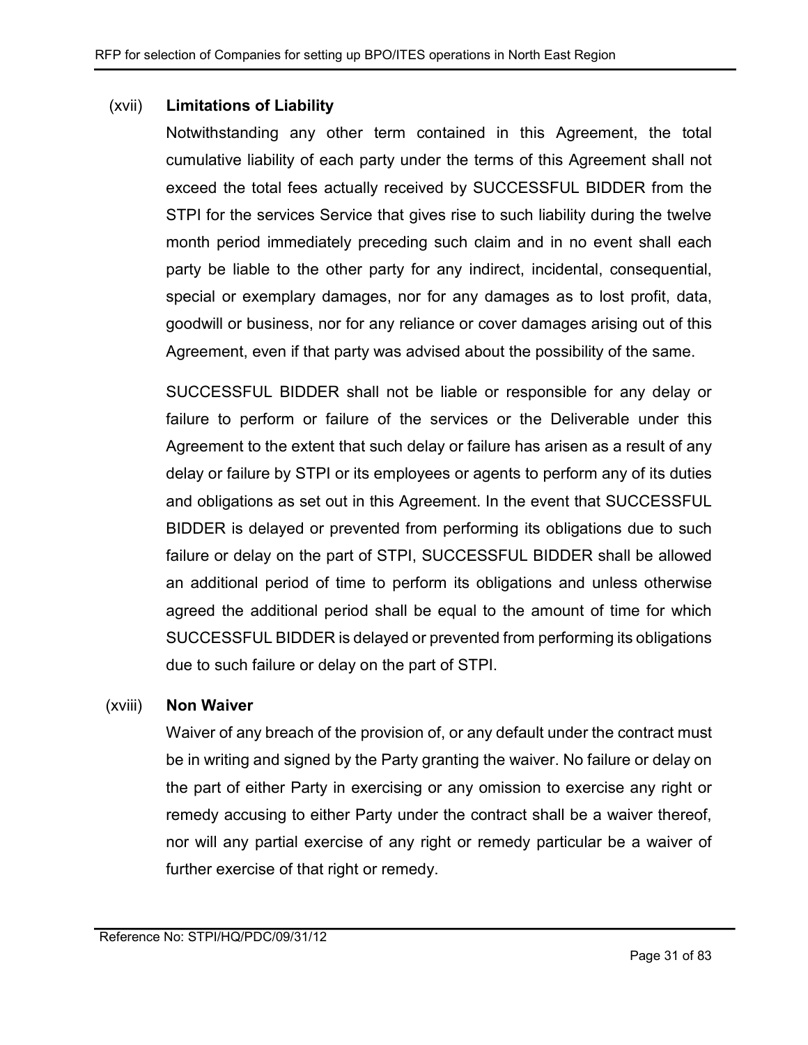(xvii) **Limitations of Liability**

Notwithstanding any other term contained in this Agreement, the total cumulative liability of each party under the terms of this Agreement shall not exceed the total fees actually received by SUCCESSFUL BIDDER from the STPI for the services Service that gives rise to such liability during the twelve month period immediately preceding such claim and in no event shall each party be liable to the other party for any indirect, incidental, consequential, special or exemplary damages, nor for any damages as to lost profit, data, goodwill or business, nor for any reliance or cover damages arising out of this Agreement, even if that party was advised about the possibility of the same.

SUCCESSFUL BIDDER shall not be liable or responsible for any delay or failure to perform or failure of the services or the Deliverable under this Agreement to the extent that such delay or failure has arisen as a result of any delay or failure by STPI or its employees or agents to perform any of its duties and obligations as set out in this Agreement. In the event that SUCCESSFUL BIDDER is delayed or prevented from performing its obligations due to such failure or delay on the part of STPI, SUCCESSFUL BIDDER shall be allowed an additional period of time to perform its obligations and unless otherwise agreed the additional period shall be equal to the amount of time for which SUCCESSFUL BIDDER is delayed or prevented from performing its obligations due to such failure or delay on the part of STPI.

(xviii) **Non Waiver**

Waiver of any breach of the provision of, or any default under the contract must be in writing and signed by the Party granting the waiver. No failure or delay on the part of either Party in exercising or any omission to exercise any right or remedy accusing to either Party under the contract shall be a waiver thereof, nor will any partial exercise of any right or remedy particular be a waiver of further exercise of that right or remedy.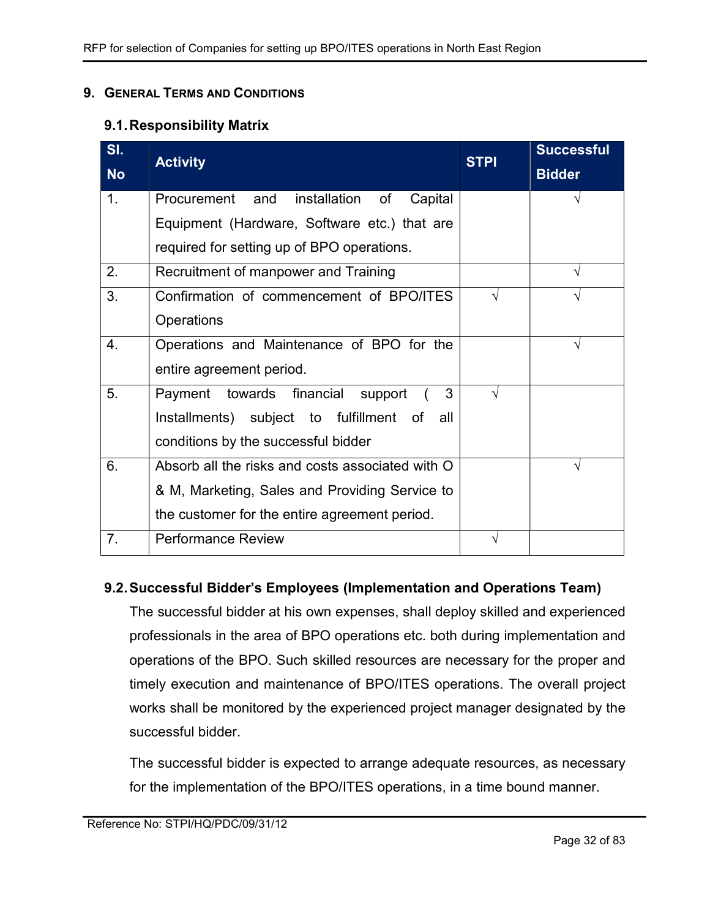## 9. General Terms and Conditions

### 9.1. Responsibility Matrix

| Sl. No | Activity | STPI | Successful Bidder |
|---|---|---|---|
| 1. | Procurement and installation of Capital Equipment (Hardware, Software etc.) that are required for setting up of BPO operations. | | √ |
| 2. | Recruitment of manpower and Training | | √ |
| 3. | Confirmation of commencement of BPO/ITES Operations | √ | √ |
| 4. | Operations and Maintenance of BPO for the entire agreement period. | | √ |
| 5. | Payment towards financial support ( 3 Installments) subject to fulfillment of all conditions by the successful bidder | √ | |
| 6. | Absorb all the risks and costs associated with O & M, Marketing, Sales and Providing Service to the customer for the entire agreement period. | | √ |
| 7. | Performance Review | √ | |

### 9.2. Successful Bidder's Employees (Implementation and Operations Team)

The successful bidder at his own expenses, shall deploy skilled and experienced professionals in the area of BPO operations etc. both during implementation and operations of the BPO. Such skilled resources are necessary for the proper and timely execution and maintenance of BPO/ITES operations. The overall project works shall be monitored by the experienced project manager designated by the successful bidder.

The successful bidder is expected to arrange adequate resources, as necessary for the implementation of the BPO/ITES operations, in a time bound manner.

Reference No: STPI/HQ/PDC/09/31/12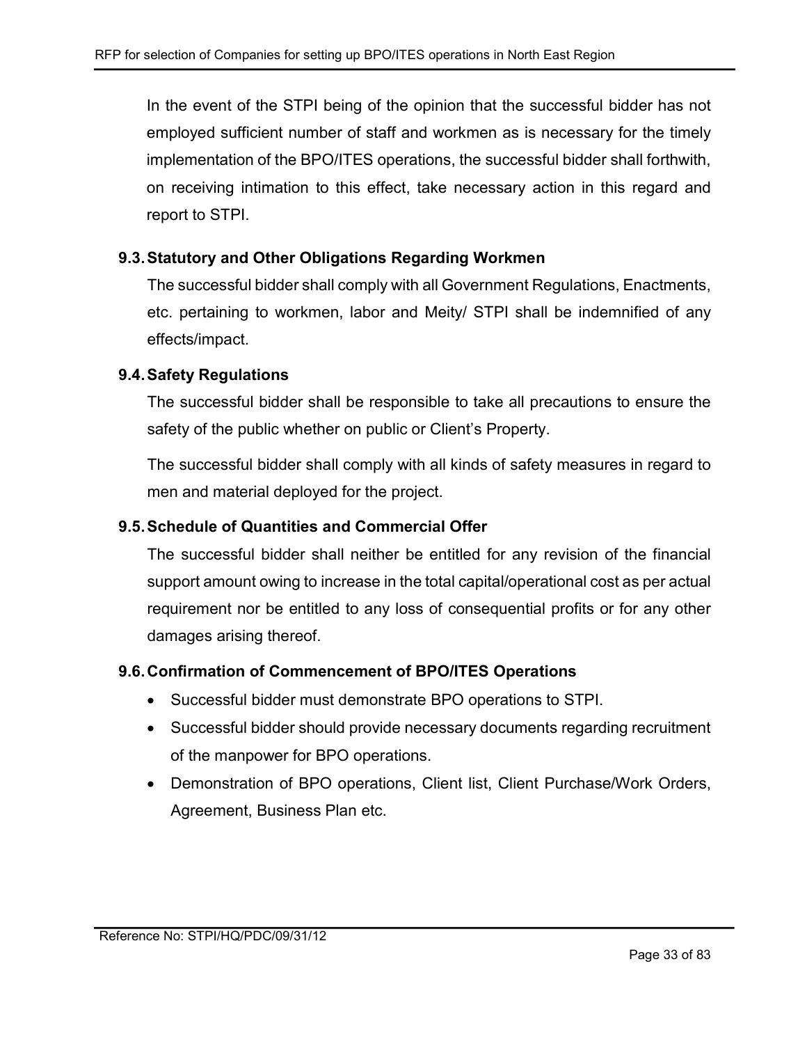In the event of the STPI being of the opinion that the successful bidder has not employed sufficient number of staff and workmen as is necessary for the timely implementation of the BPO/ITES operations, the successful bidder shall forthwith, on receiving intimation to this effect, take necessary action in this regard and report to STPI.

### 9.3. Statutory and Other Obligations Regarding Workmen

The successful bidder shall comply with all Government Regulations, Enactments, etc. pertaining to workmen, labor and Meity/ STPI shall be indemnified of any effects/impact.

### 9.4. Safety Regulations

The successful bidder shall be responsible to take all precautions to ensure the safety of the public whether on public or Client's Property.

The successful bidder shall comply with all kinds of safety measures in regard to men and material deployed for the project.

### 9.5. Schedule of Quantities and Commercial Offer

The successful bidder shall neither be entitled for any revision of the financial support amount owing to increase in the total capital/operational cost as per actual requirement nor be entitled to any loss of consequential profits or for any other damages arising thereof.

### 9.6. Confirmation of Commencement of BPO/ITES Operations

- Successful bidder must demonstrate BPO operations to STPI.
- Successful bidder should provide necessary documents regarding recruitment of the manpower for BPO operations.
- Demonstration of BPO operations, Client list, Client Purchase/Work Orders, Agreement, Business Plan etc.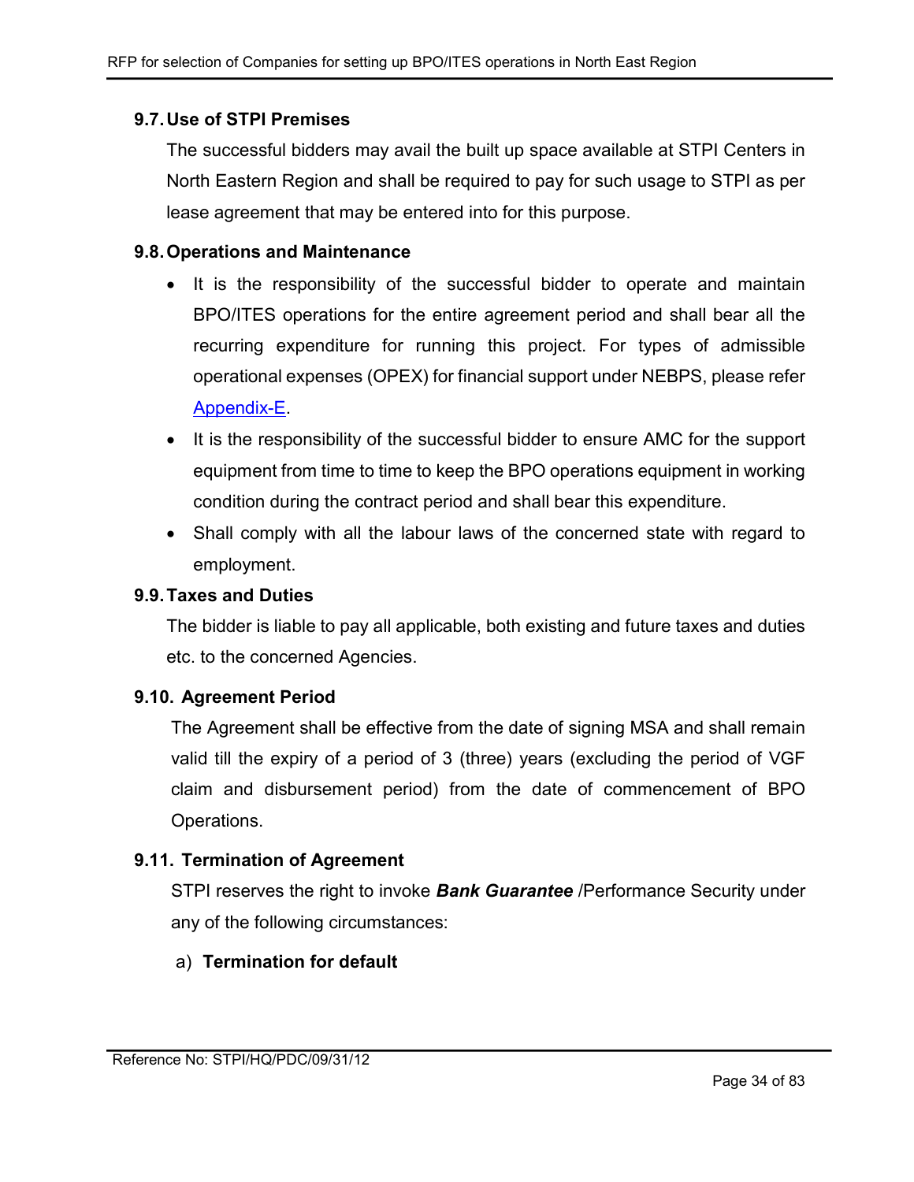### 9.7. Use of STPI Premises

The successful bidders may avail the built up space available at STPI Centers in North Eastern Region and shall be required to pay for such usage to STPI as per lease agreement that may be entered into for this purpose.

### 9.8. Operations and Maintenance

- It is the responsibility of the successful bidder to operate and maintain BPO/ITES operations for the entire agreement period and shall bear all the recurring expenditure for running this project. For types of admissible operational expenses (OPEX) for financial support under NEBPS, please refer Appendix-E.
- It is the responsibility of the successful bidder to ensure AMC for the support equipment from time to time to keep the BPO operations equipment in working condition during the contract period and shall bear this expenditure.
- Shall comply with all the labour laws of the concerned state with regard to employment.

### 9.9. Taxes and Duties

The bidder is liable to pay all applicable, both existing and future taxes and duties etc. to the concerned Agencies.

### 9.10. Agreement Period

The Agreement shall be effective from the date of signing MSA and shall remain valid till the expiry of a period of 3 (three) years (excluding the period of VGF claim and disbursement period) from the date of commencement of BPO Operations.

### 9.11. Termination of Agreement

STPI reserves the right to invoke ***Bank Guarantee*** /Performance Security under any of the following circumstances:

a) **Termination for default**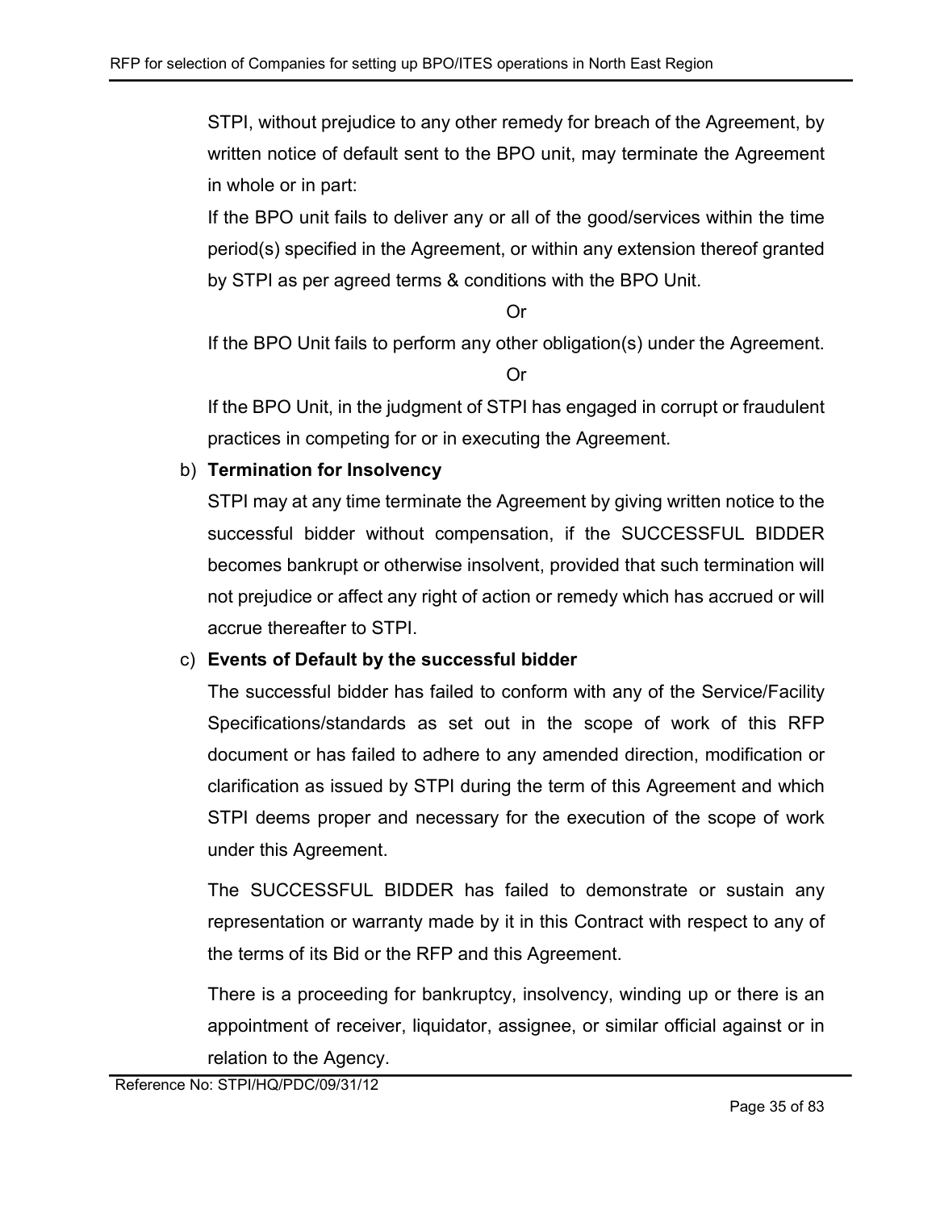STPI, without prejudice to any other remedy for breach of the Agreement, by written notice of default sent to the BPO unit, may terminate the Agreement in whole or in part:

If the BPO unit fails to deliver any or all of the good/services within the time period(s) specified in the Agreement, or within any extension thereof granted by STPI as per agreed terms & conditions with the BPO Unit.

Or

If the BPO Unit fails to perform any other obligation(s) under the Agreement.

Or

If the BPO Unit, in the judgment of STPI has engaged in corrupt or fraudulent practices in competing for or in executing the Agreement.

b) **Termination for Insolvency**

STPI may at any time terminate the Agreement by giving written notice to the successful bidder without compensation, if the SUCCESSFUL BIDDER becomes bankrupt or otherwise insolvent, provided that such termination will not prejudice or affect any right of action or remedy which has accrued or will accrue thereafter to STPI.

c) **Events of Default by the successful bidder**

The successful bidder has failed to conform with any of the Service/Facility Specifications/standards as set out in the scope of work of this RFP document or has failed to adhere to any amended direction, modification or clarification as issued by STPI during the term of this Agreement and which STPI deems proper and necessary for the execution of the scope of work under this Agreement.

The SUCCESSFUL BIDDER has failed to demonstrate or sustain any representation or warranty made by it in this Contract with respect to any of the terms of its Bid or the RFP and this Agreement.

There is a proceeding for bankruptcy, insolvency, winding up or there is an appointment of receiver, liquidator, assignee, or similar official against or in relation to the Agency.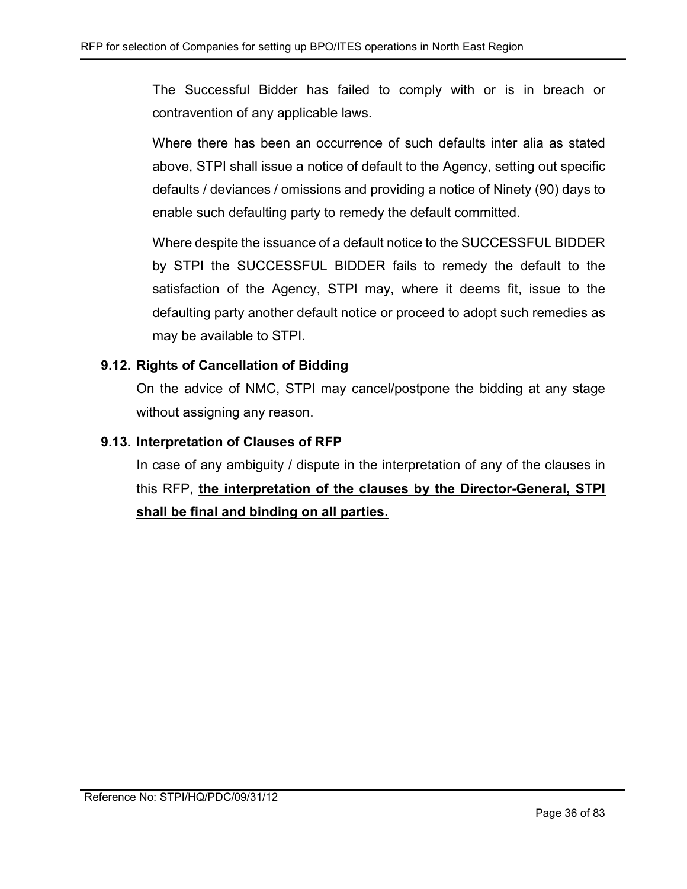The Successful Bidder has failed to comply with or is in breach or contravention of any applicable laws.

Where there has been an occurrence of such defaults inter alia as stated above, STPI shall issue a notice of default to the Agency, setting out specific defaults / deviances / omissions and providing a notice of Ninety (90) days to enable such defaulting party to remedy the default committed.

Where despite the issuance of a default notice to the SUCCESSFUL BIDDER by STPI the SUCCESSFUL BIDDER fails to remedy the default to the satisfaction of the Agency, STPI may, where it deems fit, issue to the defaulting party another default notice or proceed to adopt such remedies as may be available to STPI.

### 9.12. Rights of Cancellation of Bidding

On the advice of NMC, STPI may cancel/postpone the bidding at any stage without assigning any reason.

### 9.13. Interpretation of Clauses of RFP

In case of any ambiguity / dispute in the interpretation of any of the clauses in this RFP, **the interpretation of the clauses by the Director-General, STPI shall be final and binding on all parties.**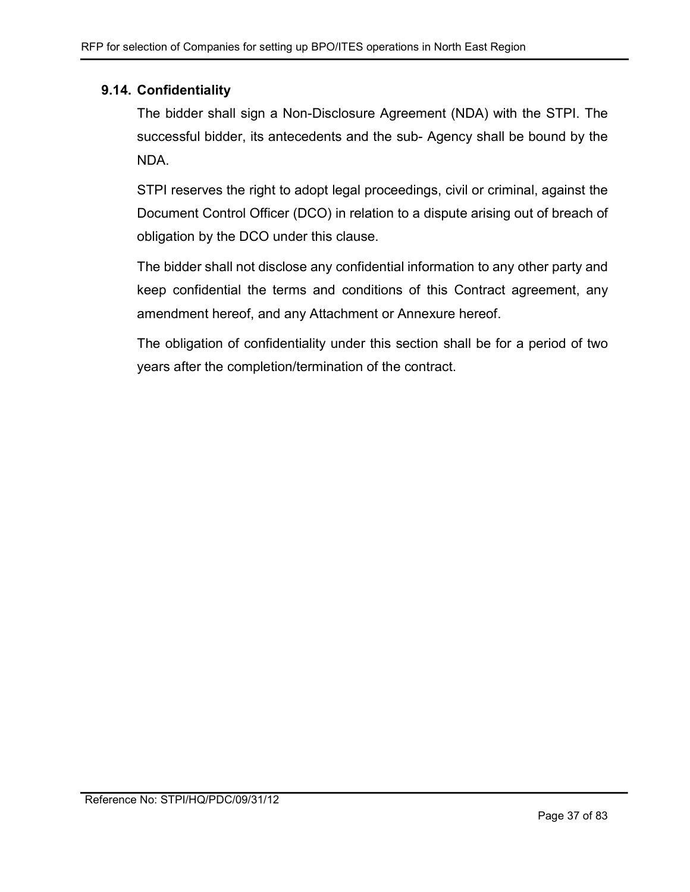### 9.14. Confidentiality

The bidder shall sign a Non-Disclosure Agreement (NDA) with the STPI. The successful bidder, its antecedents and the sub- Agency shall be bound by the NDA.

STPI reserves the right to adopt legal proceedings, civil or criminal, against the Document Control Officer (DCO) in relation to a dispute arising out of breach of obligation by the DCO under this clause.

The bidder shall not disclose any confidential information to any other party and keep confidential the terms and conditions of this Contract agreement, any amendment hereof, and any Attachment or Annexure hereof.

The obligation of confidentiality under this section shall be for a period of two years after the completion/termination of the contract.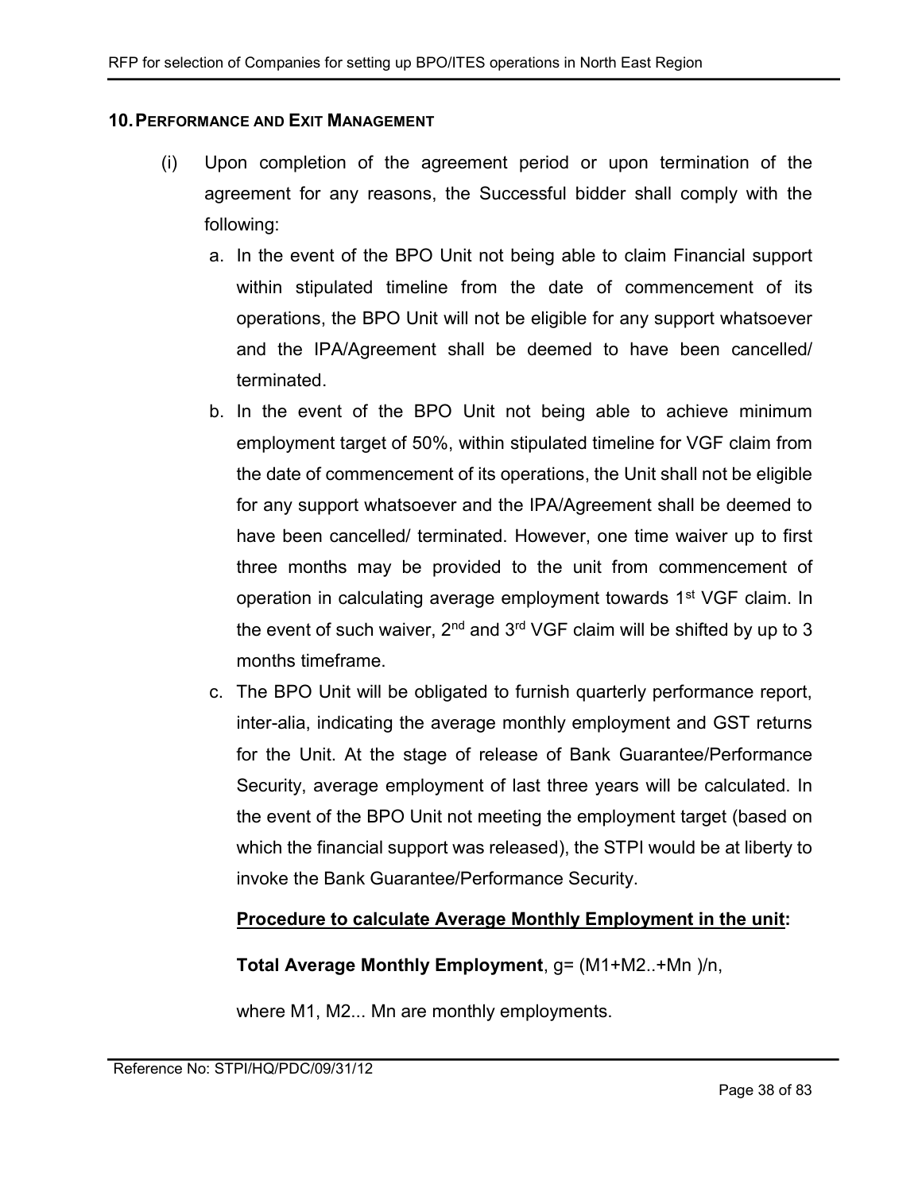## 10. PERFORMANCE AND EXIT MANAGEMENT

(i) Upon completion of the agreement period or upon termination of the agreement for any reasons, the Successful bidder shall comply with the following:

a. In the event of the BPO Unit not being able to claim Financial support within stipulated timeline from the date of commencement of its operations, the BPO Unit will not be eligible for any support whatsoever and the IPA/Agreement shall be deemed to have been cancelled/ terminated.

b. In the event of the BPO Unit not being able to achieve minimum employment target of 50%, within stipulated timeline for VGF claim from the date of commencement of its operations, the Unit shall not be eligible for any support whatsoever and the IPA/Agreement shall be deemed to have been cancelled/ terminated. However, one time waiver up to first three months may be provided to the unit from commencement of operation in calculating average employment towards 1st VGF claim. In the event of such waiver, 2nd and 3rd VGF claim will be shifted by up to 3 months timeframe.

c. The BPO Unit will be obligated to furnish quarterly performance report, inter-alia, indicating the average monthly employment and GST returns for the Unit. At the stage of release of Bank Guarantee/Performance Security, average employment of last three years will be calculated. In the event of the BPO Unit not meeting the employment target (based on which the financial support was released), the STPI would be at liberty to invoke the Bank Guarantee/Performance Security.

**<u>Procedure to calculate Average Monthly Employment in the unit</u>:**

**Total Average Monthly Employment**, $g = (M1+M2..+Mn)/n$,

where M1, M2... Mn are monthly employments.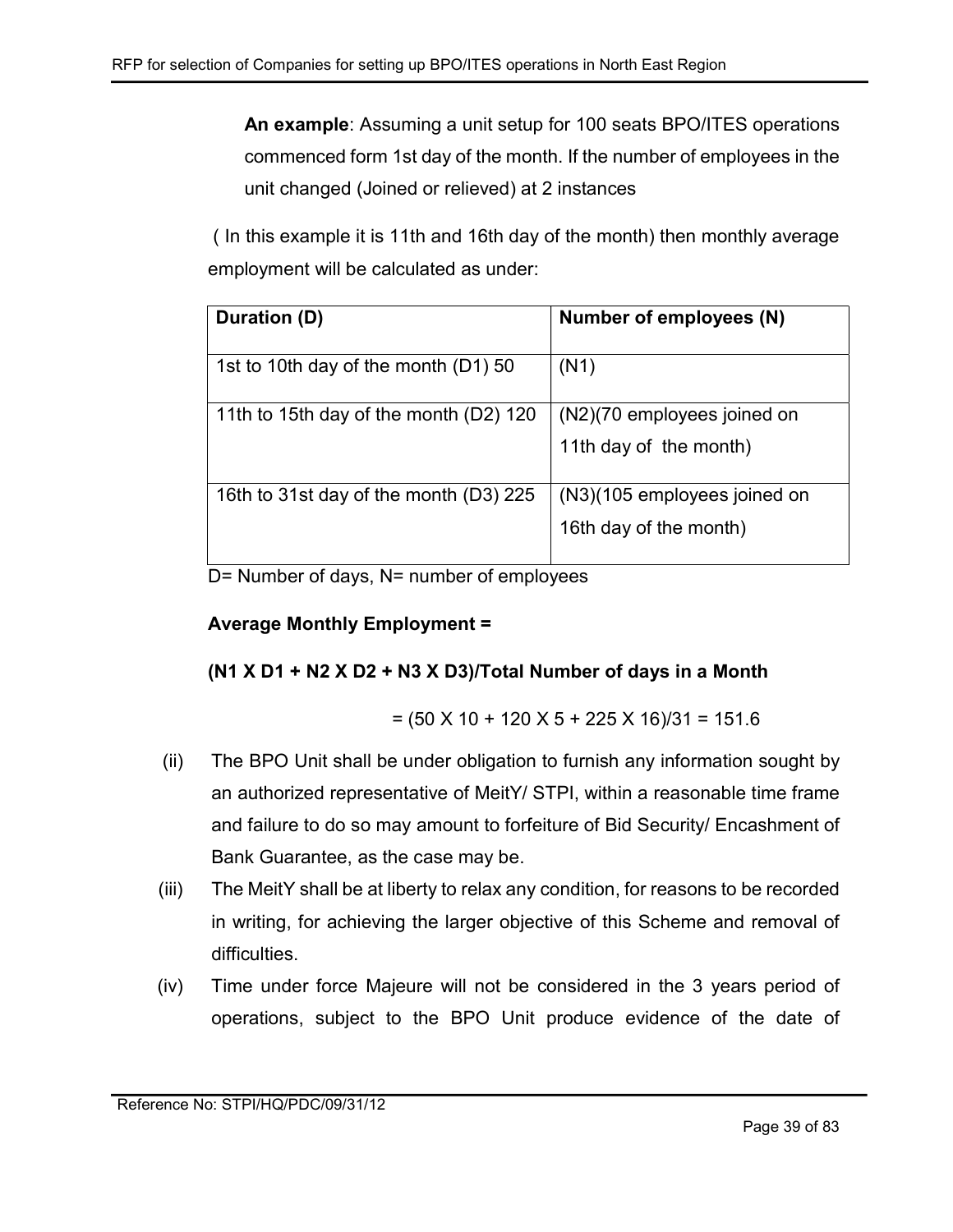**An example**: Assuming a unit setup for 100 seats BPO/ITES operations commenced form 1st day of the month. If the number of employees in the unit changed (Joined or relieved) at 2 instances

( In this example it is 11th and 16th day of the month) then monthly average employment will be calculated as under:

| Duration (D) | Number of employees (N) |
|---|---|
| 1st to 10th day of the month (D1) 50 | (N1) |
| 11th to 15th day of the month (D2) 120 | (N2)(70 employees joined on 11th day of the month) |
| 16th to 31st day of the month (D3) 225 | (N3)(105 employees joined on 16th day of the month) |

D= Number of days, N= number of employees

**Average Monthly Employment =**

**(N1 X D1 + N2 X D2 + N3 X D3)/Total Number of days in a Month**

= (50 X 10 + 120 X 5 + 225 X 16)/31 = 151.6

(ii) The BPO Unit shall be under obligation to furnish any information sought by an authorized representative of MeitY/ STPI, within a reasonable time frame and failure to do so may amount to forfeiture of Bid Security/ Encashment of Bank Guarantee, as the case may be.

(iii) The MeitY shall be at liberty to relax any condition, for reasons to be recorded in writing, for achieving the larger objective of this Scheme and removal of difficulties.

(iv) Time under force Majeure will not be considered in the 3 years period of operations, subject to the BPO Unit produce evidence of the date of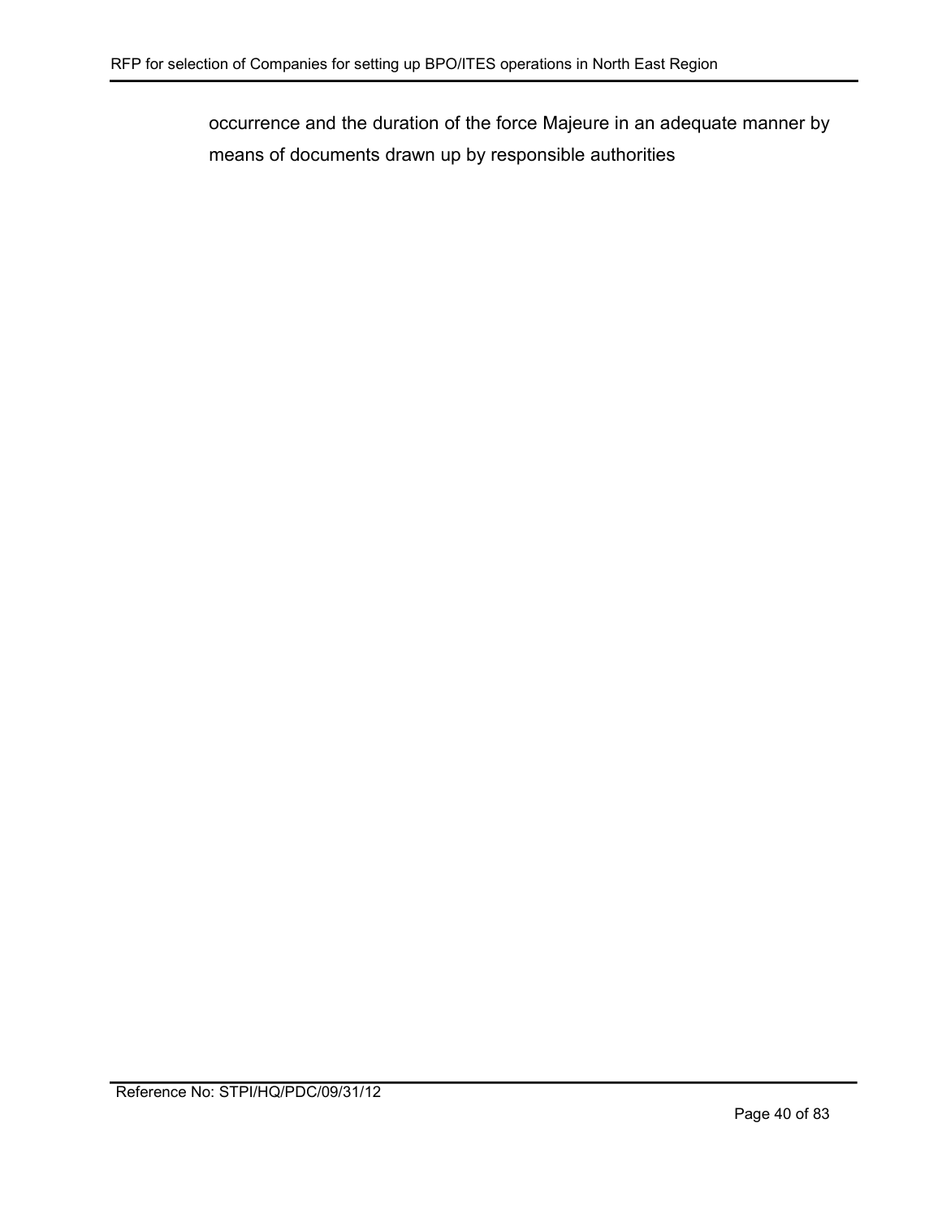occurrence and the duration of the force Majeure in an adequate manner by means of documents drawn up by responsible authorities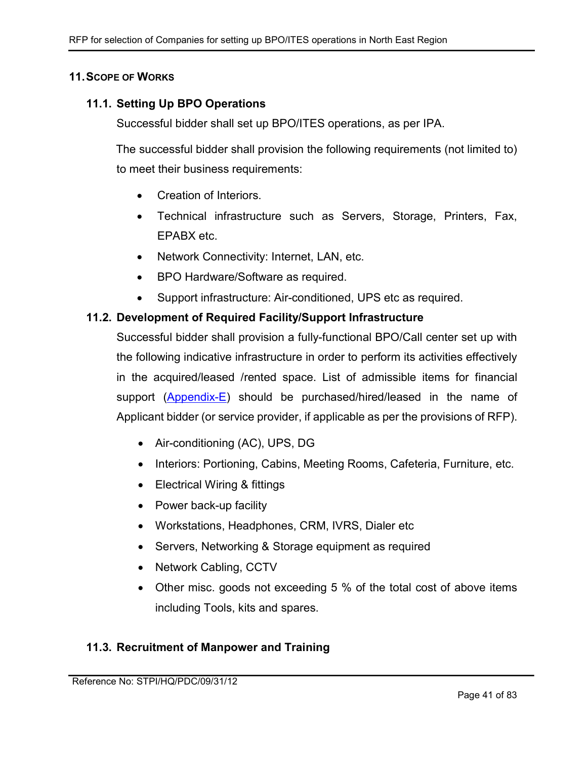## 11. SCOPE OF WORKS

### 11.1. Setting Up BPO Operations

Successful bidder shall set up BPO/ITES operations, as per IPA.

The successful bidder shall provision the following requirements (not limited to) to meet their business requirements:

- Creation of Interiors.
- Technical infrastructure such as Servers, Storage, Printers, Fax, EPABX etc.
- Network Connectivity: Internet, LAN, etc.
- BPO Hardware/Software as required.
- Support infrastructure: Air-conditioned, UPS etc as required.

### 11.2. Development of Required Facility/Support Infrastructure

Successful bidder shall provision a fully-functional BPO/Call center set up with the following indicative infrastructure in order to perform its activities effectively in the acquired/leased /rented space. List of admissible items for financial support (Appendix-E) should be purchased/hired/leased in the name of Applicant bidder (or service provider, if applicable as per the provisions of RFP).

- Air-conditioning (AC), UPS, DG
- Interiors: Portioning, Cabins, Meeting Rooms, Cafeteria, Furniture, etc.
- Electrical Wiring & fittings
- Power back-up facility
- Workstations, Headphones, CRM, IVRS, Dialer etc
- Servers, Networking & Storage equipment as required
- Network Cabling, CCTV
- Other misc. goods not exceeding 5 % of the total cost of above items including Tools, kits and spares.

### 11.3. Recruitment of Manpower and Training

Reference No: STPI/HQ/PDC/09/31/12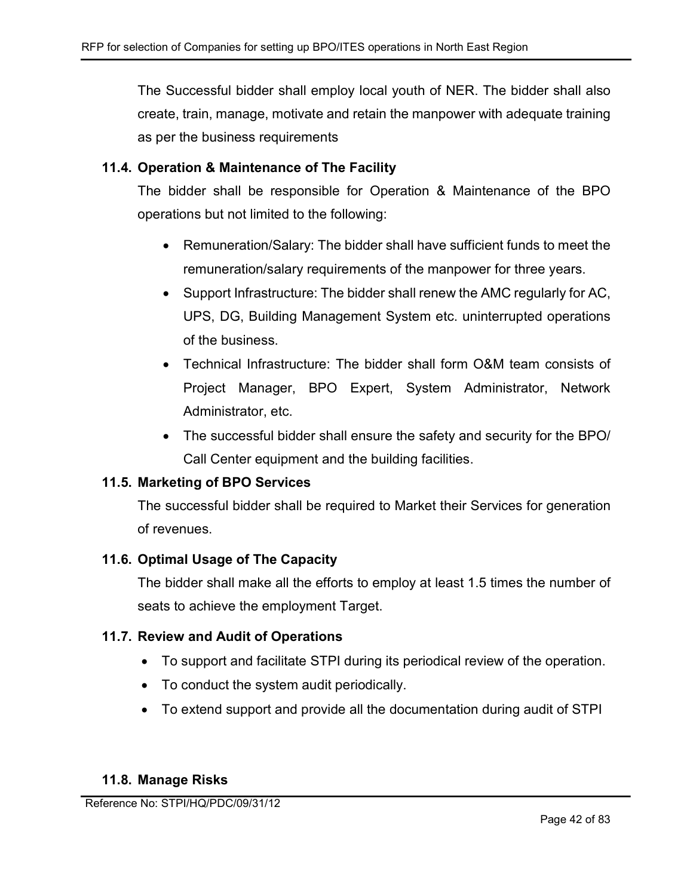The Successful bidder shall employ local youth of NER. The bidder shall also create, train, manage, motivate and retain the manpower with adequate training as per the business requirements

### 11.4. Operation & Maintenance of The Facility

The bidder shall be responsible for Operation & Maintenance of the BPO operations but not limited to the following:

- Remuneration/Salary: The bidder shall have sufficient funds to meet the remuneration/salary requirements of the manpower for three years.
- Support Infrastructure: The bidder shall renew the AMC regularly for AC, UPS, DG, Building Management System etc. uninterrupted operations of the business.
- Technical Infrastructure: The bidder shall form O&M team consists of Project Manager, BPO Expert, System Administrator, Network Administrator, etc.
- The successful bidder shall ensure the safety and security for the BPO/ Call Center equipment and the building facilities.

### 11.5. Marketing of BPO Services

The successful bidder shall be required to Market their Services for generation of revenues.

### 11.6. Optimal Usage of The Capacity

The bidder shall make all the efforts to employ at least 1.5 times the number of seats to achieve the employment Target.

### 11.7. Review and Audit of Operations

- To support and facilitate STPI during its periodical review of the operation.
- To conduct the system audit periodically.
- To extend support and provide all the documentation during audit of STPI

### 11.8. Manage Risks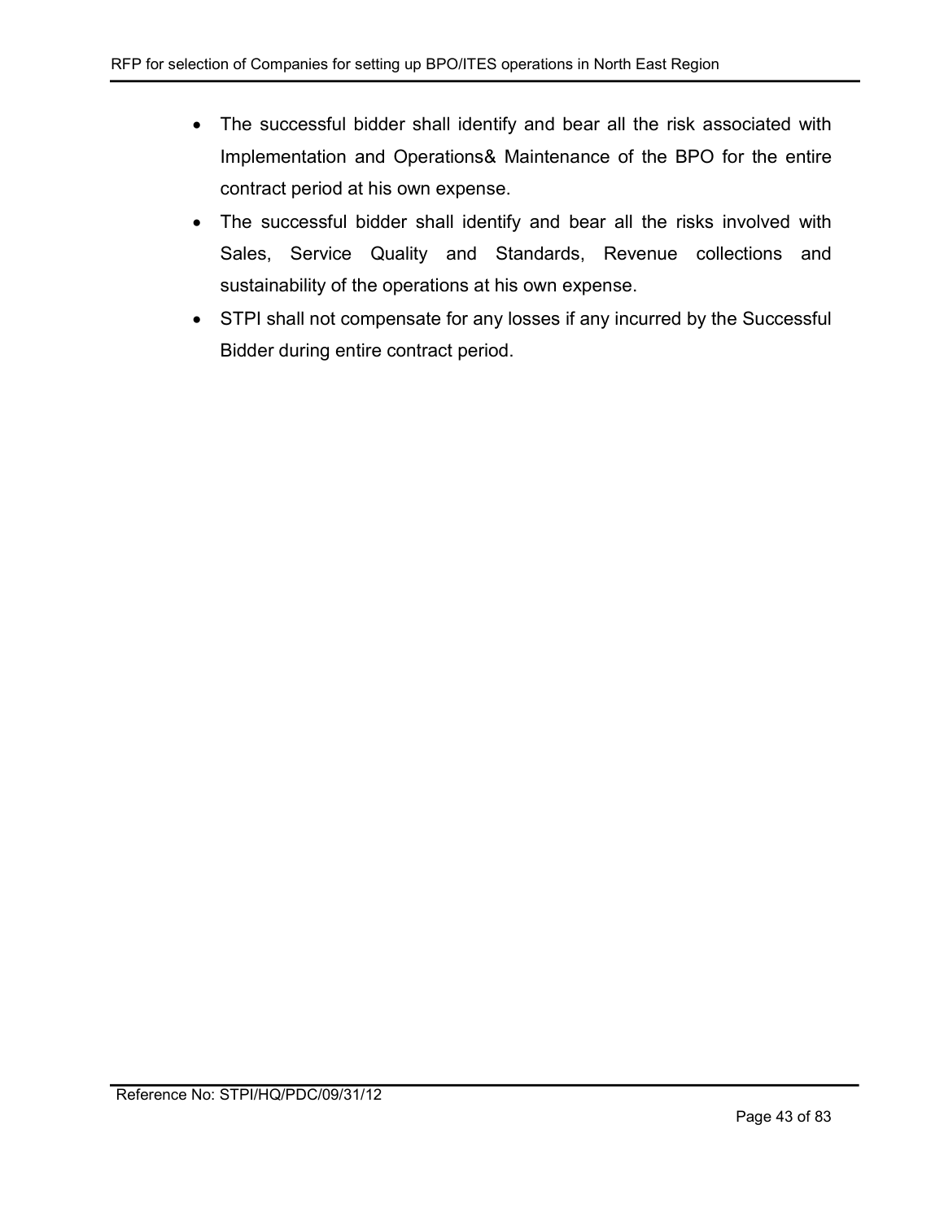- The successful bidder shall identify and bear all the risk associated with Implementation and Operations& Maintenance of the BPO for the entire contract period at his own expense.
- The successful bidder shall identify and bear all the risks involved with Sales, Service Quality and Standards, Revenue collections and sustainability of the operations at his own expense.
- STPI shall not compensate for any losses if any incurred by the Successful Bidder during entire contract period.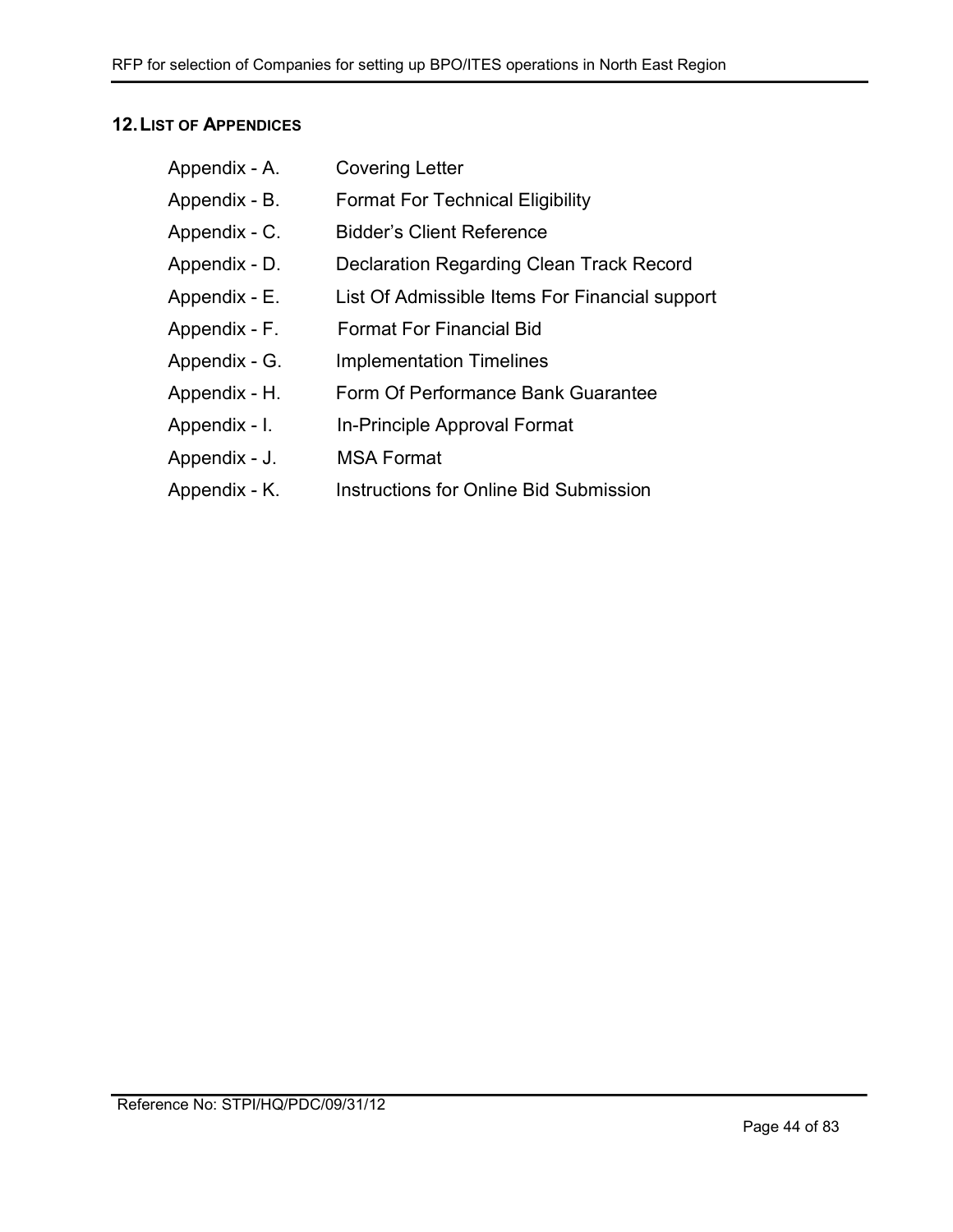## 12. List of Appendices

| | |
|---|---|
| Appendix - A. | Covering Letter |
| Appendix - B. | Format For Technical Eligibility |
| Appendix - C. | Bidder's Client Reference |
| Appendix - D. | Declaration Regarding Clean Track Record |
| Appendix - E. | List Of Admissible Items For Financial support |
| Appendix - F. | Format For Financial Bid |
| Appendix - G. | Implementation Timelines |
| Appendix - H. | Form Of Performance Bank Guarantee |
| Appendix - I. | In-Principle Approval Format |
| Appendix - J. | MSA Format |
| Appendix - K. | Instructions for Online Bid Submission |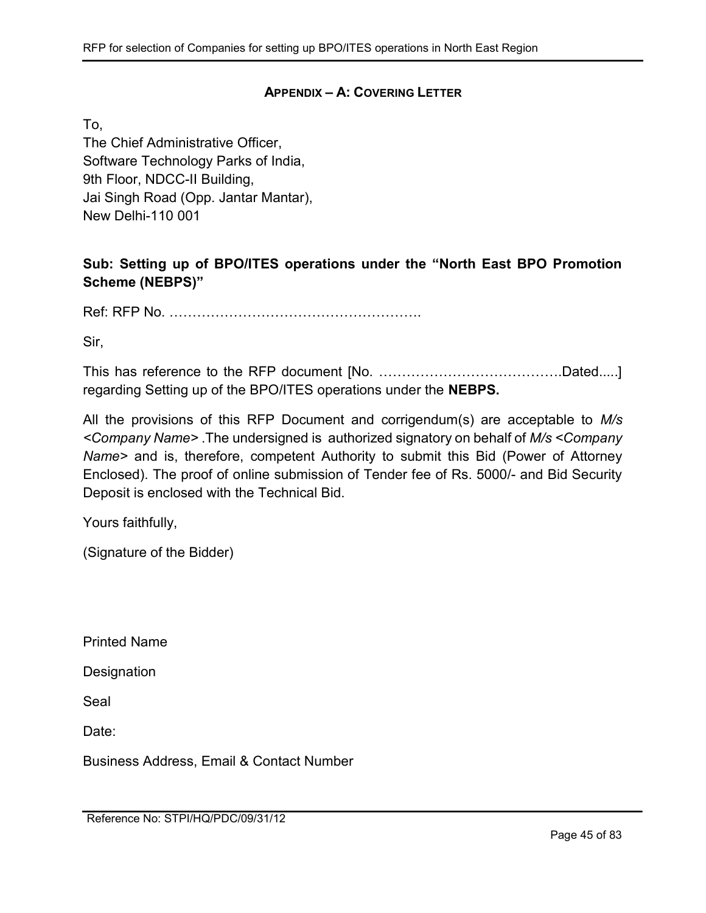## APPENDIX – A: COVERING LETTER

To,
The Chief Administrative Officer,
Software Technology Parks of India,
9th Floor, NDCC-II Building,
Jai Singh Road (Opp. Jantar Mantar),
New Delhi-110 001

**Sub: Setting up of BPO/ITES operations under the "North East BPO Promotion Scheme (NEBPS)"**

Ref: RFP No. ……………………………………………….

Sir,

This has reference to the RFP document [No. ………………………………….Dated.....] regarding Setting up of the BPO/ITES operations under the **NEBPS.**

All the provisions of this RFP Document and corrigendum(s) are acceptable to *M/s <Company Name>* .The undersigned is authorized signatory on behalf of *M/s <Company Name>* and is, therefore, competent Authority to submit this Bid (Power of Attorney Enclosed). The proof of online submission of Tender fee of Rs. 5000/- and Bid Security Deposit is enclosed with the Technical Bid.

Yours faithfully,

(Signature of the Bidder)

Printed Name

Designation

Seal

Date:

Business Address, Email & Contact Number

Reference No: STPI/HQ/PDC/09/31/12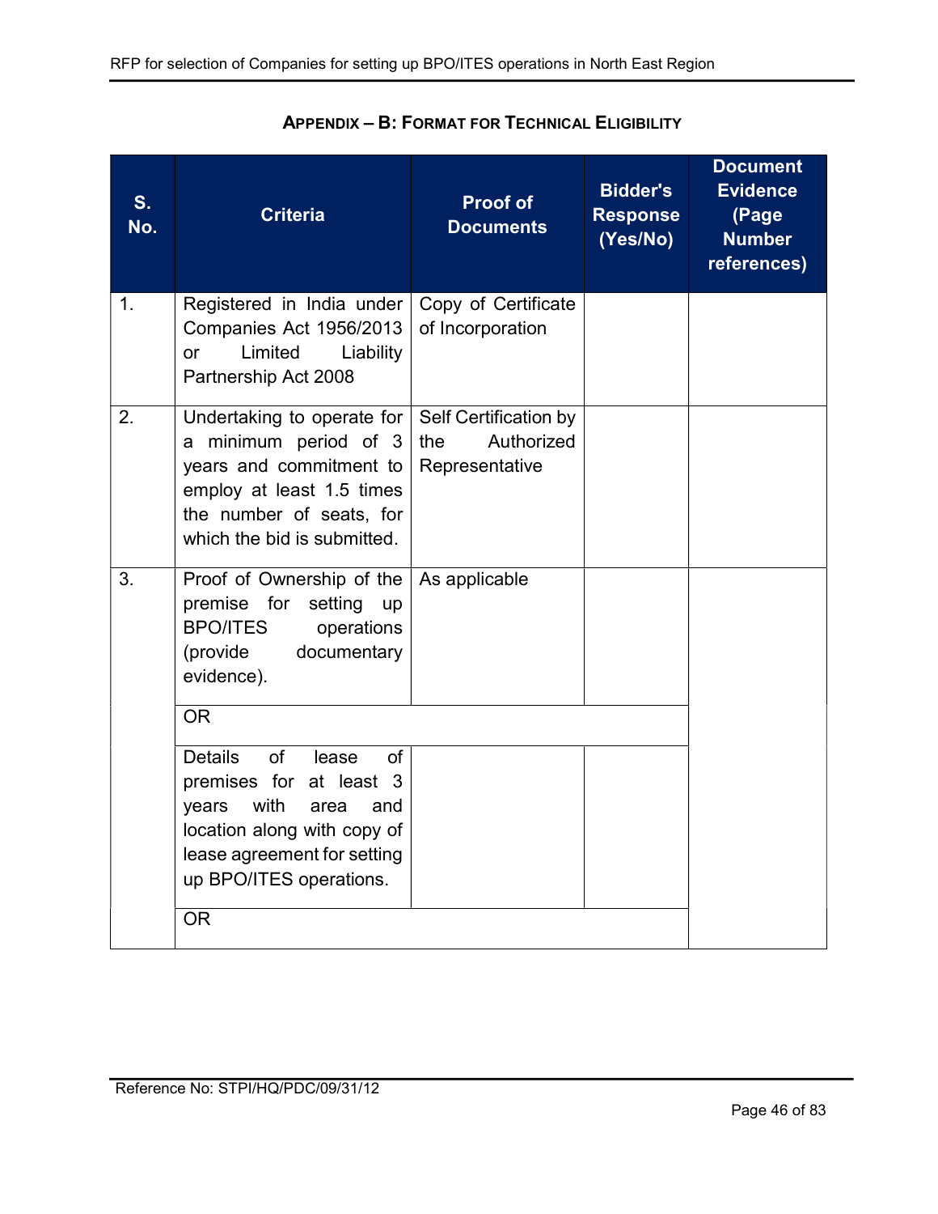## APPENDIX – B: FORMAT FOR TECHNICAL ELIGIBILITY

| S. No. | Criteria | Proof of Documents | Bidder's Response (Yes/No) | Document Evidence (Page Number references) |
|---|---|---|---|---|
| 1. | Registered in India under Companies Act 1956/2013 or Limited Liability Partnership Act 2008 | Copy of Certificate of Incorporation | | |
| 2. | Undertaking to operate for a minimum period of 3 years and commitment to employ at least 1.5 times the number of seats, for which the bid is submitted. | Self Certification by the Authorized Representative | | |
| 3. | Proof of Ownership of the premise for setting up BPO/ITES operations (provide documentary evidence). | As applicable | | |
| | OR | | | |
| | Details of lease of premises for at least 3 years with area and location along with copy of lease agreement for setting up BPO/ITES operations. | | | |
| | OR | | | |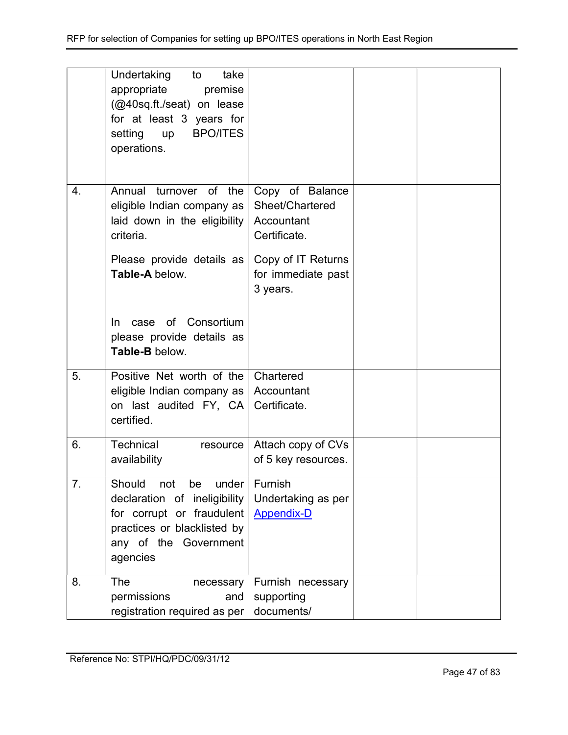| | | | | |
|---|---|---|---|---|
| | Undertaking to take appropriate premise (@40sq.ft./seat) on lease for at least 3 years for setting up BPO/ITES operations. | | | |
| 4. | Annual turnover of the eligible Indian company as laid down in the eligibility criteria.<br><br>Please provide details as **Table-A** below.<br><br>In case of Consortium please provide details as **Table-B** below. | Copy of Balance Sheet/Chartered Accountant Certificate.<br><br>Copy of IT Returns for immediate past 3 years. | | |
| 5. | Positive Net worth of the eligible Indian company as on last audited FY, CA certified. | Chartered Accountant Certificate. | | |
| 6. | Technical resource availability | Attach copy of CVs of 5 key resources. | | |
| 7. | Should not be under declaration of ineligibility for corrupt or fraudulent practices or blacklisted by any of the Government agencies | Furnish Undertaking as per Appendix-D | | |
| 8. | The necessary permissions and registration required as per | Furnish necessary supporting documents/ | | |

Reference No: STPI/HQ/PDC/09/31/12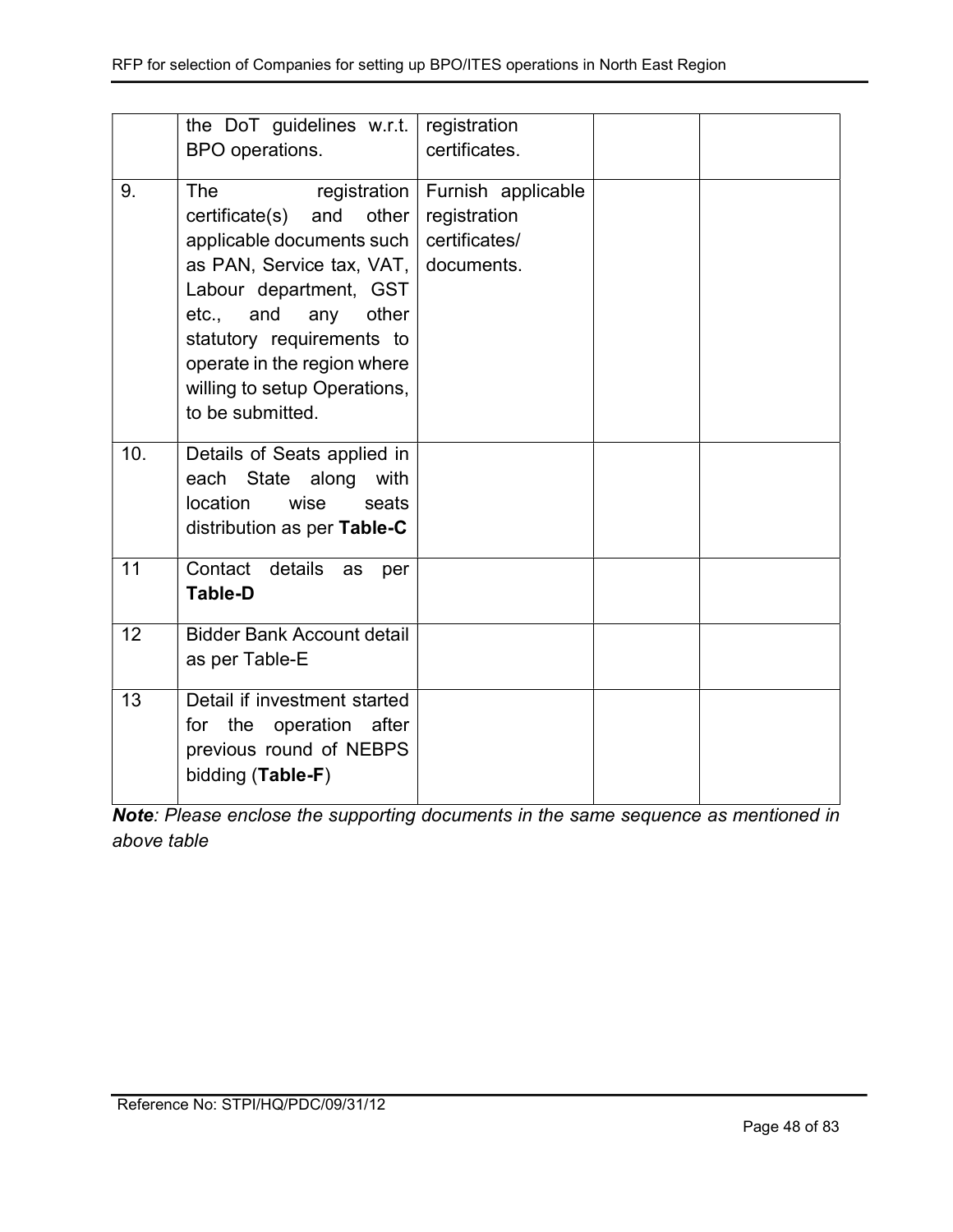| | | | | |
|---|---|---|---|---|
| | the DoT guidelines w.r.t. BPO operations. | registration certificates. | | |
| 9. | The registration certificate(s) and other applicable documents such as PAN, Service tax, VAT, Labour department, GST etc., and any other statutory requirements to operate in the region where willing to setup Operations, to be submitted. | Furnish applicable registration certificates/ documents. | | |
| 10. | Details of Seats applied in each State along with location wise seats distribution as per **Table-C** | | | |
| 11 | Contact details as per **Table-D** | | | |
| 12 | Bidder Bank Account detail as per Table-E | | | |
| 13 | Detail if investment started for the operation after previous round of NEBPS bidding (**Table-F**) | | | |

***Note****: Please enclose the supporting documents in the same sequence as mentioned in above table*

Reference No: STPI/HQ/PDC/09/31/12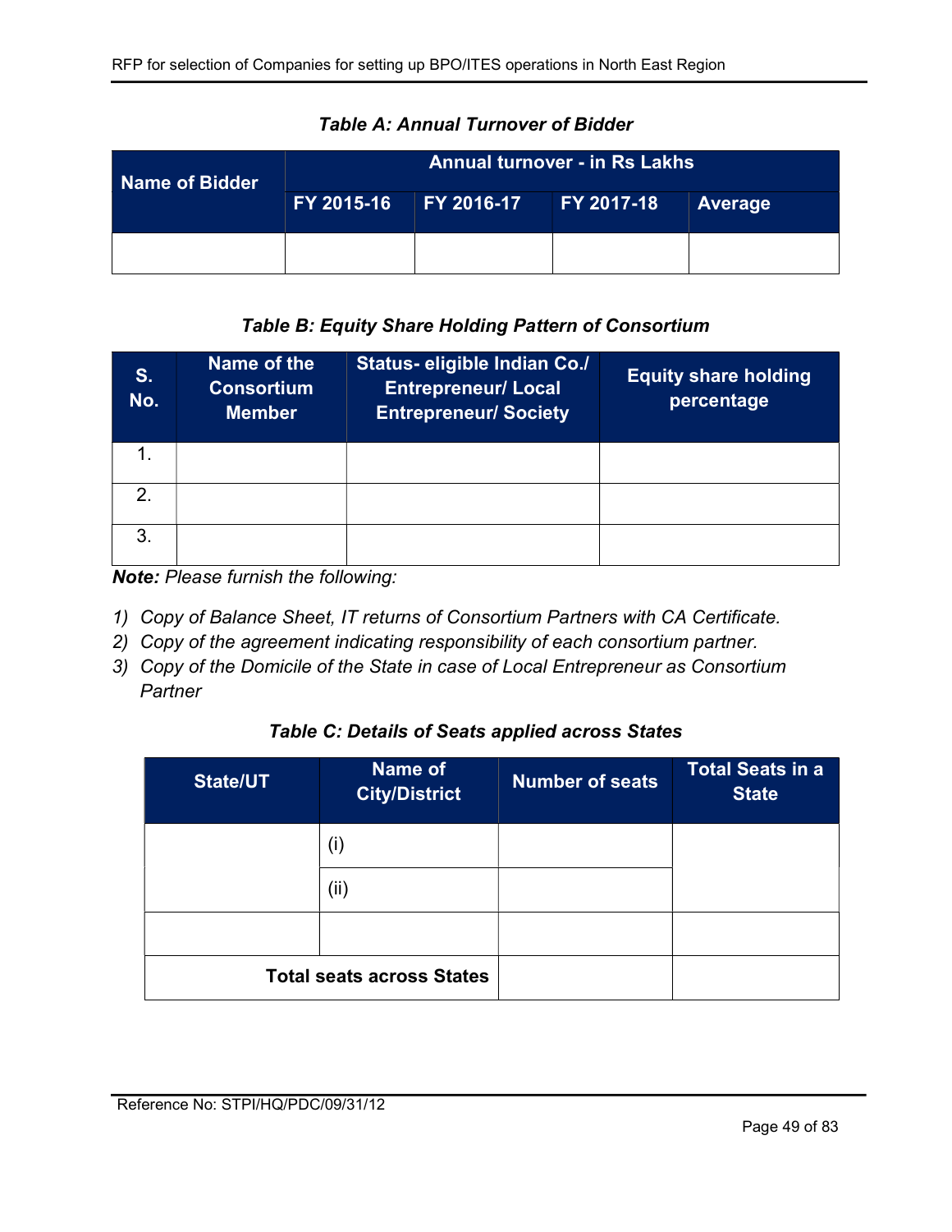***Table A: Annual Turnover of Bidder***

| Name of Bidder | Annual turnover - in Rs Lakhs | | | |
|---|---|---|---|---|
| | FY 2015-16 | FY 2016-17 | FY 2017-18 | Average |
| | | | | |

***Table B: Equity Share Holding Pattern of Consortium***

| S. No. | Name of the Consortium Member | Status- eligible Indian Co./ Entrepreneur/ Local Entrepreneur/ Society | Equity share holding percentage |
|---|---|---|---|
| 1. | | | |
| 2. | | | |
| 3. | | | |

***Note:*** *Please furnish the following:*

1) *Copy of Balance Sheet, IT returns of Consortium Partners with CA Certificate.*
2) *Copy of the agreement indicating responsibility of each consortium partner.*
3) *Copy of the Domicile of the State in case of Local Entrepreneur as Consortium Partner*

***Table C: Details of Seats applied across States***

| State/UT | Name of City/District | Number of seats | Total Seats in a State |
|---|---|---|---|
| | (i) | | |
| | (ii) | | |
| | | | |
| **Total seats across States** | | | |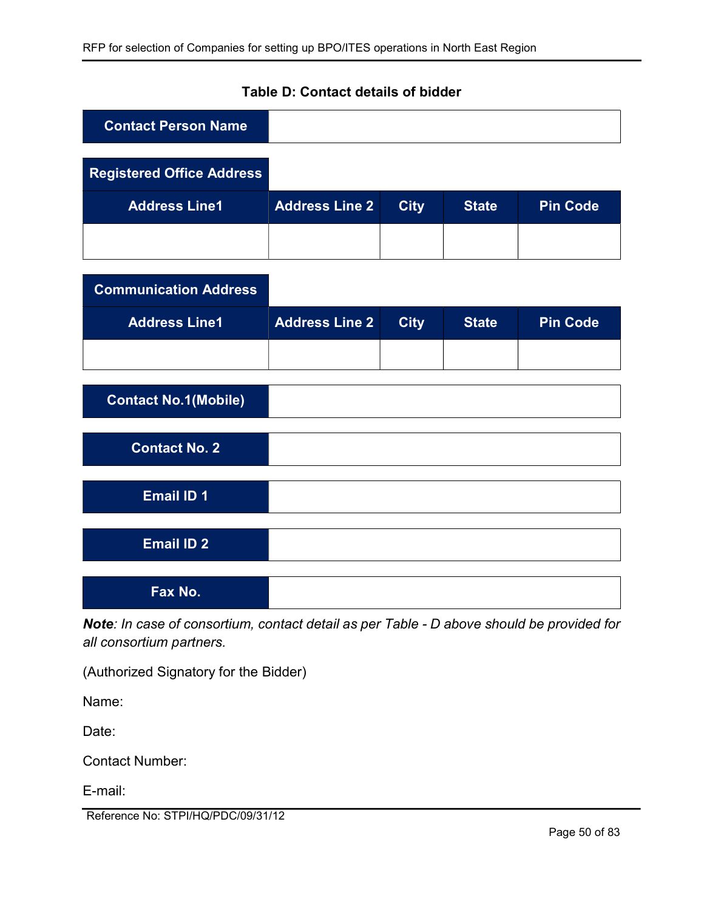**Table D: Contact details of bidder**

| Contact Person Name | |
|---|---|

| Registered Office Address | | | | |
|---|---|---|---|---|
| **Address Line1** | **Address Line 2** | **City** | **State** | **Pin Code** |
| | | | | |

| Communication Address | | | | |
|---|---|---|---|---|
| **Address Line1** | **Address Line 2** | **City** | **State** | **Pin Code** |
| | | | | |

| Contact No.1(Mobile) | |
|---|---|

| Contact No. 2 | |
|---|---|

| Email ID 1 | |
|---|---|

| Email ID 2 | |
|---|---|

| Fax No. | |
|---|---|

***Note**: In case of consortium, contact detail as per Table - D above should be provided for all consortium partners.*

(Authorized Signatory for the Bidder)

Name:

Date:

Contact Number:

E-mail:

Reference No: STPI/HQ/PDC/09/31/12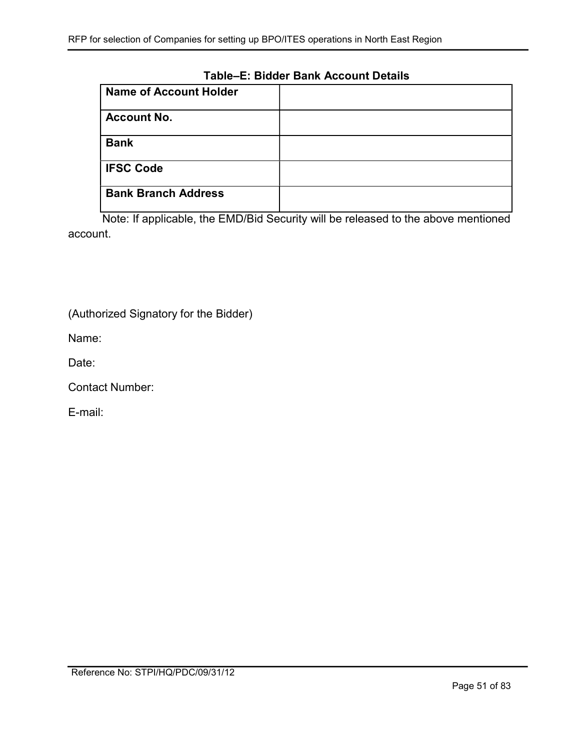**Table–E: Bidder Bank Account Details**

| **Name of Account Holder** | |
|---|---|
| **Account No.** | |
| **Bank** | |
| **IFSC Code** | |
| **Bank Branch Address** | |

Note: If applicable, the EMD/Bid Security will be released to the above mentioned account.

(Authorized Signatory for the Bidder)

Name:

Date:

Contact Number:

E-mail: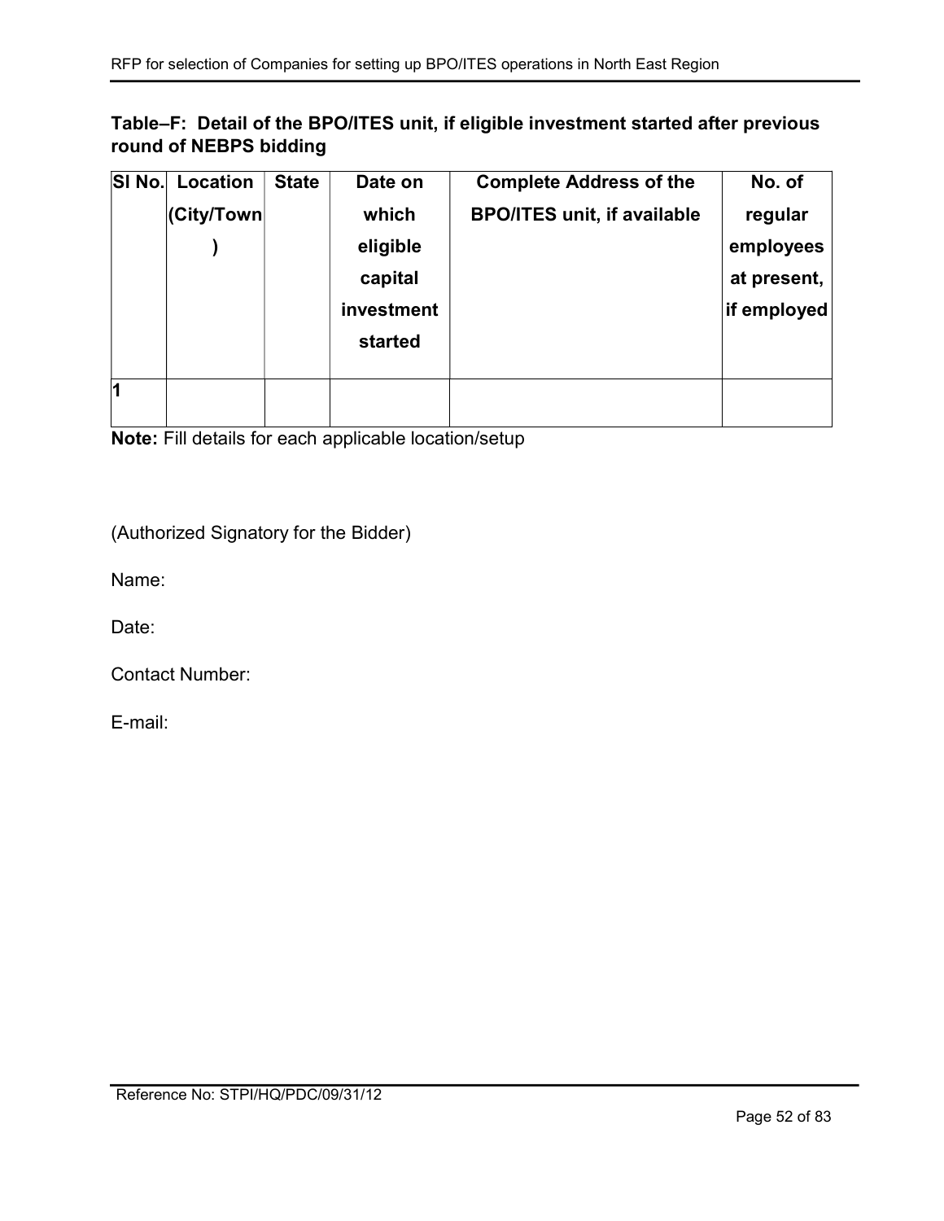**Table–F: Detail of the BPO/ITES unit, if eligible investment started after previous round of NEBPS bidding**

| SI No. | Location (City/Town) | State | Date on which eligible capital investment started | Complete Address of the BPO/ITES unit, if available | No. of regular employees at present, if employed |
|---|---|---|---|---|---|
| 1 | | | | | |

**Note:** Fill details for each applicable location/setup

(Authorized Signatory for the Bidder)

Name:

Date:

Contact Number:

E-mail:

Reference No: STPI/HQ/PDC/09/31/12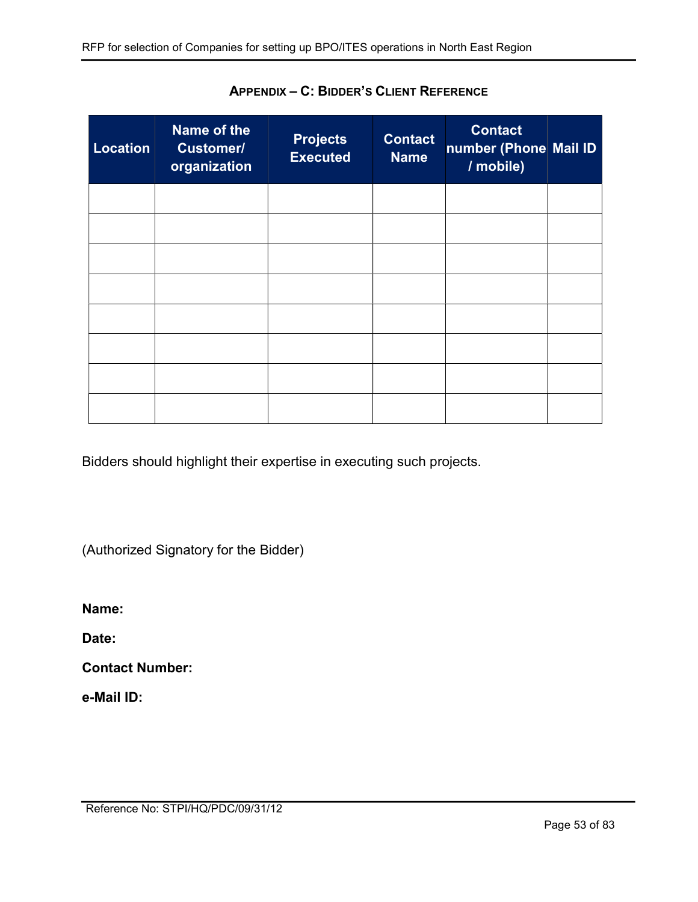## APPENDIX – C: BIDDER'S CLIENT REFERENCE

| Location | Name of the Customer/ organization | Projects Executed | Contact Name | Contact number (Phone / mobile) | Mail ID |
|---|---|---|---|---|---|
| | | | | | |
| | | | | | |
| | | | | | |
| | | | | | |
| | | | | | |
| | | | | | |
| | | | | | |
| | | | | | |

Bidders should highlight their expertise in executing such projects.

(Authorized Signatory for the Bidder)

**Name:**

**Date:**

**Contact Number:**

**e-Mail ID:**

Reference No: STPI/HQ/PDC/09/31/12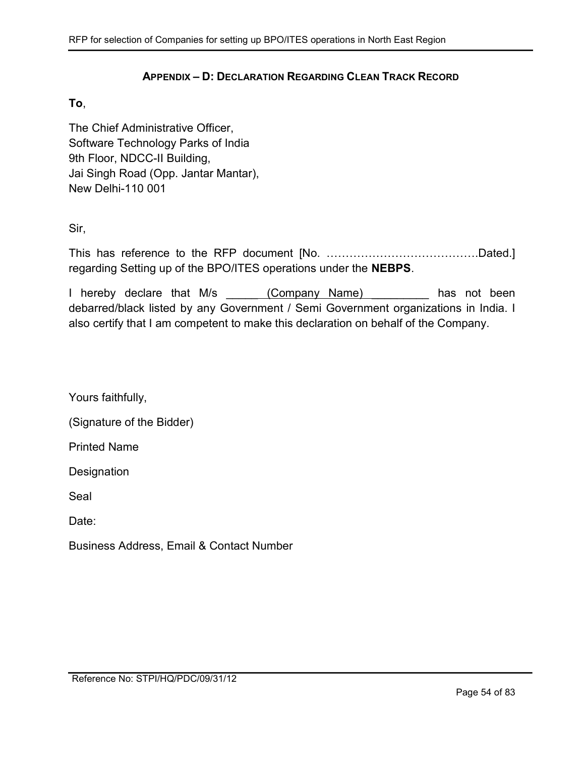## APPENDIX – D: DECLARATION REGARDING CLEAN TRACK RECORD

**To**,

The Chief Administrative Officer,
Software Technology Parks of India
9th Floor, NDCC-II Building,
Jai Singh Road (Opp. Jantar Mantar),
New Delhi-110 001

Sir,

This has reference to the RFP document [No. ………………………………….Dated.] regarding Setting up of the BPO/ITES operations under the **NEBPS**.

I hereby declare that M/s _____ (Company Name) _________ has not been debarred/black listed by any Government / Semi Government organizations in India. I also certify that I am competent to make this declaration on behalf of the Company.

Yours faithfully,

(Signature of the Bidder)

Printed Name

Designation

Seal

Date:

Business Address, Email & Contact Number

Reference No: STPI/HQ/PDC/09/31/12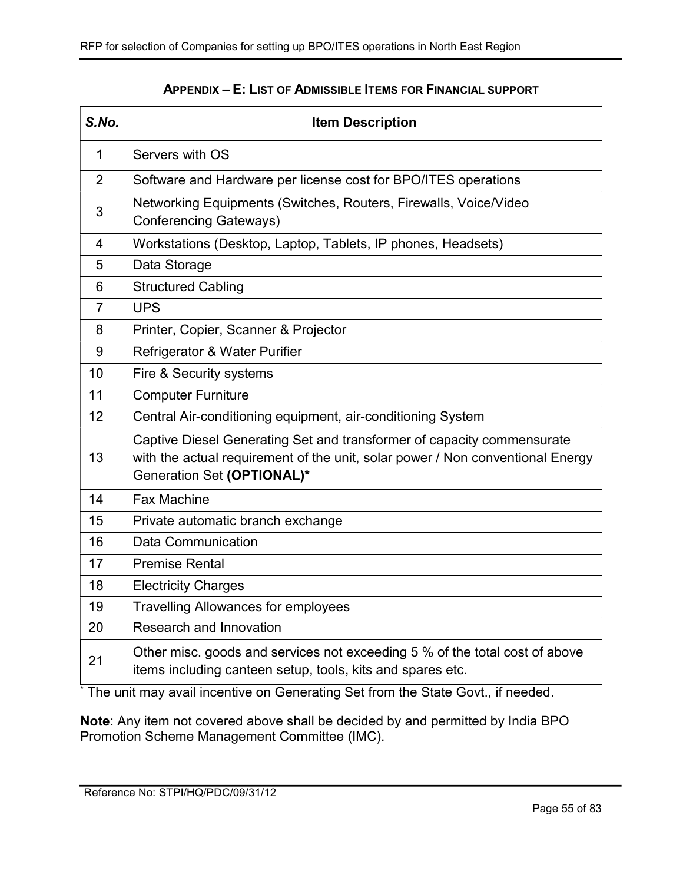## APPENDIX – E: LIST OF ADMISSIBLE ITEMS FOR FINANCIAL SUPPORT

| *S.No.* | **Item Description** |
|---|---|
| 1 | Servers with OS |
| 2 | Software and Hardware per license cost for BPO/ITES operations |
| 3 | Networking Equipments (Switches, Routers, Firewalls, Voice/Video Conferencing Gateways) |
| 4 | Workstations (Desktop, Laptop, Tablets, IP phones, Headsets) |
| 5 | Data Storage |
| 6 | Structured Cabling |
| 7 | UPS |
| 8 | Printer, Copier, Scanner & Projector |
| 9 | Refrigerator & Water Purifier |
| 10 | Fire & Security systems |
| 11 | Computer Furniture |
| 12 | Central Air-conditioning equipment, air-conditioning System |
| 13 | Captive Diesel Generating Set and transformer of capacity commensurate with the actual requirement of the unit, solar power / Non conventional Energy Generation Set **(OPTIONAL)*** |
| 14 | Fax Machine |
| 15 | Private automatic branch exchange |
| 16 | Data Communication |
| 17 | Premise Rental |
| 18 | Electricity Charges |
| 19 | Travelling Allowances for employees |
| 20 | Research and Innovation |
| 21 | Other misc. goods and services not exceeding 5 % of the total cost of above items including canteen setup, tools, kits and spares etc. |

\* The unit may avail incentive on Generating Set from the State Govt., if needed.

**Note**: Any item not covered above shall be decided by and permitted by India BPO Promotion Scheme Management Committee (IMC).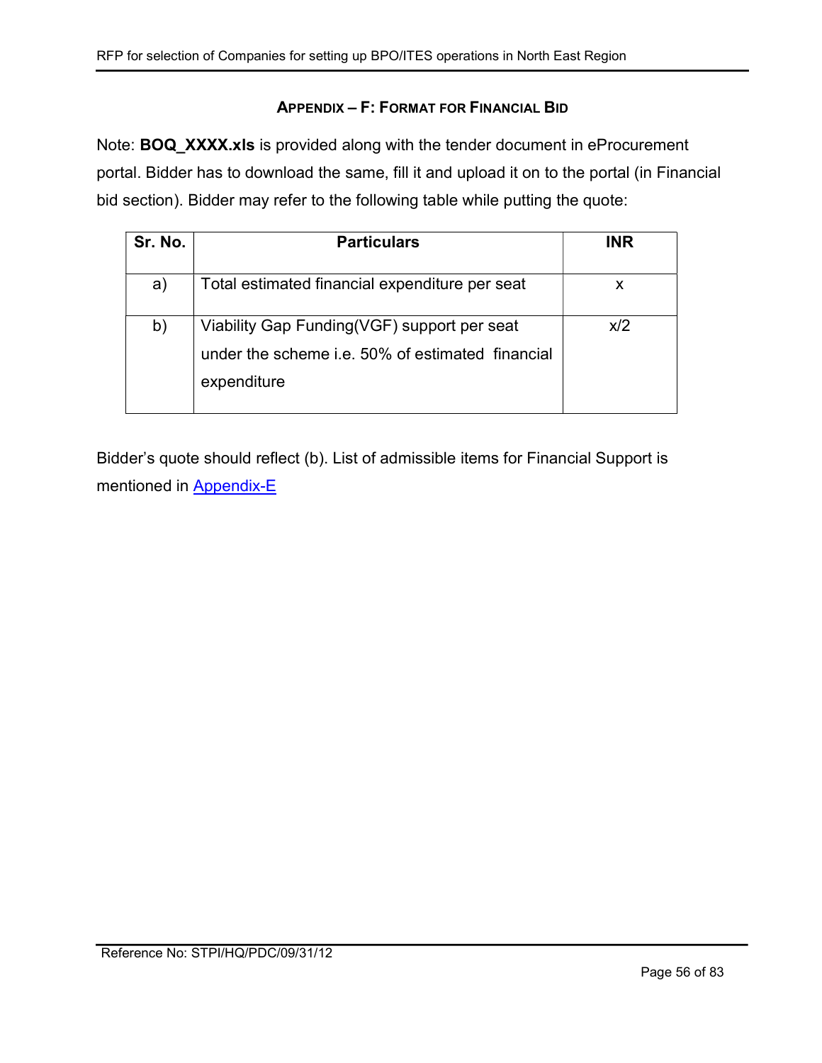## APPENDIX – F: FORMAT FOR FINANCIAL BID

Note: **BOQ_XXXX.xls** is provided along with the tender document in eProcurement portal. Bidder has to download the same, fill it and upload it on to the portal (in Financial bid section). Bidder may refer to the following table while putting the quote:

| Sr. No. | Particulars | INR |
|---|---|---|
| a) | Total estimated financial expenditure per seat | x |
| b) | Viability Gap Funding(VGF) support per seat under the scheme i.e. 50% of estimated financial expenditure | x/2 |

Bidder's quote should reflect (b). List of admissible items for Financial Support is mentioned in Appendix-E

Reference No: STPI/HQ/PDC/09/31/12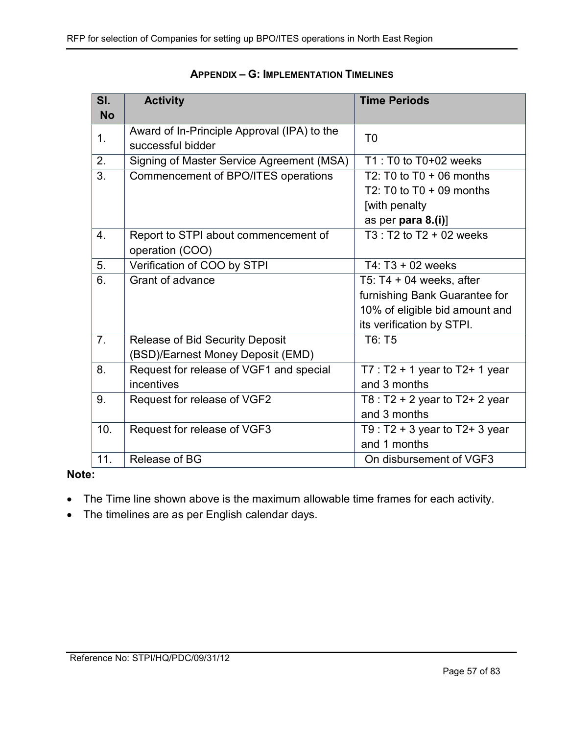## APPENDIX – G: IMPLEMENTATION TIMELINES

| Sl. No | Activity | Time Periods |
|---|---|---|
| 1. | Award of In-Principle Approval (IPA) to the successful bidder | T0 |
| 2. | Signing of Master Service Agreement (MSA) | T1 : T0 to T0+02 weeks |
| 3. | Commencement of BPO/ITES operations | T2: T0 to T0 + 06 months<br>T2: T0 to T0 + 09 months [with penalty as per **para 8.(i)**] |
| 4. | Report to STPI about commencement of operation (COO) | T3 : T2 to T2 + 02 weeks |
| 5. | Verification of COO by STPI | T4: T3 + 02 weeks |
| 6. | Grant of advance | T5: T4 + 04 weeks, after furnishing Bank Guarantee for 10% of eligible bid amount and its verification by STPI. |
| 7. | Release of Bid Security Deposit (BSD)/Earnest Money Deposit (EMD) | T6: T5 |
| 8. | Request for release of VGF1 and special incentives | T7 : T2 + 1 year to T2+ 1 year and 3 months |
| 9. | Request for release of VGF2 | T8 : T2 + 2 year to T2+ 2 year and 3 months |
| 10. | Request for release of VGF3 | T9 : T2 + 3 year to T2+ 3 year and 1 months |
| 11. | Release of BG | On disbursement of VGF3 |

**Note:**

- The Time line shown above is the maximum allowable time frames for each activity.
- The timelines are as per English calendar days.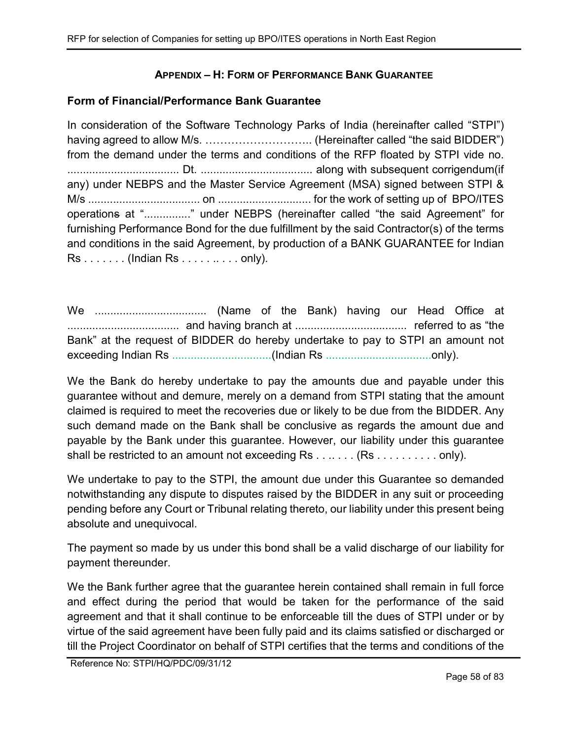## APPENDIX – H: FORM OF PERFORMANCE BANK GUARANTEE

### Form of Financial/Performance Bank Guarantee

In consideration of the Software Technology Parks of India (hereinafter called "STPI") having agreed to allow M/s. ……………………….. (Hereinafter called "the said BIDDER") from the demand under the terms and conditions of the RFP floated by STPI vide no. .................................... Dt. .................................... along with subsequent corrigendum(if any) under NEBPS and the Master Service Agreement (MSA) signed between STPI & M/s .................................... on .............................. for the work of setting up of BPO/ITES operations at "..............." under NEBPS (hereinafter called "the said Agreement" for furnishing Performance Bond for the due fulfillment by the said Contractor(s) of the terms and conditions in the said Agreement, by production of a BANK GUARANTEE for Indian Rs . . . . . . . (Indian Rs . . . . . .. . . . only).

We .................................... (Name of the Bank) having our Head Office at .................................... and having branch at .................................... referred to as "the Bank" at the request of BIDDER do hereby undertake to pay to STPI an amount not exceeding Indian Rs ................................(Indian Rs ..................................only).

We the Bank do hereby undertake to pay the amounts due and payable under this guarantee without and demure, merely on a demand from STPI stating that the amount claimed is required to meet the recoveries due or likely to be due from the BIDDER. Any such demand made on the Bank shall be conclusive as regards the amount due and payable by the Bank under this guarantee. However, our liability under this guarantee shall be restricted to an amount not exceeding Rs . . .. . . . (Rs . . . . . . . . . . only).

We undertake to pay to the STPI, the amount due under this Guarantee so demanded notwithstanding any dispute to disputes raised by the BIDDER in any suit or proceeding pending before any Court or Tribunal relating thereto, our liability under this present being absolute and unequivocal.

The payment so made by us under this bond shall be a valid discharge of our liability for payment thereunder.

We the Bank further agree that the guarantee herein contained shall remain in full force and effect during the period that would be taken for the performance of the said agreement and that it shall continue to be enforceable till the dues of STPI under or by virtue of the said agreement have been fully paid and its claims satisfied or discharged or till the Project Coordinator on behalf of STPI certifies that the terms and conditions of the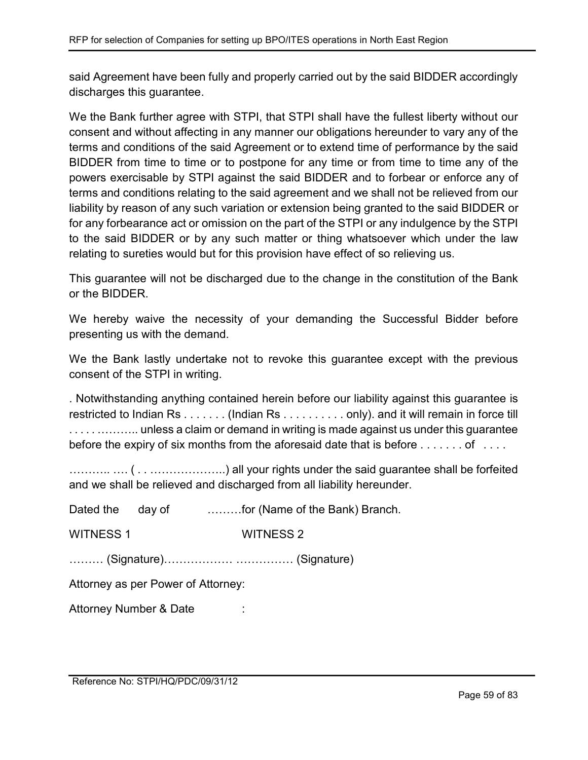said Agreement have been fully and properly carried out by the said BIDDER accordingly discharges this guarantee.

We the Bank further agree with STPI, that STPI shall have the fullest liberty without our consent and without affecting in any manner our obligations hereunder to vary any of the terms and conditions of the said Agreement or to extend time of performance by the said BIDDER from time to time or to postpone for any time or from time to time any of the powers exercisable by STPI against the said BIDDER and to forbear or enforce any of terms and conditions relating to the said agreement and we shall not be relieved from our liability by reason of any such variation or extension being granted to the said BIDDER or for any forbearance act or omission on the part of the STPI or any indulgence by the STPI to the said BIDDER or by any such matter or thing whatsoever which under the law relating to sureties would but for this provision have effect of so relieving us.

This guarantee will not be discharged due to the change in the constitution of the Bank or the BIDDER.

We hereby waive the necessity of your demanding the Successful Bidder before presenting us with the demand.

We the Bank lastly undertake not to revoke this guarantee except with the previous consent of the STPI in writing.

. Notwithstanding anything contained herein before our liability against this guarantee is restricted to Indian Rs . . . . . . . (Indian Rs . . . . . . . . . . only). and it will remain in force till . . . . ……….. unless a claim or demand in writing is made against us under this guarantee before the expiry of six months from the aforesaid date that is before . . . . . . . of . . . .

……….. …. ( . . ………………..) all your rights under the said guarantee shall be forfeited and we shall be relieved and discharged from all liability hereunder.

Dated the day of ………for (Name of the Bank) Branch.

WITNESS 1 WITNESS 2

……… (Signature)……………… …………… (Signature)

Attorney as per Power of Attorney:

Attorney Number & Date :

Reference No: STPI/HQ/PDC/09/31/12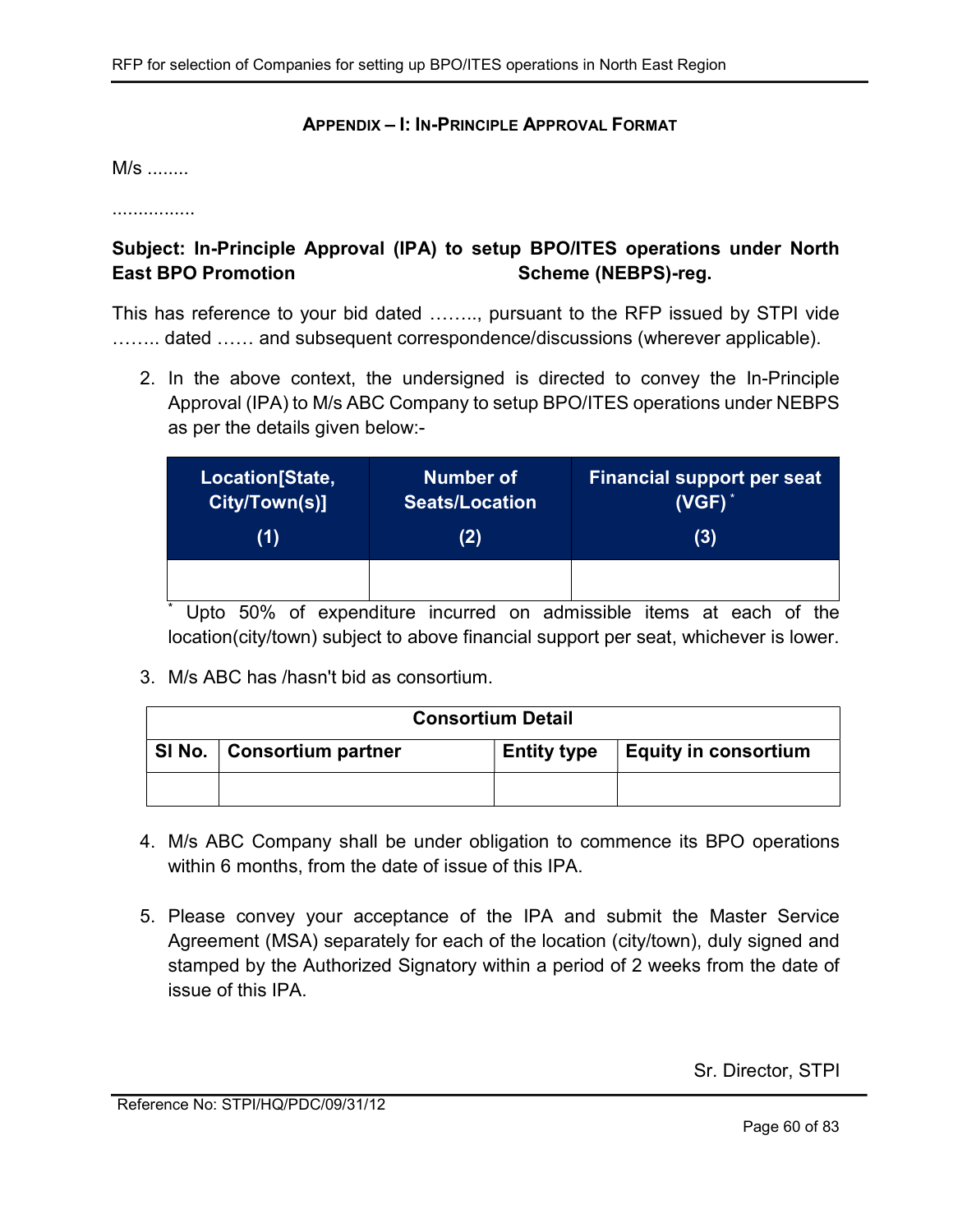## APPENDIX – I: IN-PRINCIPLE APPROVAL FORMAT

M/s ........

................

**Subject: In-Principle Approval (IPA) to setup BPO/ITES operations under North East BPO Promotion Scheme (NEBPS)-reg.**

This has reference to your bid dated …….., pursuant to the RFP issued by STPI vide …….. dated …… and subsequent correspondence/discussions (wherever applicable).

2. In the above context, the undersigned is directed to convey the In-Principle Approval (IPA) to M/s ABC Company to setup BPO/ITES operations under NEBPS as per the details given below:-

| Location[State, City/Town(s)] (1) | Number of Seats/Location (2) | Financial support per seat (VGF) * (3) |
|---|---|---|
| | | |

\* Upto 50% of expenditure incurred on admissible items at each of the location(city/town) subject to above financial support per seat, whichever is lower.

3. M/s ABC has /hasn't bid as consortium.

| Consortium Detail | | | |
|---|---|---|---|
| SI No. | Consortium partner | Entity type | Equity in consortium |
| | | | |

4. M/s ABC Company shall be under obligation to commence its BPO operations within 6 months, from the date of issue of this IPA.

5. Please convey your acceptance of the IPA and submit the Master Service Agreement (MSA) separately for each of the location (city/town), duly signed and stamped by the Authorized Signatory within a period of 2 weeks from the date of issue of this IPA.

Sr. Director, STPI

Reference No: STPI/HQ/PDC/09/31/12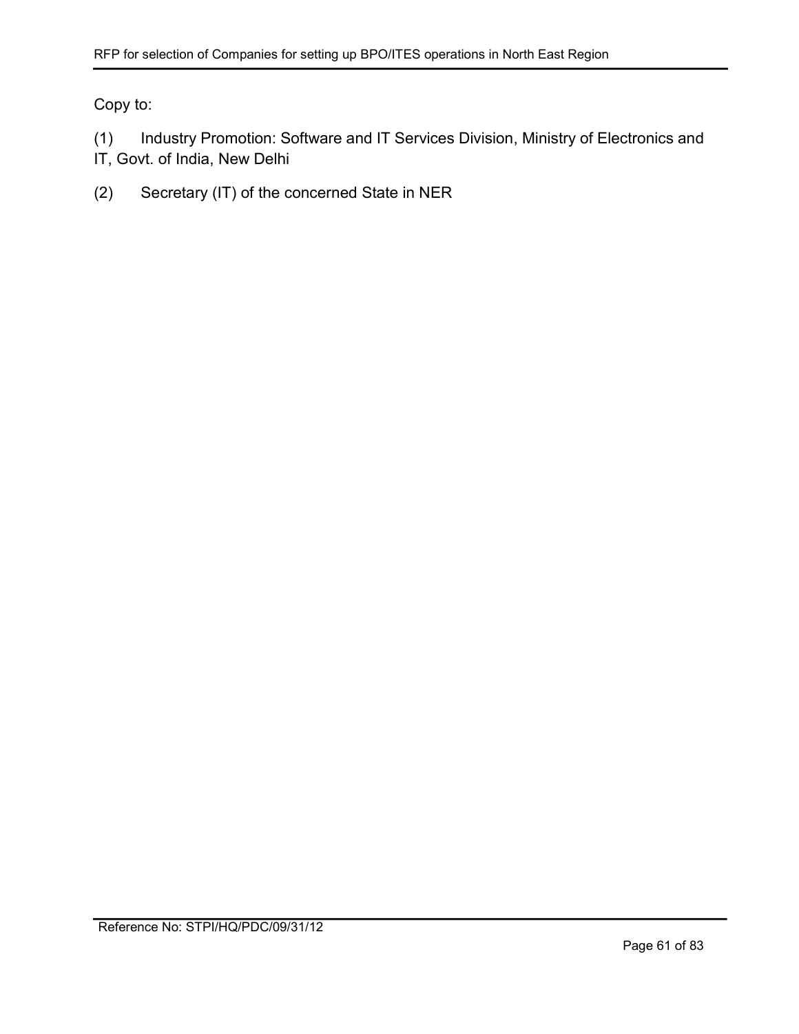Copy to:

(1) Industry Promotion: Software and IT Services Division, Ministry of Electronics and IT, Govt. of India, New Delhi

(2) Secretary (IT) of the concerned State in NER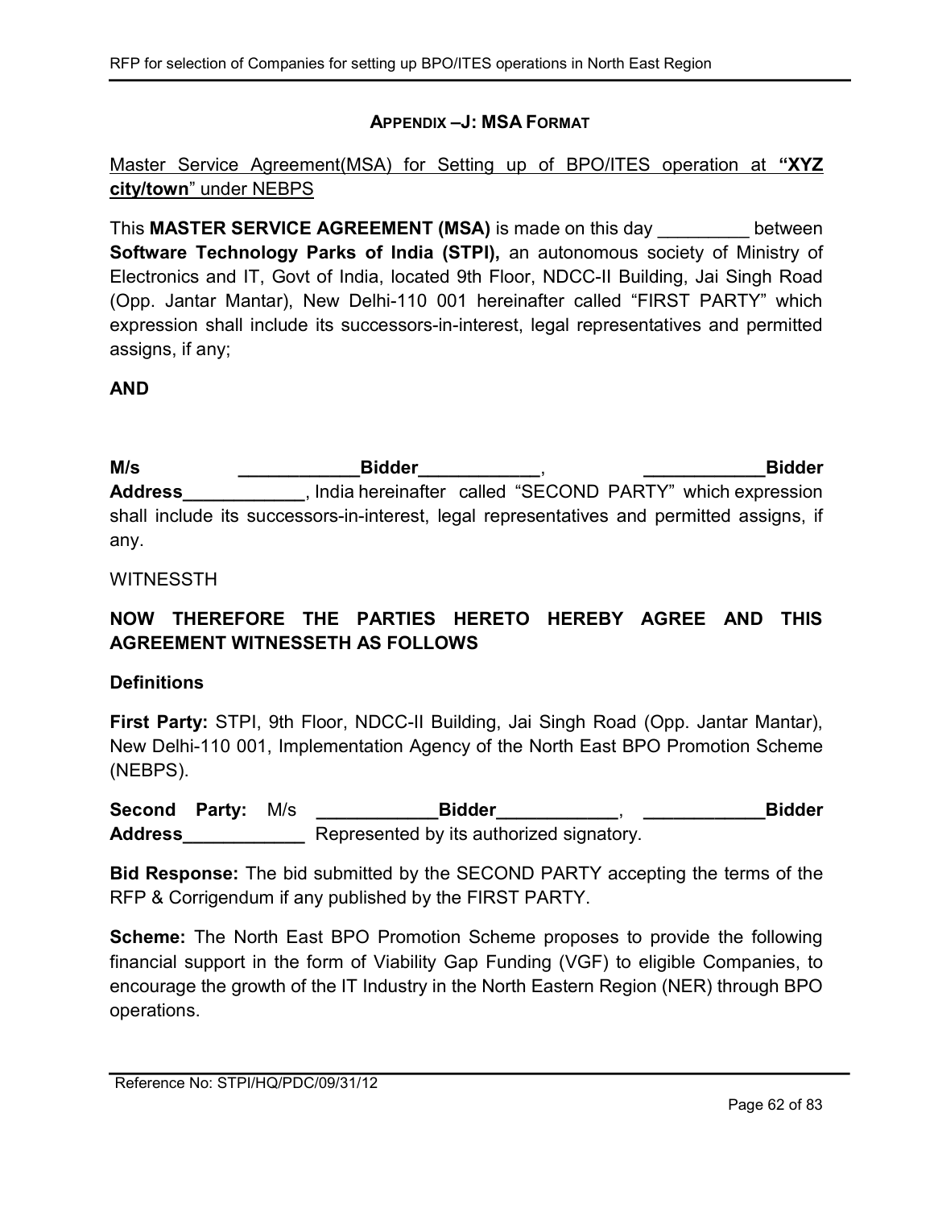## APPENDIX –J: MSA FORMAT

Master Service Agreement(MSA) for Setting up of BPO/ITES operation at **"XYZ city/town**" under NEBPS

This **MASTER SERVICE AGREEMENT (MSA)** is made on this day _________ between **Software Technology Parks of India (STPI),** an autonomous society of Ministry of Electronics and IT, Govt of India, located 9th Floor, NDCC-II Building, Jai Singh Road (Opp. Jantar Mantar), New Delhi-110 001 hereinafter called "FIRST PARTY" which expression shall include its successors-in-interest, legal representatives and permitted assigns, if any;

**AND**

**M/s ____________Bidder____________, ____________Bidder Address____________**, India hereinafter called "SECOND PARTY" which expression shall include its successors-in-interest, legal representatives and permitted assigns, if any.

WITNESSTH

**NOW THEREFORE THE PARTIES HERETO HEREBY AGREE AND THIS AGREEMENT WITNESSETH AS FOLLOWS**

**Definitions**

**First Party:** STPI, 9th Floor, NDCC-II Building, Jai Singh Road (Opp. Jantar Mantar), New Delhi-110 001, Implementation Agency of the North East BPO Promotion Scheme (NEBPS).

**Second Party:** M/s **____________Bidder____________, ____________Bidder Address____________** Represented by its authorized signatory.

**Bid Response:** The bid submitted by the SECOND PARTY accepting the terms of the RFP & Corrigendum if any published by the FIRST PARTY.

**Scheme:** The North East BPO Promotion Scheme proposes to provide the following financial support in the form of Viability Gap Funding (VGF) to eligible Companies, to encourage the growth of the IT Industry in the North Eastern Region (NER) through BPO operations.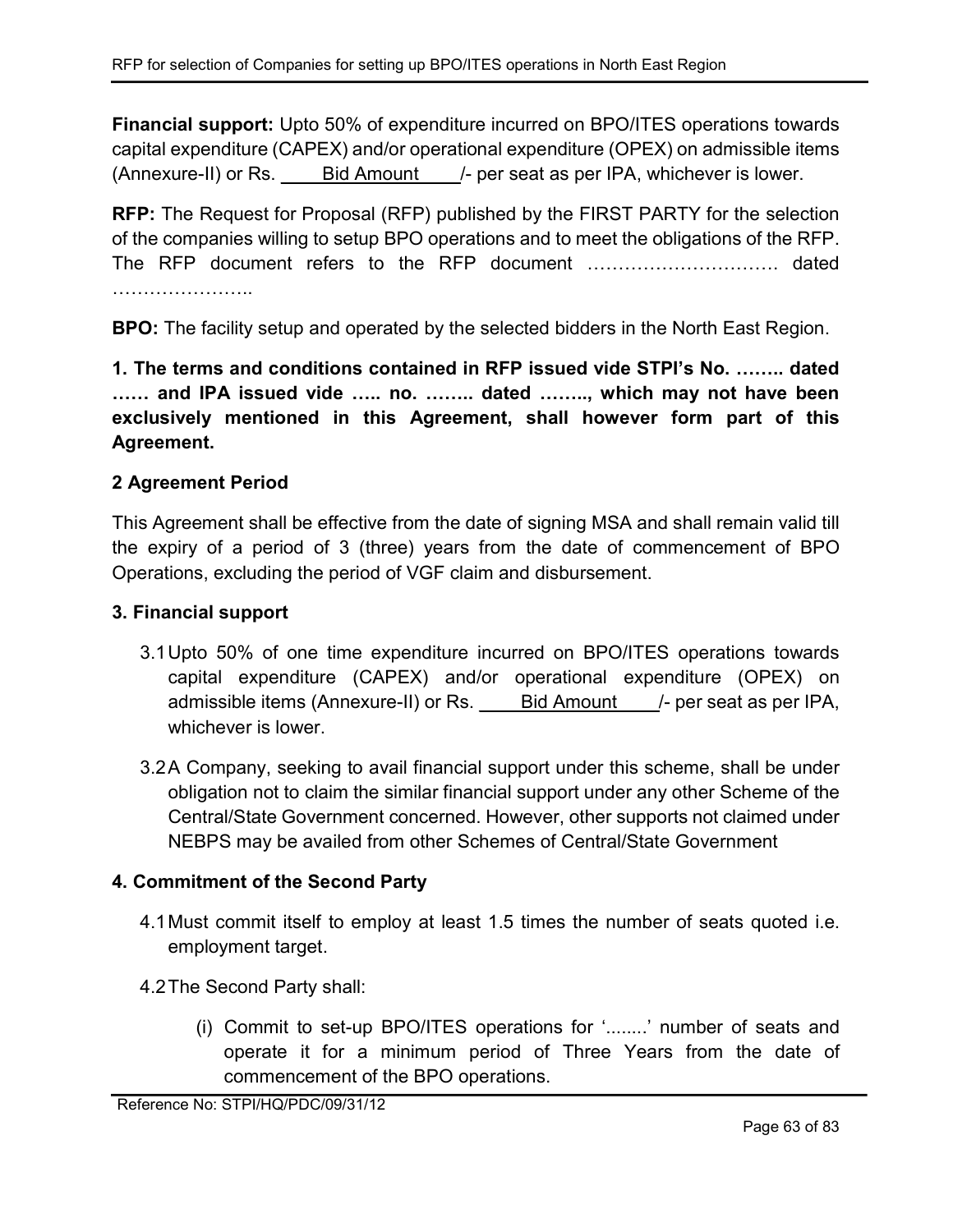**Financial support:** Upto 50% of expenditure incurred on BPO/ITES operations towards capital expenditure (CAPEX) and/or operational expenditure (OPEX) on admissible items (Annexure-II) or Rs. Bid Amount /- per seat as per IPA, whichever is lower.

**RFP:** The Request for Proposal (RFP) published by the FIRST PARTY for the selection of the companies willing to setup BPO operations and to meet the obligations of the RFP. The RFP document refers to the RFP document …………………………. dated …………………..

**BPO:** The facility setup and operated by the selected bidders in the North East Region.

**1. The terms and conditions contained in RFP issued vide STPI's No. …….. dated …… and IPA issued vide ….. no. …….. dated …….., which may not have been exclusively mentioned in this Agreement, shall however form part of this Agreement.**

## 2 Agreement Period

This Agreement shall be effective from the date of signing MSA and shall remain valid till the expiry of a period of 3 (three) years from the date of commencement of BPO Operations, excluding the period of VGF claim and disbursement.

## 3. Financial support

3.1 Upto 50% of one time expenditure incurred on BPO/ITES operations towards capital expenditure (CAPEX) and/or operational expenditure (OPEX) on admissible items (Annexure-II) or Rs. Bid Amount /- per seat as per IPA, whichever is lower.

3.2 A Company, seeking to avail financial support under this scheme, shall be under obligation not to claim the similar financial support under any other Scheme of the Central/State Government concerned. However, other supports not claimed under NEBPS may be availed from other Schemes of Central/State Government

## 4. Commitment of the Second Party

4.1 Must commit itself to employ at least 1.5 times the number of seats quoted i.e. employment target.

4.2 The Second Party shall:

(i) Commit to set-up BPO/ITES operations for '........' number of seats and operate it for a minimum period of Three Years from the date of commencement of the BPO operations.

Reference No: STPI/HQ/PDC/09/31/12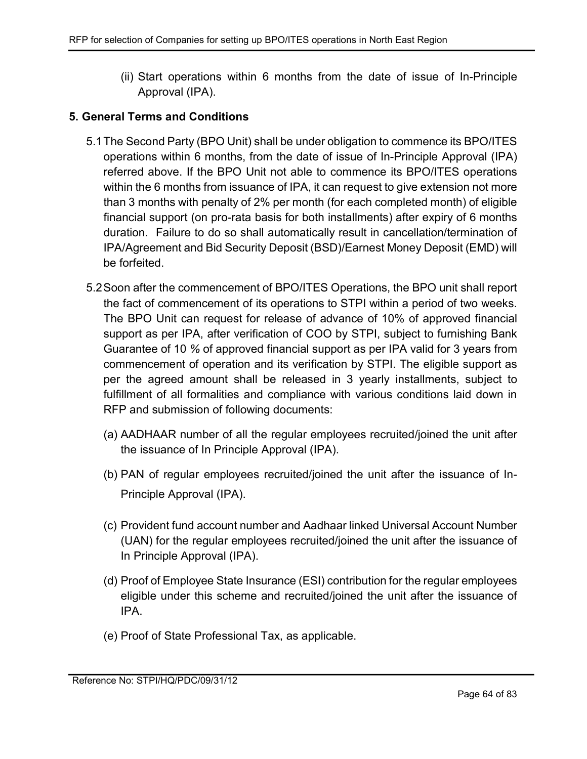(ii) Start operations within 6 months from the date of issue of In-Principle Approval (IPA).

## 5. General Terms and Conditions

5.1 The Second Party (BPO Unit) shall be under obligation to commence its BPO/ITES operations within 6 months, from the date of issue of In-Principle Approval (IPA) referred above. If the BPO Unit not able to commence its BPO/ITES operations within the 6 months from issuance of IPA, it can request to give extension not more than 3 months with penalty of 2% per month (for each completed month) of eligible financial support (on pro-rata basis for both installments) after expiry of 6 months duration. Failure to do so shall automatically result in cancellation/termination of IPA/Agreement and Bid Security Deposit (BSD)/Earnest Money Deposit (EMD) will be forfeited.

5.2 Soon after the commencement of BPO/ITES Operations, the BPO unit shall report the fact of commencement of its operations to STPI within a period of two weeks. The BPO Unit can request for release of advance of 10% of approved financial support as per IPA, after verification of COO by STPI, subject to furnishing Bank Guarantee of 10 % of approved financial support as per IPA valid for 3 years from commencement of operation and its verification by STPI. The eligible support as per the agreed amount shall be released in 3 yearly installments, subject to fulfillment of all formalities and compliance with various conditions laid down in RFP and submission of following documents:

(a) AADHAAR number of all the regular employees recruited/joined the unit after the issuance of In Principle Approval (IPA).

(b) PAN of regular employees recruited/joined the unit after the issuance of In-Principle Approval (IPA).

(c) Provident fund account number and Aadhaar linked Universal Account Number (UAN) for the regular employees recruited/joined the unit after the issuance of In Principle Approval (IPA).

(d) Proof of Employee State Insurance (ESI) contribution for the regular employees eligible under this scheme and recruited/joined the unit after the issuance of IPA.

(e) Proof of State Professional Tax, as applicable.

Reference No: STPI/HQ/PDC/09/31/12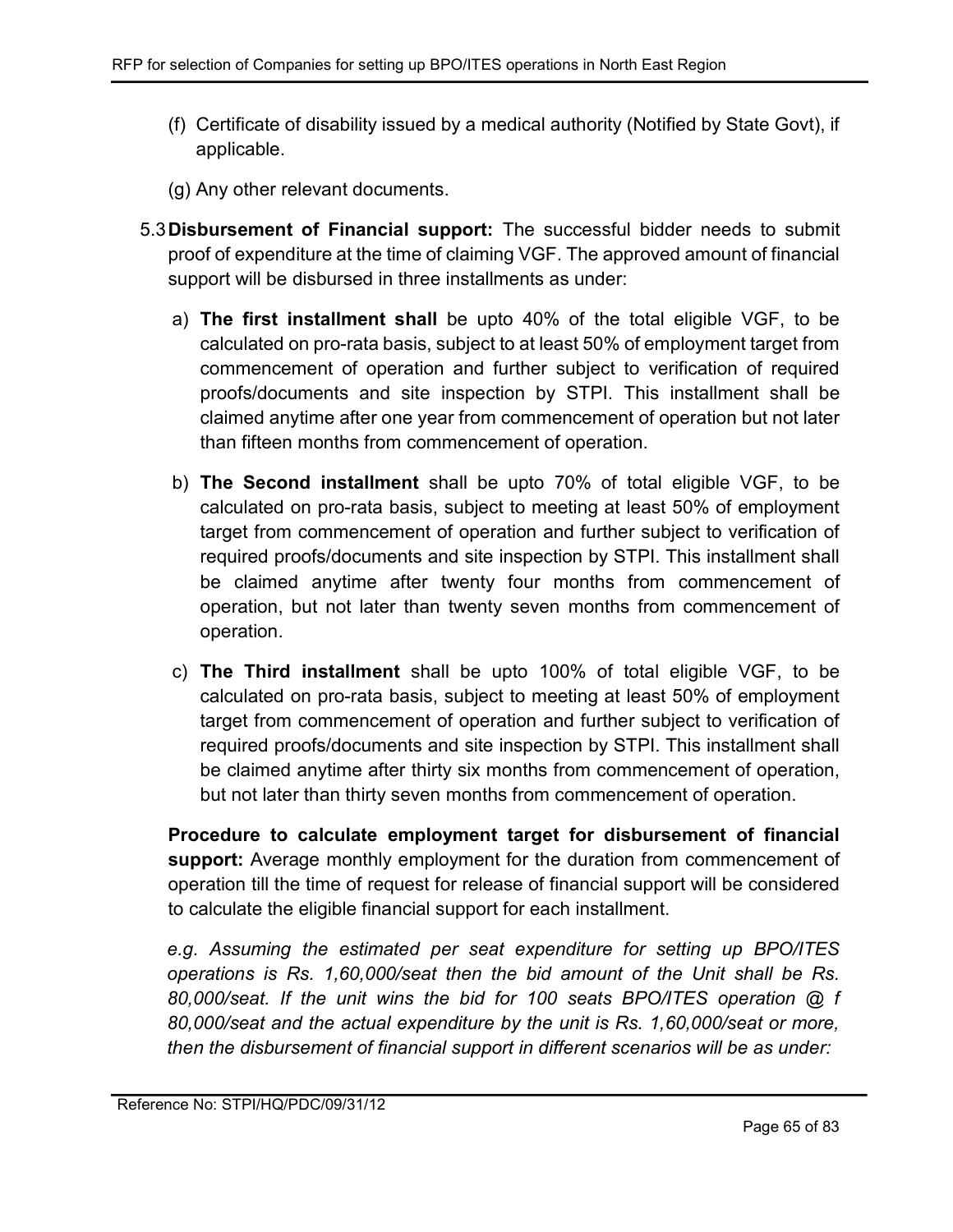(f) Certificate of disability issued by a medical authority (Notified by State Govt), if applicable.

(g) Any other relevant documents.

5.3 **Disbursement of Financial support:** The successful bidder needs to submit proof of expenditure at the time of claiming VGF. The approved amount of financial support will be disbursed in three installments as under:

a) **The first installment shall** be upto 40% of the total eligible VGF, to be calculated on pro-rata basis, subject to at least 50% of employment target from commencement of operation and further subject to verification of required proofs/documents and site inspection by STPI. This installment shall be claimed anytime after one year from commencement of operation but not later than fifteen months from commencement of operation.

b) **The Second installment** shall be upto 70% of total eligible VGF, to be calculated on pro-rata basis, subject to meeting at least 50% of employment target from commencement of operation and further subject to verification of required proofs/documents and site inspection by STPI. This installment shall be claimed anytime after twenty four months from commencement of operation, but not later than twenty seven months from commencement of operation.

c) **The Third installment** shall be upto 100% of total eligible VGF, to be calculated on pro-rata basis, subject to meeting at least 50% of employment target from commencement of operation and further subject to verification of required proofs/documents and site inspection by STPI. This installment shall be claimed anytime after thirty six months from commencement of operation, but not later than thirty seven months from commencement of operation.

**Procedure to calculate employment target for disbursement of financial support:** Average monthly employment for the duration from commencement of operation till the time of request for release of financial support will be considered to calculate the eligible financial support for each installment.

*e.g. Assuming the estimated per seat expenditure for setting up BPO/ITES operations is Rs. 1,60,000/seat then the bid amount of the Unit shall be Rs. 80,000/seat. If the unit wins the bid for 100 seats BPO/ITES operation @ f 80,000/seat and the actual expenditure by the unit is Rs. 1,60,000/seat or more, then the disbursement of financial support in different scenarios will be as under:*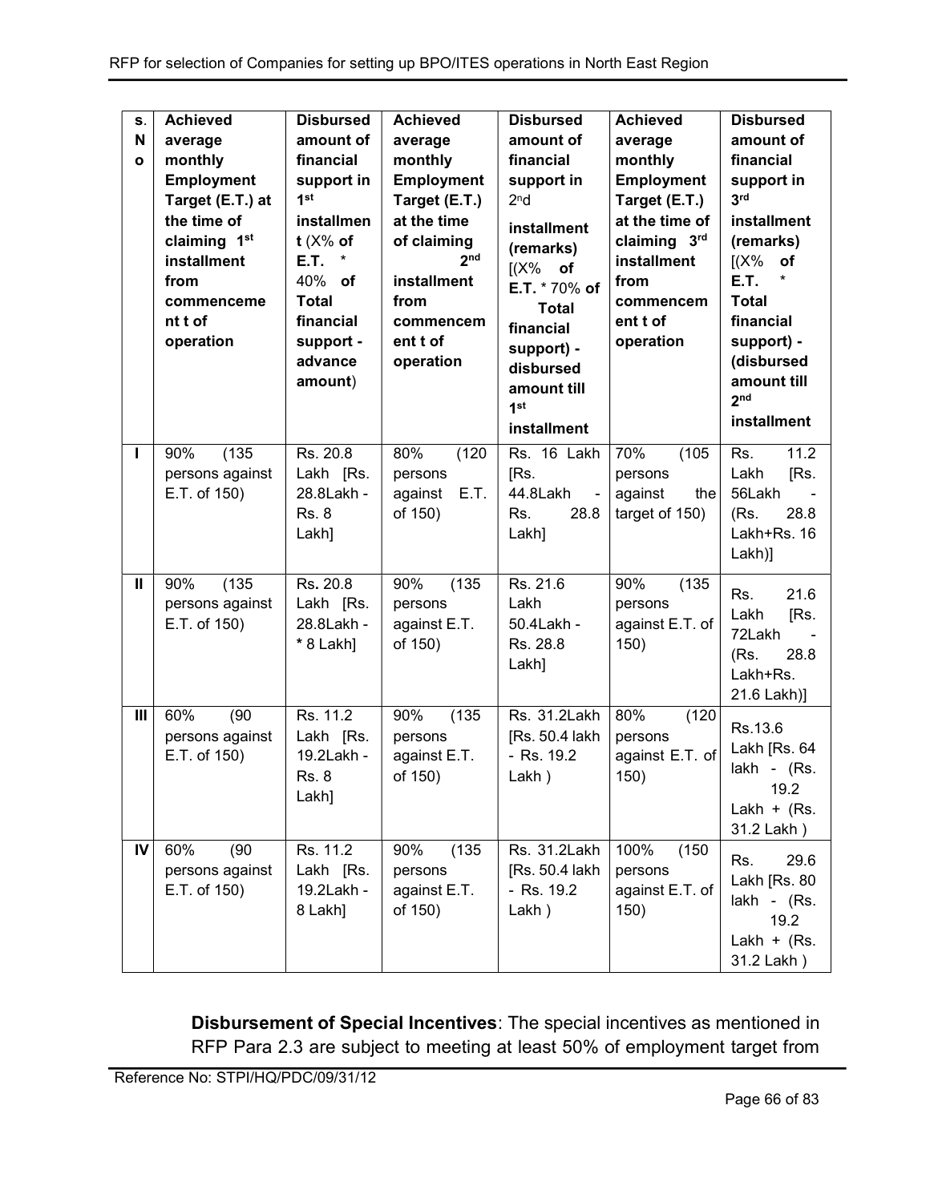| S. No | Achieved average monthly Employment Target (E.T.) at the time of claiming 1st installment from commencement t of operation | Disbursed amount of financial support in 1st installment (X% of E.T. * 40% of Total financial support - advance amount) | Achieved average monthly Employment Target (E.T.) at the time of claiming 2nd installment from commencement t of operation | Disbursed amount of financial support in 2nd installment (remarks) [(X% of E.T. * 70% of Total financial support) - disbursed amount till 1st installment | Achieved average monthly Employment Target (E.T.) at the time of claiming 3rd installment from commencement t of operation | Disbursed amount of financial support in 3rd installment (remarks) [(X% of E.T. * Total financial support) - (disbursed amount till 2nd installment |
|---|---|---|---|---|---|---|
| I | 90% (135 persons against E.T. of 150) | Rs. 20.8 Lakh [Rs. 28.8Lakh - Rs. 8 Lakh] | 80% (120 persons against E.T. of 150) | Rs. 16 Lakh [Rs. 44.8Lakh - Rs. 28.8 Lakh] | 70% (105 persons against the target of 150) | Rs. 11.2 Lakh [Rs. 56Lakh - (Rs. 28.8 Lakh+Rs. 16 Lakh)] |
| II | 90% (135 persons against E.T. of 150) | Rs. 20.8 Lakh [Rs. 28.8Lakh - * 8 Lakh] | 90% (135 persons against E.T. of 150) | Rs. 21.6 Lakh 50.4Lakh - Rs. 28.8 Lakh] | 90% (135 persons against E.T. of 150) | Rs. 21.6 Lakh [Rs. 72Lakh - (Rs. 28.8 Lakh+Rs. 21.6 Lakh)] |
| III | 60% (90 persons against E.T. of 150) | Rs. 11.2 Lakh [Rs. 19.2Lakh - Rs. 8 Lakh] | 90% (135 persons against E.T. of 150) | Rs. 31.2Lakh [Rs. 50.4 lakh - Rs. 19.2 Lakh ) | 80% (120 persons against E.T. of 150) | Rs.13.6 Lakh [Rs. 64 lakh - (Rs. 19.2 Lakh + (Rs. 31.2 Lakh ) |
| IV | 60% (90 persons against E.T. of 150) | Rs. 11.2 Lakh [Rs. 19.2Lakh - 8 Lakh] | 90% (135 persons against E.T. of 150) | Rs. 31.2Lakh [Rs. 50.4 lakh - Rs. 19.2 Lakh ) | 100% (150 persons against E.T. of 150) | Rs. 29.6 Lakh [Rs. 80 lakh - (Rs. 19.2 Lakh + (Rs. 31.2 Lakh ) |

**Disbursement of Special Incentives**: The special incentives as mentioned in RFP Para 2.3 are subject to meeting at least 50% of employment target from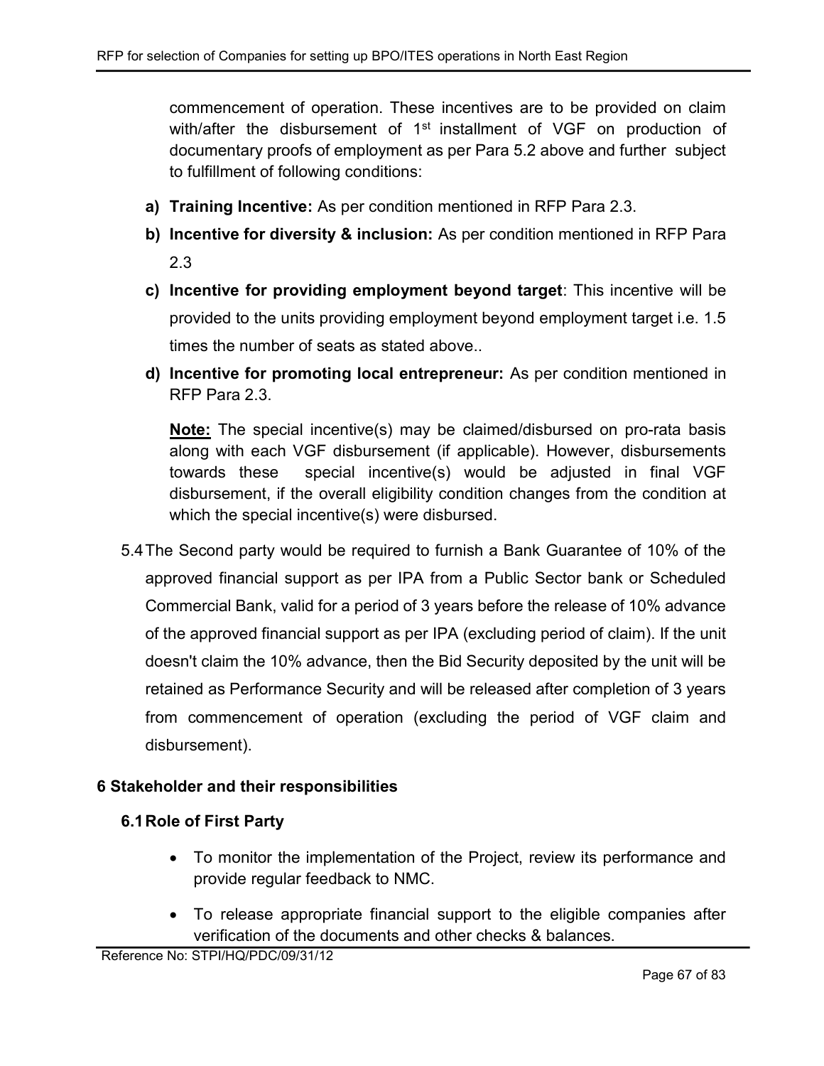commencement of operation. These incentives are to be provided on claim with/after the disbursement of 1st installment of VGF on production of documentary proofs of employment as per Para 5.2 above and further subject to fulfillment of following conditions:

a) **Training Incentive:** As per condition mentioned in RFP Para 2.3.

b) **Incentive for diversity & inclusion:** As per condition mentioned in RFP Para 2.3

c) **Incentive for providing employment beyond target**: This incentive will be provided to the units providing employment beyond employment target i.e. 1.5 times the number of seats as stated above..

d) **Incentive for promoting local entrepreneur:** As per condition mentioned in RFP Para 2.3.

**Note:** The special incentive(s) may be claimed/disbursed on pro-rata basis along with each VGF disbursement (if applicable). However, disbursements towards these special incentive(s) would be adjusted in final VGF disbursement, if the overall eligibility condition changes from the condition at which the special incentive(s) were disbursed.

5.4 The Second party would be required to furnish a Bank Guarantee of 10% of the approved financial support as per IPA from a Public Sector bank or Scheduled Commercial Bank, valid for a period of 3 years before the release of 10% advance of the approved financial support as per IPA (excluding period of claim). If the unit doesn't claim the 10% advance, then the Bid Security deposited by the unit will be retained as Performance Security and will be released after completion of 3 years from commencement of operation (excluding the period of VGF claim and disbursement).

## 6 Stakeholder and their responsibilities

### 6.1 Role of First Party

- To monitor the implementation of the Project, review its performance and provide regular feedback to NMC.
- To release appropriate financial support to the eligible companies after verification of the documents and other checks & balances.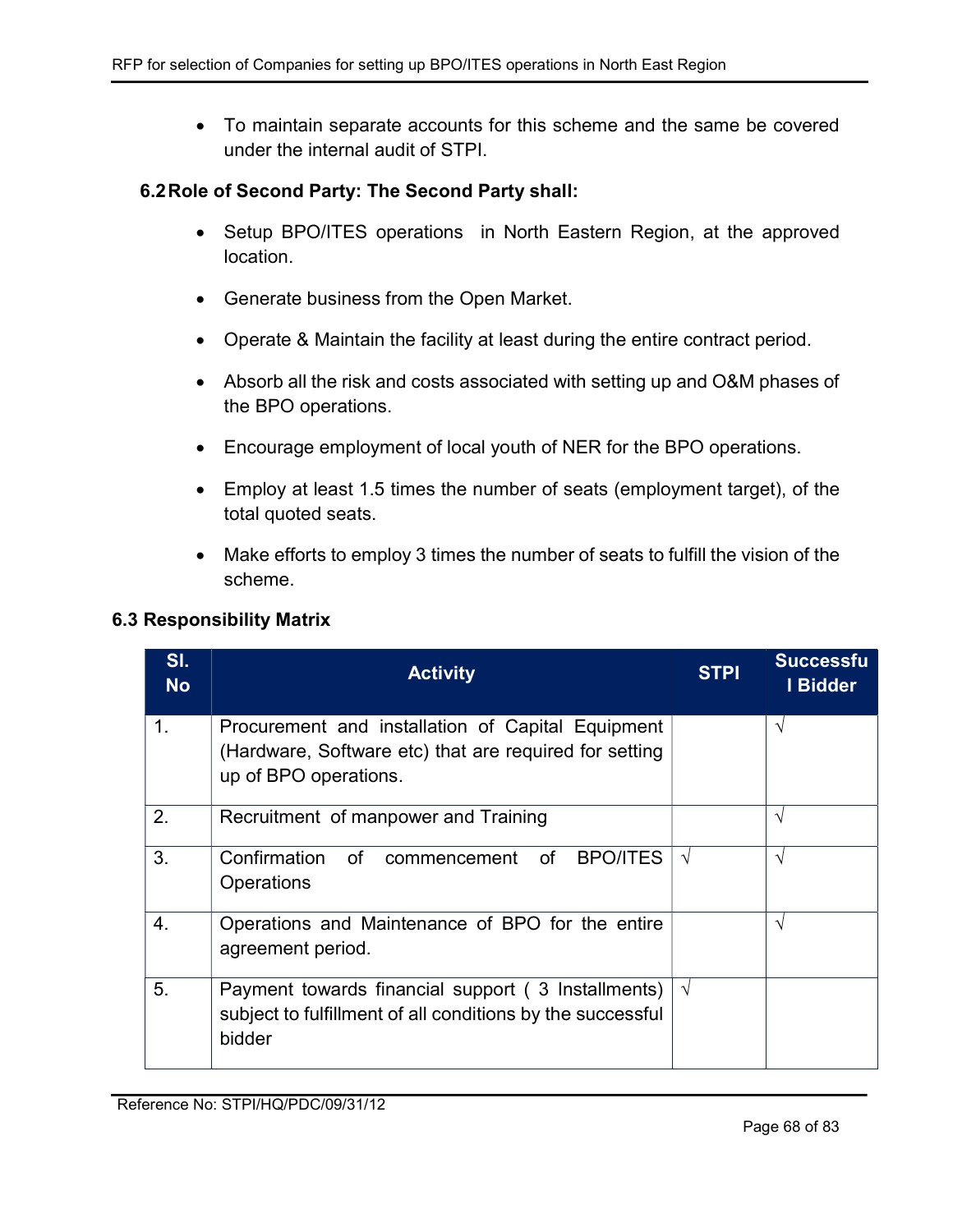- To maintain separate accounts for this scheme and the same be covered under the internal audit of STPI.

### 6.2 Role of Second Party: The Second Party shall:

- Setup BPO/ITES operations in North Eastern Region, at the approved location.
- Generate business from the Open Market.
- Operate & Maintain the facility at least during the entire contract period.
- Absorb all the risk and costs associated with setting up and O&M phases of the BPO operations.
- Encourage employment of local youth of NER for the BPO operations.
- Employ at least 1.5 times the number of seats (employment target), of the total quoted seats.
- Make efforts to employ 3 times the number of seats to fulfill the vision of the scheme.

### 6.3 Responsibility Matrix

| Sl. No | Activity | STPI | Successful Bidder |
|---|---|---|---|
| 1. | Procurement and installation of Capital Equipment (Hardware, Software etc) that are required for setting up of BPO operations. | | √ |
| 2. | Recruitment of manpower and Training | | √ |
| 3. | Confirmation of commencement of BPO/ITES Operations | √ | √ |
| 4. | Operations and Maintenance of BPO for the entire agreement period. | | √ |
| 5. | Payment towards financial support ( 3 Installments) subject to fulfillment of all conditions by the successful bidder | √ | |

Reference No: STPI/HQ/PDC/09/31/12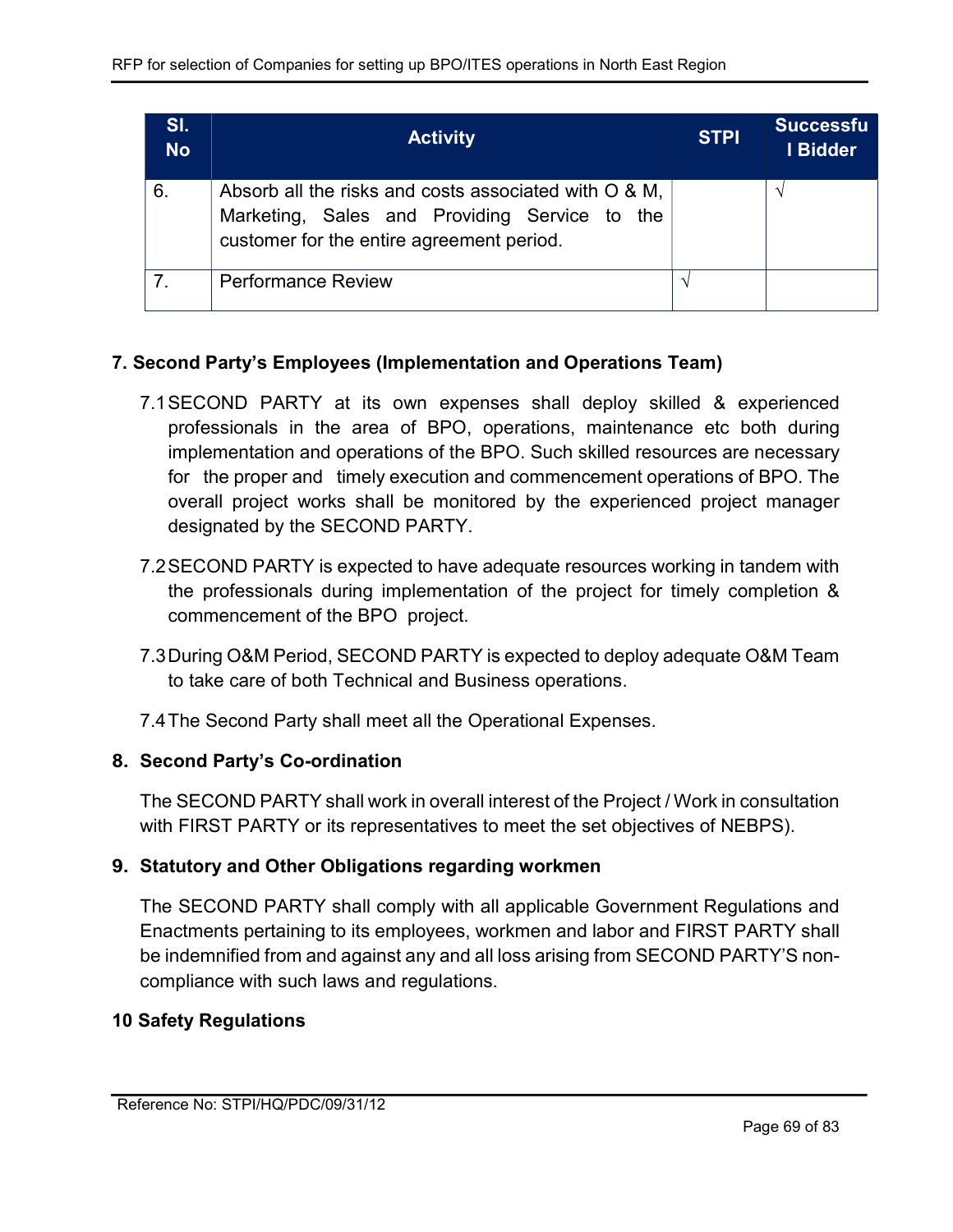| Sl. No | Activity | STPI | Successful Bidder |
|---|---|---|---|
| 6. | Absorb all the risks and costs associated with O & M, Marketing, Sales and Providing Service to the customer for the entire agreement period. | | √ |
| 7. | Performance Review | √ | |

**7. Second Party's Employees (Implementation and Operations Team)**

7.1 SECOND PARTY at its own expenses shall deploy skilled & experienced professionals in the area of BPO, operations, maintenance etc both during implementation and operations of the BPO. Such skilled resources are necessary for the proper and timely execution and commencement operations of BPO. The overall project works shall be monitored by the experienced project manager designated by the SECOND PARTY.

7.2 SECOND PARTY is expected to have adequate resources working in tandem with the professionals during implementation of the project for timely completion & commencement of the BPO project.

7.3 During O&M Period, SECOND PARTY is expected to deploy adequate O&M Team to take care of both Technical and Business operations.

7.4 The Second Party shall meet all the Operational Expenses.

**8. Second Party's Co-ordination**

The SECOND PARTY shall work in overall interest of the Project / Work in consultation with FIRST PARTY or its representatives to meet the set objectives of NEBPS).

**9. Statutory and Other Obligations regarding workmen**

The SECOND PARTY shall comply with all applicable Government Regulations and Enactments pertaining to its employees, workmen and labor and FIRST PARTY shall be indemnified from and against any and all loss arising from SECOND PARTY'S non-compliance with such laws and regulations.

**10 Safety Regulations**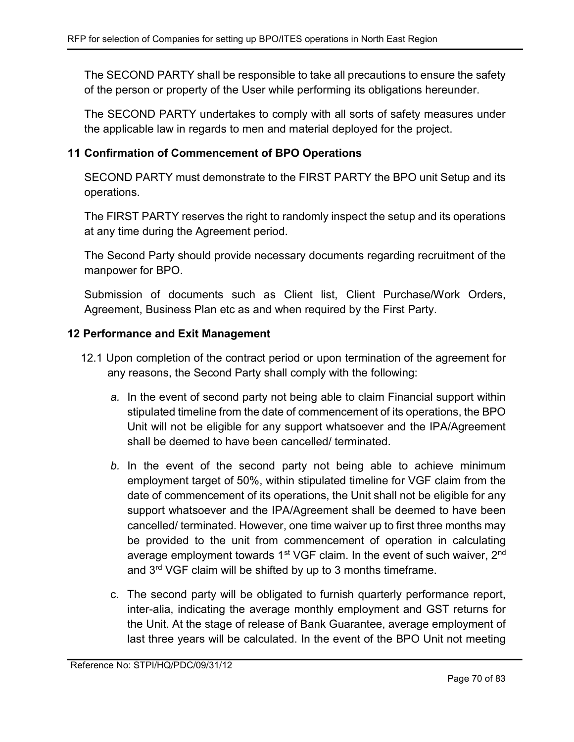The SECOND PARTY shall be responsible to take all precautions to ensure the safety of the person or property of the User while performing its obligations hereunder.

The SECOND PARTY undertakes to comply with all sorts of safety measures under the applicable law in regards to men and material deployed for the project.

## 11 Confirmation of Commencement of BPO Operations

SECOND PARTY must demonstrate to the FIRST PARTY the BPO unit Setup and its operations.

The FIRST PARTY reserves the right to randomly inspect the setup and its operations at any time during the Agreement period.

The Second Party should provide necessary documents regarding recruitment of the manpower for BPO.

Submission of documents such as Client list, Client Purchase/Work Orders, Agreement, Business Plan etc as and when required by the First Party.

## 12 Performance and Exit Management

12.1 Upon completion of the contract period or upon termination of the agreement for any reasons, the Second Party shall comply with the following:

*a.* In the event of second party not being able to claim Financial support within stipulated timeline from the date of commencement of its operations, the BPO Unit will not be eligible for any support whatsoever and the IPA/Agreement shall be deemed to have been cancelled/ terminated.

*b.* In the event of the second party not being able to achieve minimum employment target of 50%, within stipulated timeline for VGF claim from the date of commencement of its operations, the Unit shall not be eligible for any support whatsoever and the IPA/Agreement shall be deemed to have been cancelled/ terminated. However, one time waiver up to first three months may be provided to the unit from commencement of operation in calculating average employment towards 1st VGF claim. In the event of such waiver, 2nd and 3rd VGF claim will be shifted by up to 3 months timeframe.

c. The second party will be obligated to furnish quarterly performance report, inter-alia, indicating the average monthly employment and GST returns for the Unit. At the stage of release of Bank Guarantee, average employment of last three years will be calculated. In the event of the BPO Unit not meeting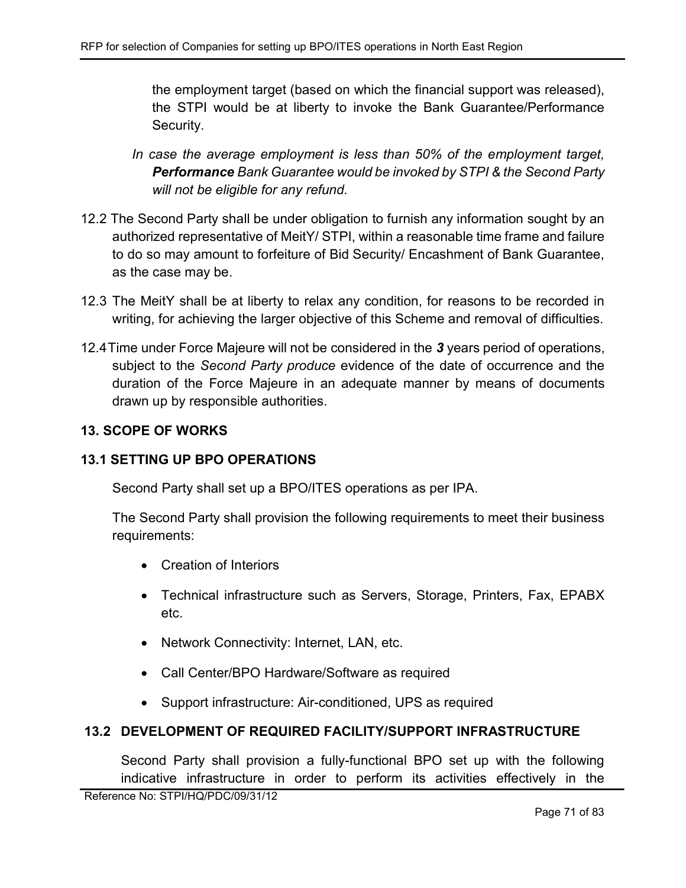the employment target (based on which the financial support was released), the STPI would be at liberty to invoke the Bank Guarantee/Performance Security.

*In case the average employment is less than 50% of the employment target, **Performance** Bank Guarantee would be invoked by STPI & the Second Party will not be eligible for any refund.*

12.2 The Second Party shall be under obligation to furnish any information sought by an authorized representative of MeitY/ STPI, within a reasonable time frame and failure to do so may amount to forfeiture of Bid Security/ Encashment of Bank Guarantee, as the case may be.

12.3 The MeitY shall be at liberty to relax any condition, for reasons to be recorded in writing, for achieving the larger objective of this Scheme and removal of difficulties.

12.4 Time under Force Majeure will not be considered in the ***3*** years period of operations, subject to the *Second Party produce* evidence of the date of occurrence and the duration of the Force Majeure in an adequate manner by means of documents drawn up by responsible authorities.

## 13. SCOPE OF WORKS

### 13.1 SETTING UP BPO OPERATIONS

Second Party shall set up a BPO/ITES operations as per IPA.

The Second Party shall provision the following requirements to meet their business requirements:

- Creation of Interiors
- Technical infrastructure such as Servers, Storage, Printers, Fax, EPABX etc.
- Network Connectivity: Internet, LAN, etc.
- Call Center/BPO Hardware/Software as required
- Support infrastructure: Air-conditioned, UPS as required

### 13.2 DEVELOPMENT OF REQUIRED FACILITY/SUPPORT INFRASTRUCTURE

Second Party shall provision a fully-functional BPO set up with the following indicative infrastructure in order to perform its activities effectively in the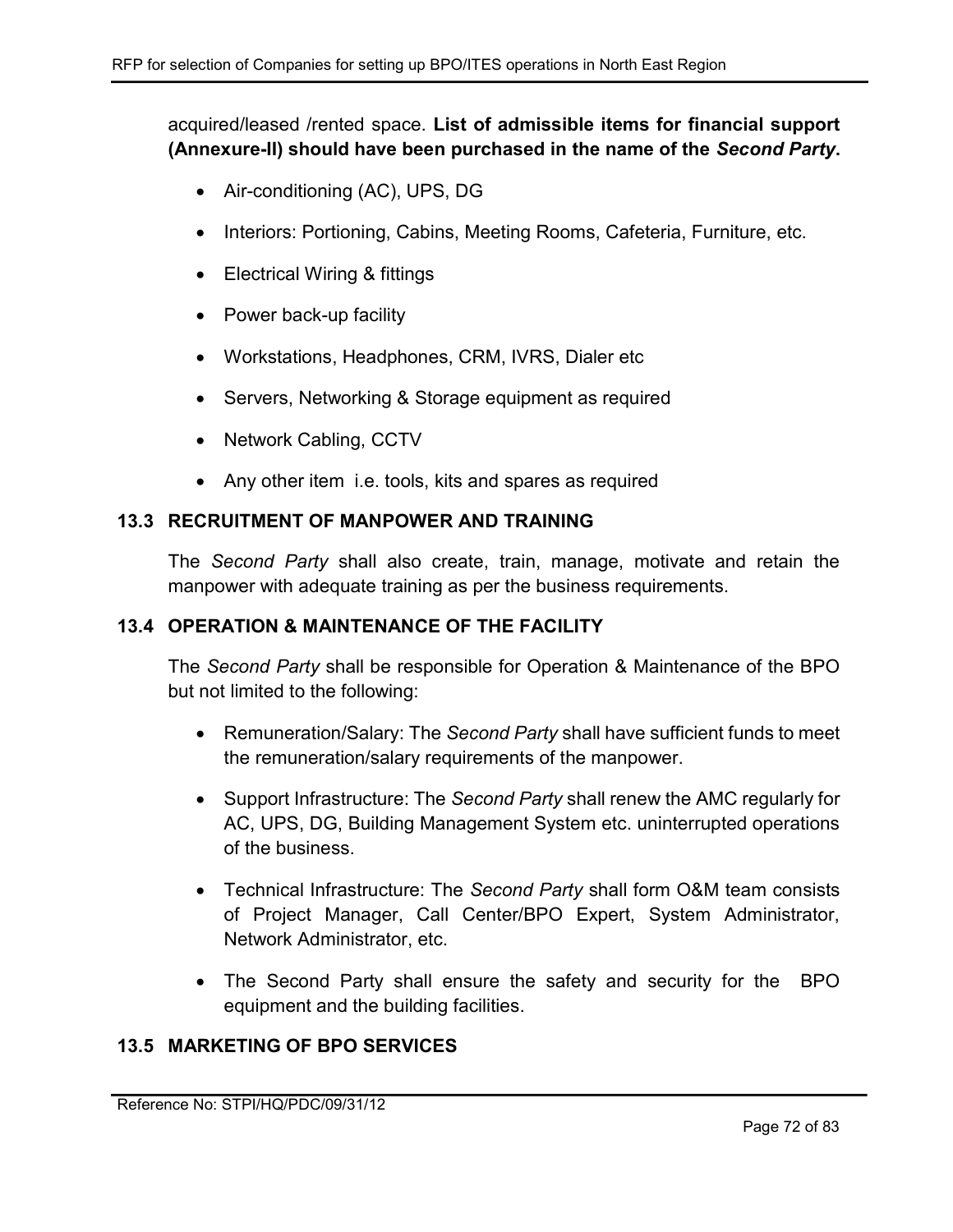acquired/leased /rented space. **List of admissible items for financial support (Annexure-II) should have been purchased in the name of the *Second Party*.**

- Air-conditioning (AC), UPS, DG
- Interiors: Portioning, Cabins, Meeting Rooms, Cafeteria, Furniture, etc.
- Electrical Wiring & fittings
- Power back-up facility
- Workstations, Headphones, CRM, IVRS, Dialer etc
- Servers, Networking & Storage equipment as required
- Network Cabling, CCTV
- Any other item i.e. tools, kits and spares as required

### 13.3 RECRUITMENT OF MANPOWER AND TRAINING

The *Second Party* shall also create, train, manage, motivate and retain the manpower with adequate training as per the business requirements.

### 13.4 OPERATION & MAINTENANCE OF THE FACILITY

The *Second Party* shall be responsible for Operation & Maintenance of the BPO but not limited to the following:

- Remuneration/Salary: The *Second Party* shall have sufficient funds to meet the remuneration/salary requirements of the manpower.
- Support Infrastructure: The *Second Party* shall renew the AMC regularly for AC, UPS, DG, Building Management System etc. uninterrupted operations of the business.
- Technical Infrastructure: The *Second Party* shall form O&M team consists of Project Manager, Call Center/BPO Expert, System Administrator, Network Administrator, etc.
- The Second Party shall ensure the safety and security for the BPO equipment and the building facilities.

### 13.5 MARKETING OF BPO SERVICES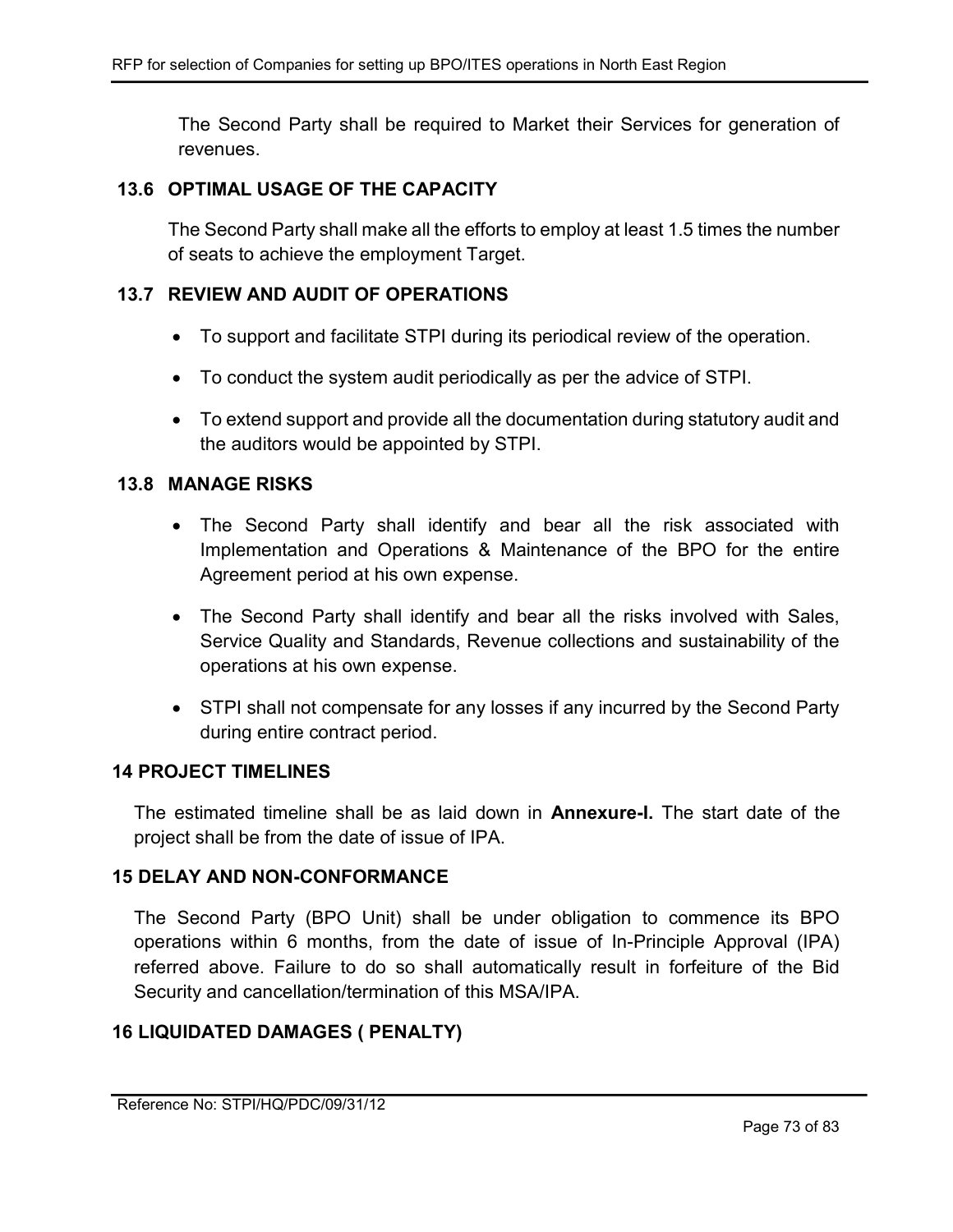The Second Party shall be required to Market their Services for generation of revenues.

### 13.6 OPTIMAL USAGE OF THE CAPACITY

The Second Party shall make all the efforts to employ at least 1.5 times the number of seats to achieve the employment Target.

### 13.7 REVIEW AND AUDIT OF OPERATIONS

- To support and facilitate STPI during its periodical review of the operation.
- To conduct the system audit periodically as per the advice of STPI.
- To extend support and provide all the documentation during statutory audit and the auditors would be appointed by STPI.

### 13.8 MANAGE RISKS

- The Second Party shall identify and bear all the risk associated with Implementation and Operations & Maintenance of the BPO for the entire Agreement period at his own expense.
- The Second Party shall identify and bear all the risks involved with Sales, Service Quality and Standards, Revenue collections and sustainability of the operations at his own expense.
- STPI shall not compensate for any losses if any incurred by the Second Party during entire contract period.

## 14 PROJECT TIMELINES

The estimated timeline shall be as laid down in **Annexure-I.** The start date of the project shall be from the date of issue of IPA.

## 15 DELAY AND NON-CONFORMANCE

The Second Party (BPO Unit) shall be under obligation to commence its BPO operations within 6 months, from the date of issue of In-Principle Approval (IPA) referred above. Failure to do so shall automatically result in forfeiture of the Bid Security and cancellation/termination of this MSA/IPA.

## 16 LIQUIDATED DAMAGES ( PENALTY)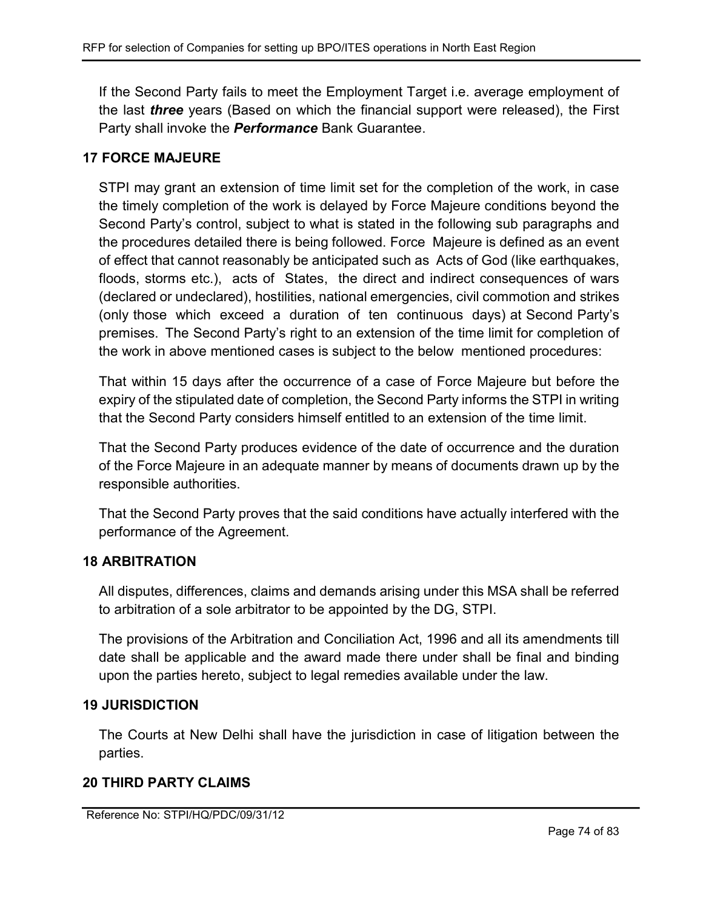If the Second Party fails to meet the Employment Target i.e. average employment of the last ***three*** years (Based on which the financial support were released), the First Party shall invoke the ***Performance*** Bank Guarantee.

## 17 FORCE MAJEURE

STPI may grant an extension of time limit set for the completion of the work, in case the timely completion of the work is delayed by Force Majeure conditions beyond the Second Party's control, subject to what is stated in the following sub paragraphs and the procedures detailed there is being followed. Force Majeure is defined as an event of effect that cannot reasonably be anticipated such as Acts of God (like earthquakes, floods, storms etc.), acts of States, the direct and indirect consequences of wars (declared or undeclared), hostilities, national emergencies, civil commotion and strikes (only those which exceed a duration of ten continuous days) at Second Party's premises. The Second Party's right to an extension of the time limit for completion of the work in above mentioned cases is subject to the below mentioned procedures:

That within 15 days after the occurrence of a case of Force Majeure but before the expiry of the stipulated date of completion, the Second Party informs the STPI in writing that the Second Party considers himself entitled to an extension of the time limit.

That the Second Party produces evidence of the date of occurrence and the duration of the Force Majeure in an adequate manner by means of documents drawn up by the responsible authorities.

That the Second Party proves that the said conditions have actually interfered with the performance of the Agreement.

## 18 ARBITRATION

All disputes, differences, claims and demands arising under this MSA shall be referred to arbitration of a sole arbitrator to be appointed by the DG, STPI.

The provisions of the Arbitration and Conciliation Act, 1996 and all its amendments till date shall be applicable and the award made there under shall be final and binding upon the parties hereto, subject to legal remedies available under the law.

## 19 JURISDICTION

The Courts at New Delhi shall have the jurisdiction in case of litigation between the parties.

## 20 THIRD PARTY CLAIMS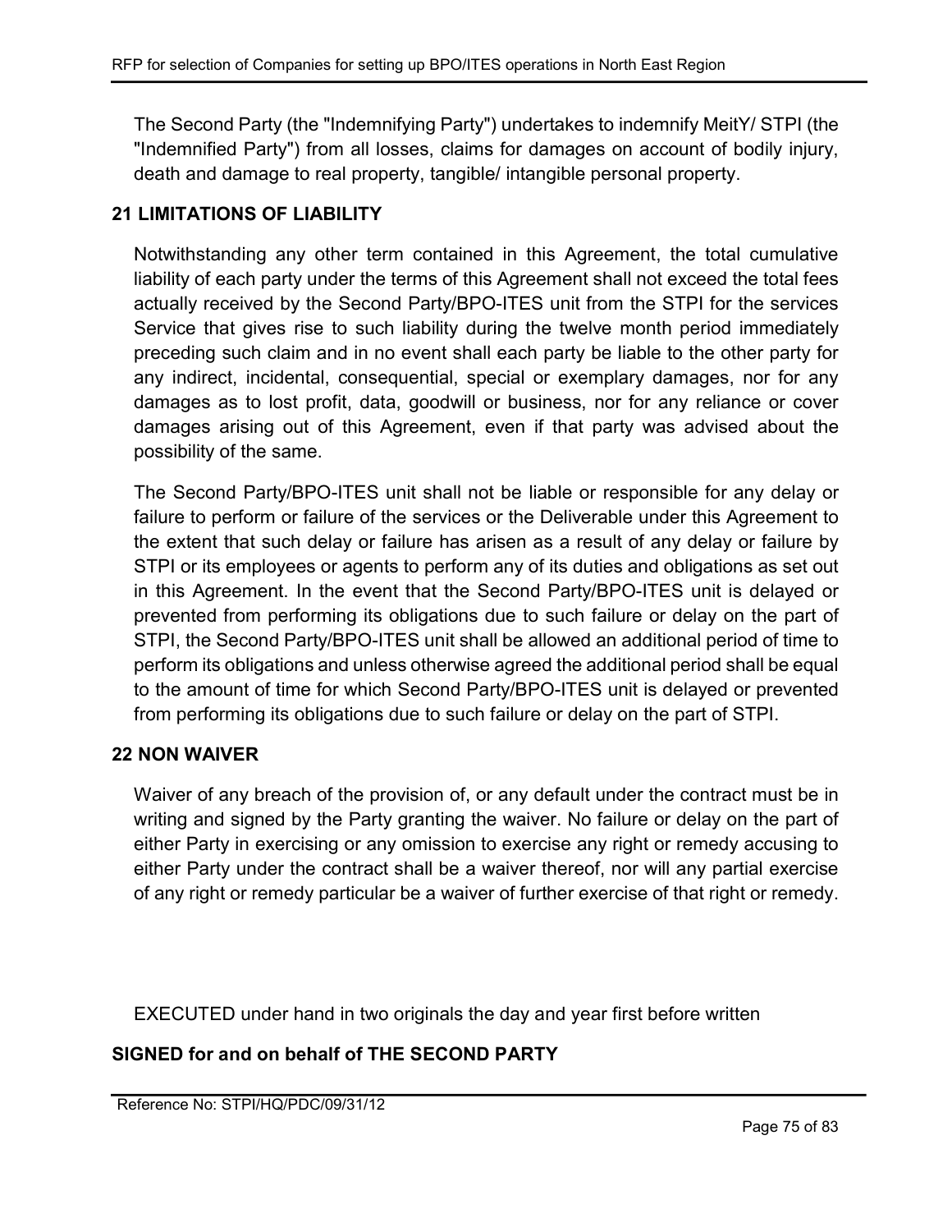The Second Party (the "Indemnifying Party") undertakes to indemnify MeitY/ STPI (the "Indemnified Party") from all losses, claims for damages on account of bodily injury, death and damage to real property, tangible/ intangible personal property.

## 21 LIMITATIONS OF LIABILITY

Notwithstanding any other term contained in this Agreement, the total cumulative liability of each party under the terms of this Agreement shall not exceed the total fees actually received by the Second Party/BPO-ITES unit from the STPI for the services Service that gives rise to such liability during the twelve month period immediately preceding such claim and in no event shall each party be liable to the other party for any indirect, incidental, consequential, special or exemplary damages, nor for any damages as to lost profit, data, goodwill or business, nor for any reliance or cover damages arising out of this Agreement, even if that party was advised about the possibility of the same.

The Second Party/BPO-ITES unit shall not be liable or responsible for any delay or failure to perform or failure of the services or the Deliverable under this Agreement to the extent that such delay or failure has arisen as a result of any delay or failure by STPI or its employees or agents to perform any of its duties and obligations as set out in this Agreement. In the event that the Second Party/BPO-ITES unit is delayed or prevented from performing its obligations due to such failure or delay on the part of STPI, the Second Party/BPO-ITES unit shall be allowed an additional period of time to perform its obligations and unless otherwise agreed the additional period shall be equal to the amount of time for which Second Party/BPO-ITES unit is delayed or prevented from performing its obligations due to such failure or delay on the part of STPI.

## 22 NON WAIVER

Waiver of any breach of the provision of, or any default under the contract must be in writing and signed by the Party granting the waiver. No failure or delay on the part of either Party in exercising or any omission to exercise any right or remedy accusing to either Party under the contract shall be a waiver thereof, nor will any partial exercise of any right or remedy particular be a waiver of further exercise of that right or remedy.

EXECUTED under hand in two originals the day and year first before written

**SIGNED for and on behalf of THE SECOND PARTY**

Reference No: STPI/HQ/PDC/09/31/12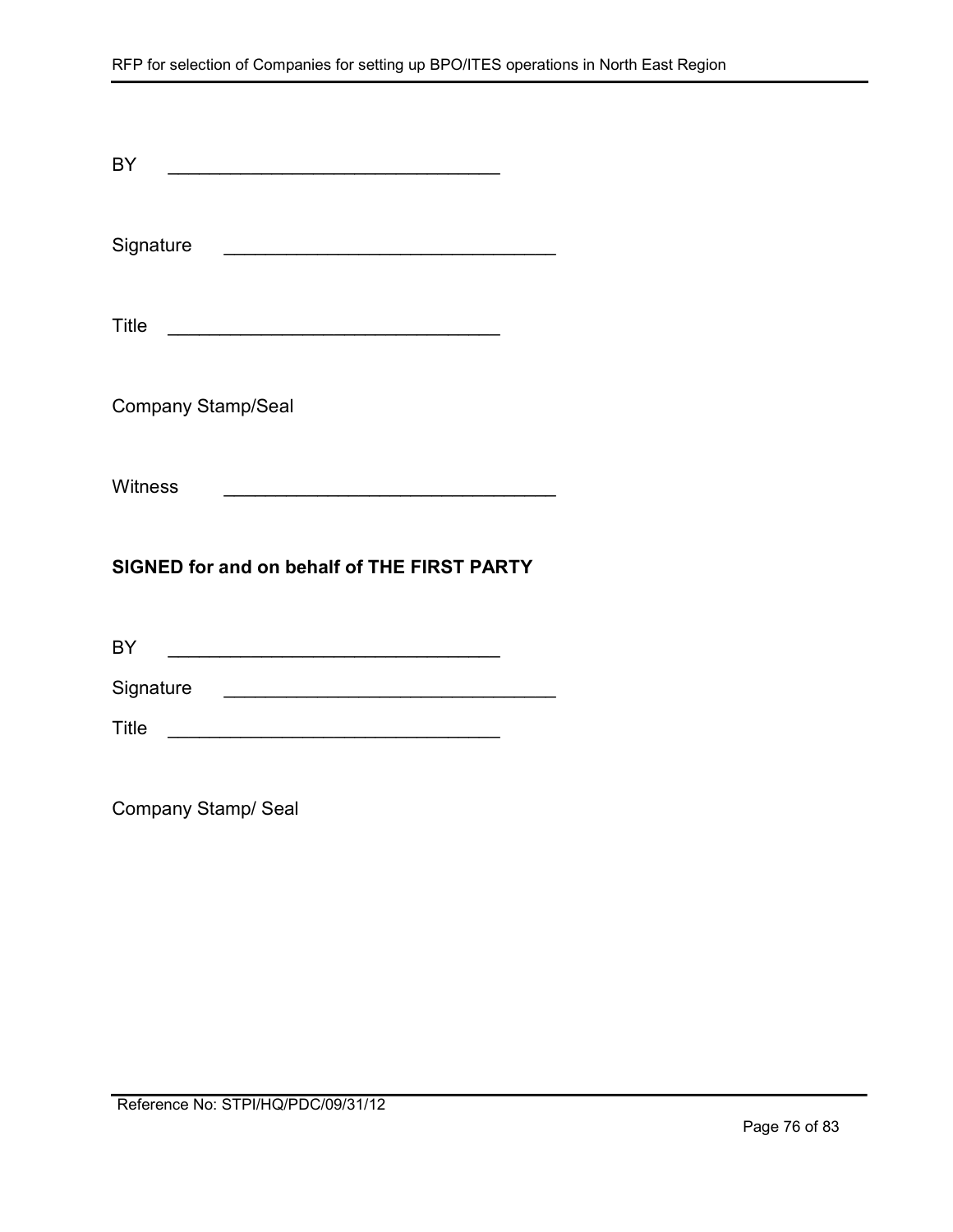BY ________________________________

Signature ________________________________

Title ________________________________

Company Stamp/Seal

Witness ________________________________

**SIGNED for and on behalf of THE FIRST PARTY**

BY ________________________________

Signature ________________________________

Title ________________________________

Company Stamp/ Seal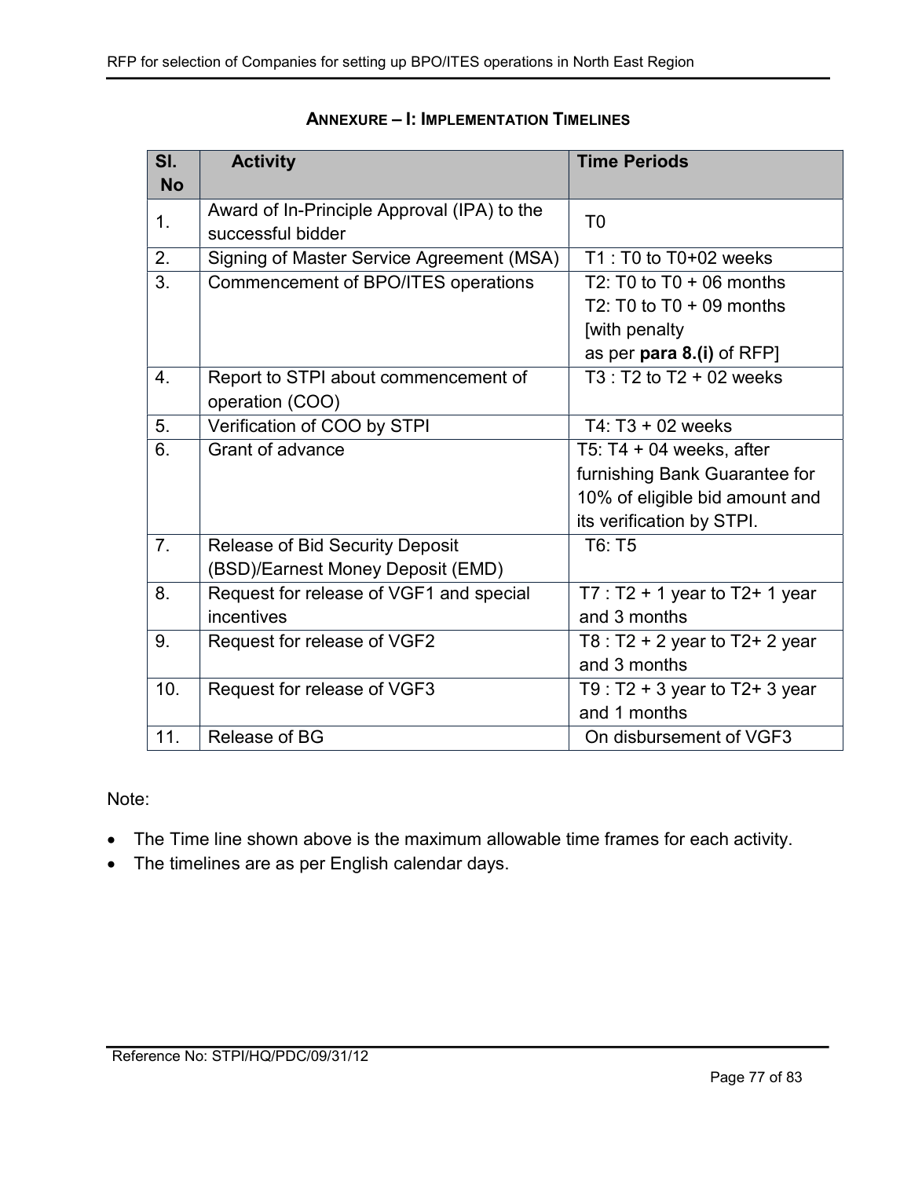## ANNEXURE – I: IMPLEMENTATION TIMELINES

| Sl. No | Activity | Time Periods |
|---|---|---|
| 1. | Award of In-Principle Approval (IPA) to the successful bidder | T0 |
| 2. | Signing of Master Service Agreement (MSA) | T1 : T0 to T0+02 weeks |
| 3. | Commencement of BPO/ITES operations | T2: T0 to T0 + 06 months<br>T2: T0 to T0 + 09 months [with penalty as per **para 8.(i)** of RFP] |
| 4. | Report to STPI about commencement of operation (COO) | T3 : T2 to T2 + 02 weeks |
| 5. | Verification of COO by STPI | T4: T3 + 02 weeks |
| 6. | Grant of advance | T5: T4 + 04 weeks, after furnishing Bank Guarantee for 10% of eligible bid amount and its verification by STPI. |
| 7. | Release of Bid Security Deposit (BSD)/Earnest Money Deposit (EMD) | T6: T5 |
| 8. | Request for release of VGF1 and special incentives | T7 : T2 + 1 year to T2+ 1 year and 3 months |
| 9. | Request for release of VGF2 | T8 : T2 + 2 year to T2+ 2 year and 3 months |
| 10. | Request for release of VGF3 | T9 : T2 + 3 year to T2+ 3 year and 1 months |
| 11. | Release of BG | On disbursement of VGF3 |

Note:

- The Time line shown above is the maximum allowable time frames for each activity.
- The timelines are as per English calendar days.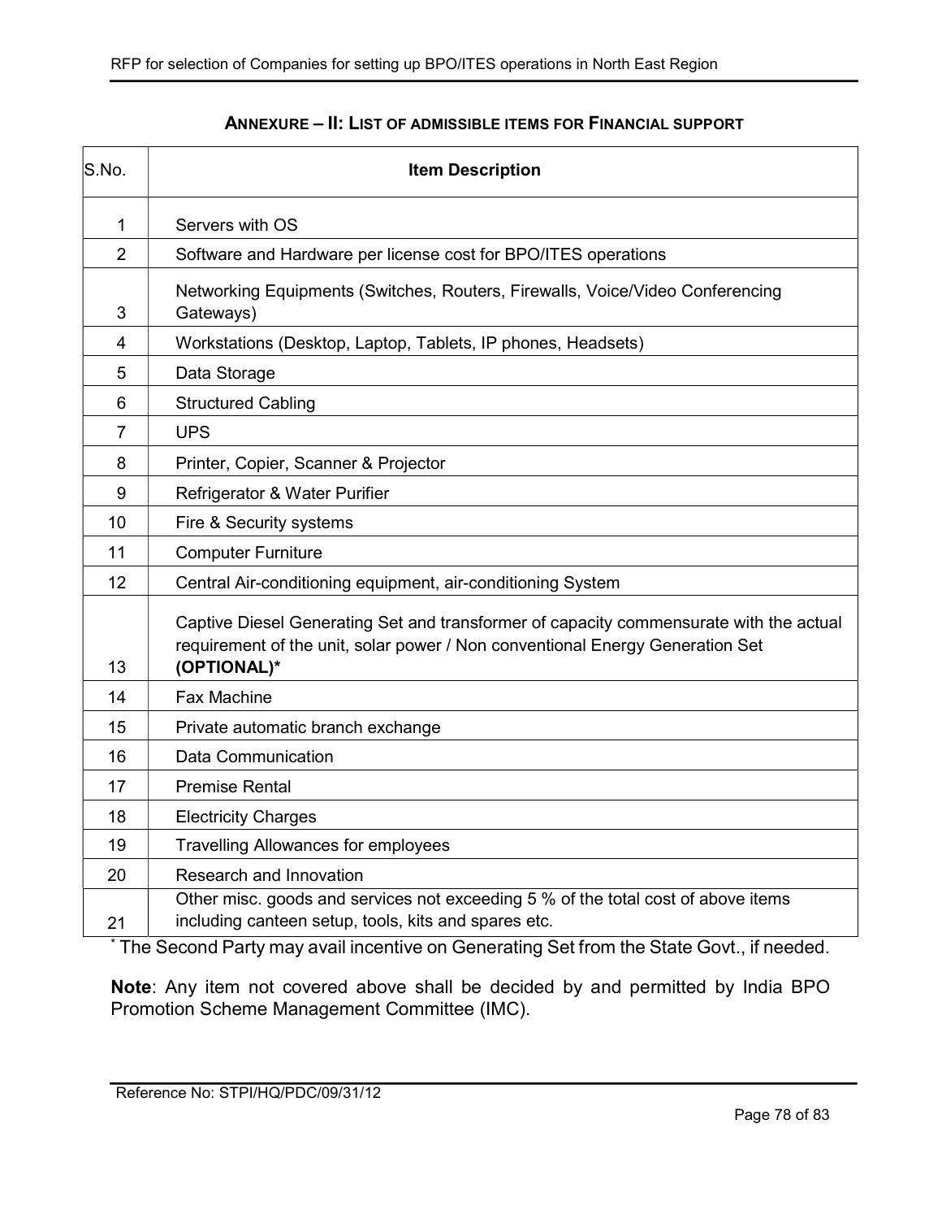## ANNEXURE – II: LIST OF ADMISSIBLE ITEMS FOR FINANCIAL SUPPORT

| S.No. | Item Description |
|---|---|
| 1 | Servers with OS |
| 2 | Software and Hardware per license cost for BPO/ITES operations |
| 3 | Networking Equipments (Switches, Routers, Firewalls, Voice/Video Conferencing Gateways) |
| 4 | Workstations (Desktop, Laptop, Tablets, IP phones, Headsets) |
| 5 | Data Storage |
| 6 | Structured Cabling |
| 7 | UPS |
| 8 | Printer, Copier, Scanner & Projector |
| 9 | Refrigerator & Water Purifier |
| 10 | Fire & Security systems |
| 11 | Computer Furniture |
| 12 | Central Air-conditioning equipment, air-conditioning System |
| 13 | Captive Diesel Generating Set and transformer of capacity commensurate with the actual requirement of the unit, solar power / Non conventional Energy Generation Set **(OPTIONAL)*** |
| 14 | Fax Machine |
| 15 | Private automatic branch exchange |
| 16 | Data Communication |
| 17 | Premise Rental |
| 18 | Electricity Charges |
| 19 | Travelling Allowances for employees |
| 20 | Research and Innovation |
| 21 | Other misc. goods and services not exceeding 5 % of the total cost of above items including canteen setup, tools, kits and spares etc. |

* The Second Party may avail incentive on Generating Set from the State Govt., if needed.

**Note**: Any item not covered above shall be decided by and permitted by India BPO Promotion Scheme Management Committee (IMC).

Reference No: STPI/HQ/PDC/09/31/12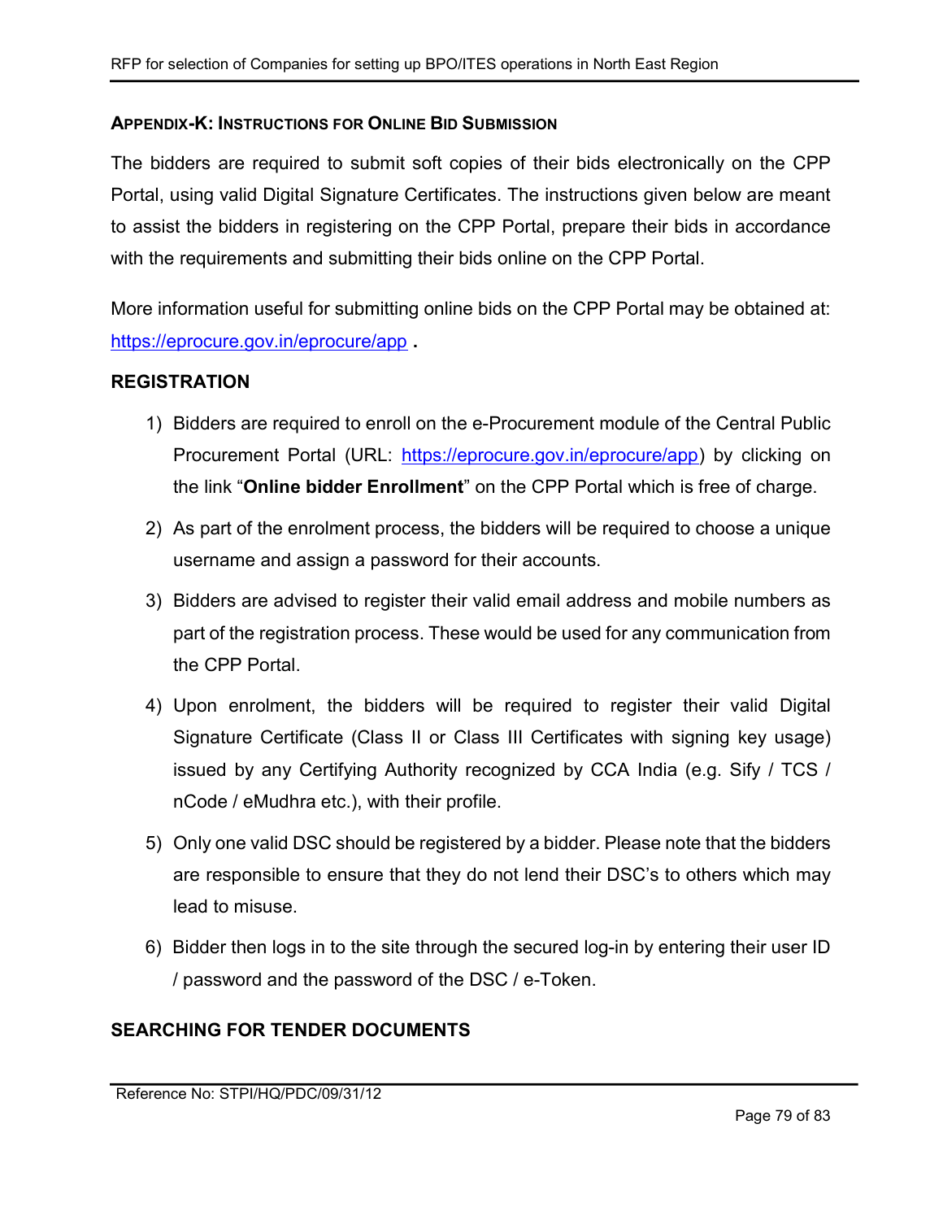### APPENDIX-K: INSTRUCTIONS FOR ONLINE BID SUBMISSION

The bidders are required to submit soft copies of their bids electronically on the CPP Portal, using valid Digital Signature Certificates. The instructions given below are meant to assist the bidders in registering on the CPP Portal, prepare their bids in accordance with the requirements and submitting their bids online on the CPP Portal.

More information useful for submitting online bids on the CPP Portal may be obtained at: https://eprocure.gov.in/eprocure/app **.**

### REGISTRATION

1) Bidders are required to enroll on the e-Procurement module of the Central Public Procurement Portal (URL: https://eprocure.gov.in/eprocure/app) by clicking on the link "**Online bidder Enrollment**" on the CPP Portal which is free of charge.
2) As part of the enrolment process, the bidders will be required to choose a unique username and assign a password for their accounts.
3) Bidders are advised to register their valid email address and mobile numbers as part of the registration process. These would be used for any communication from the CPP Portal.
4) Upon enrolment, the bidders will be required to register their valid Digital Signature Certificate (Class II or Class III Certificates with signing key usage) issued by any Certifying Authority recognized by CCA India (e.g. Sify / TCS / nCode / eMudhra etc.), with their profile.
5) Only one valid DSC should be registered by a bidder. Please note that the bidders are responsible to ensure that they do not lend their DSC's to others which may lead to misuse.
6) Bidder then logs in to the site through the secured log-in by entering their user ID / password and the password of the DSC / e-Token.

### SEARCHING FOR TENDER DOCUMENTS

Reference No: STPI/HQ/PDC/09/31/12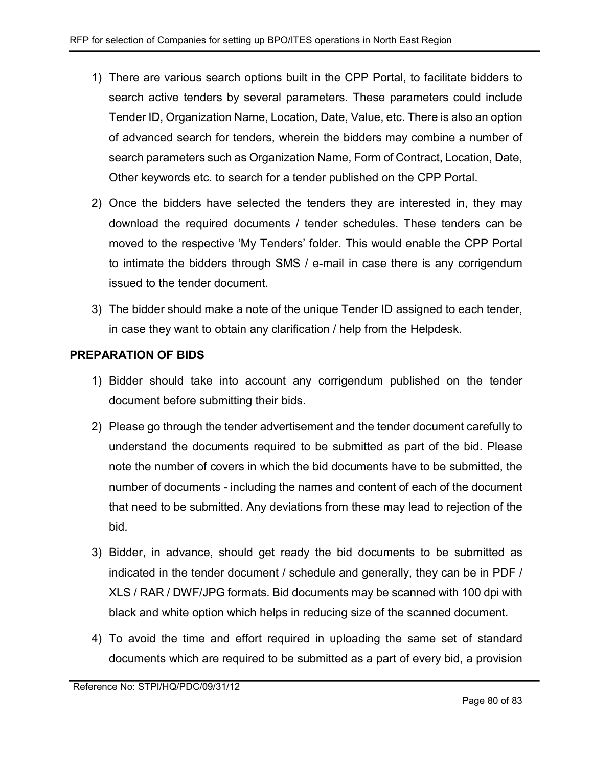1) There are various search options built in the CPP Portal, to facilitate bidders to search active tenders by several parameters. These parameters could include Tender ID, Organization Name, Location, Date, Value, etc. There is also an option of advanced search for tenders, wherein the bidders may combine a number of search parameters such as Organization Name, Form of Contract, Location, Date, Other keywords etc. to search for a tender published on the CPP Portal.

2) Once the bidders have selected the tenders they are interested in, they may download the required documents / tender schedules. These tenders can be moved to the respective 'My Tenders' folder. This would enable the CPP Portal to intimate the bidders through SMS / e-mail in case there is any corrigendum issued to the tender document.

3) The bidder should make a note of the unique Tender ID assigned to each tender, in case they want to obtain any clarification / help from the Helpdesk.

**PREPARATION OF BIDS**

1) Bidder should take into account any corrigendum published on the tender document before submitting their bids.

2) Please go through the tender advertisement and the tender document carefully to understand the documents required to be submitted as part of the bid. Please note the number of covers in which the bid documents have to be submitted, the number of documents - including the names and content of each of the document that need to be submitted. Any deviations from these may lead to rejection of the bid.

3) Bidder, in advance, should get ready the bid documents to be submitted as indicated in the tender document / schedule and generally, they can be in PDF / XLS / RAR / DWF/JPG formats. Bid documents may be scanned with 100 dpi with black and white option which helps in reducing size of the scanned document.

4) To avoid the time and effort required in uploading the same set of standard documents which are required to be submitted as a part of every bid, a provision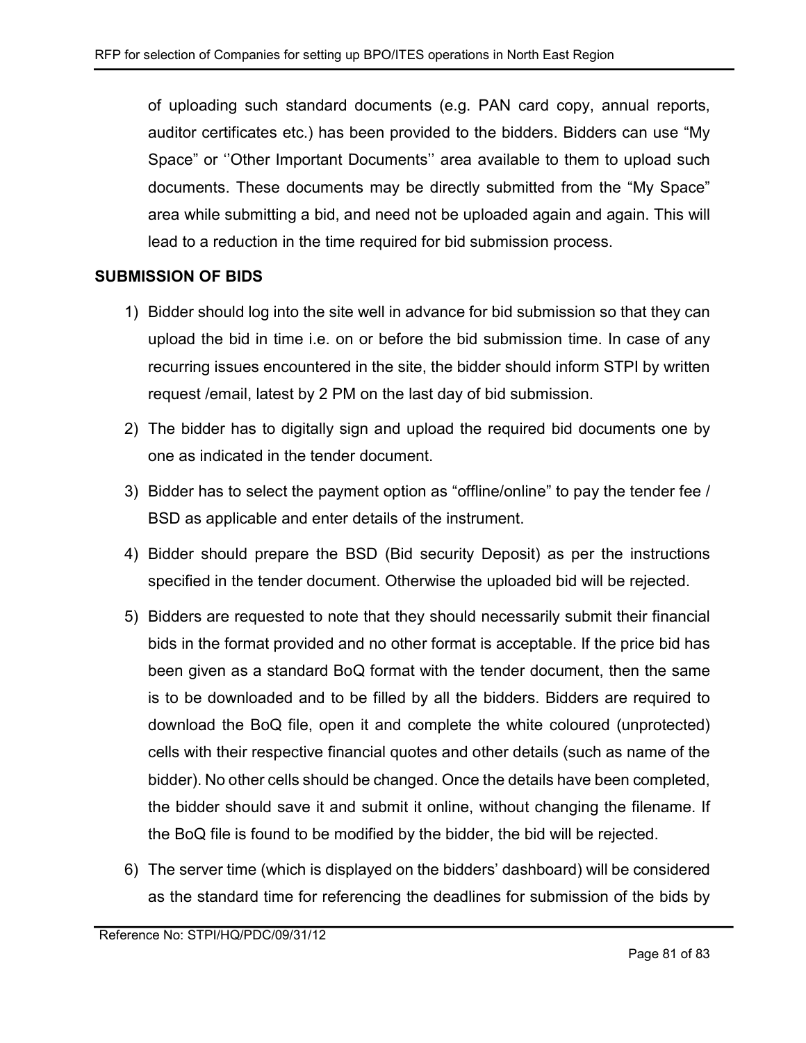of uploading such standard documents (e.g. PAN card copy, annual reports, auditor certificates etc.) has been provided to the bidders. Bidders can use "My Space" or ''Other Important Documents'' area available to them to upload such documents. These documents may be directly submitted from the "My Space" area while submitting a bid, and need not be uploaded again and again. This will lead to a reduction in the time required for bid submission process.

**SUBMISSION OF BIDS**

1) Bidder should log into the site well in advance for bid submission so that they can upload the bid in time i.e. on or before the bid submission time. In case of any recurring issues encountered in the site, the bidder should inform STPI by written request /email, latest by 2 PM on the last day of bid submission.
2) The bidder has to digitally sign and upload the required bid documents one by one as indicated in the tender document.
3) Bidder has to select the payment option as "offline/online" to pay the tender fee / BSD as applicable and enter details of the instrument.
4) Bidder should prepare the BSD (Bid security Deposit) as per the instructions specified in the tender document. Otherwise the uploaded bid will be rejected.
5) Bidders are requested to note that they should necessarily submit their financial bids in the format provided and no other format is acceptable. If the price bid has been given as a standard BoQ format with the tender document, then the same is to be downloaded and to be filled by all the bidders. Bidders are required to download the BoQ file, open it and complete the white coloured (unprotected) cells with their respective financial quotes and other details (such as name of the bidder). No other cells should be changed. Once the details have been completed, the bidder should save it and submit it online, without changing the filename. If the BoQ file is found to be modified by the bidder, the bid will be rejected.
6) The server time (which is displayed on the bidders' dashboard) will be considered as the standard time for referencing the deadlines for submission of the bids by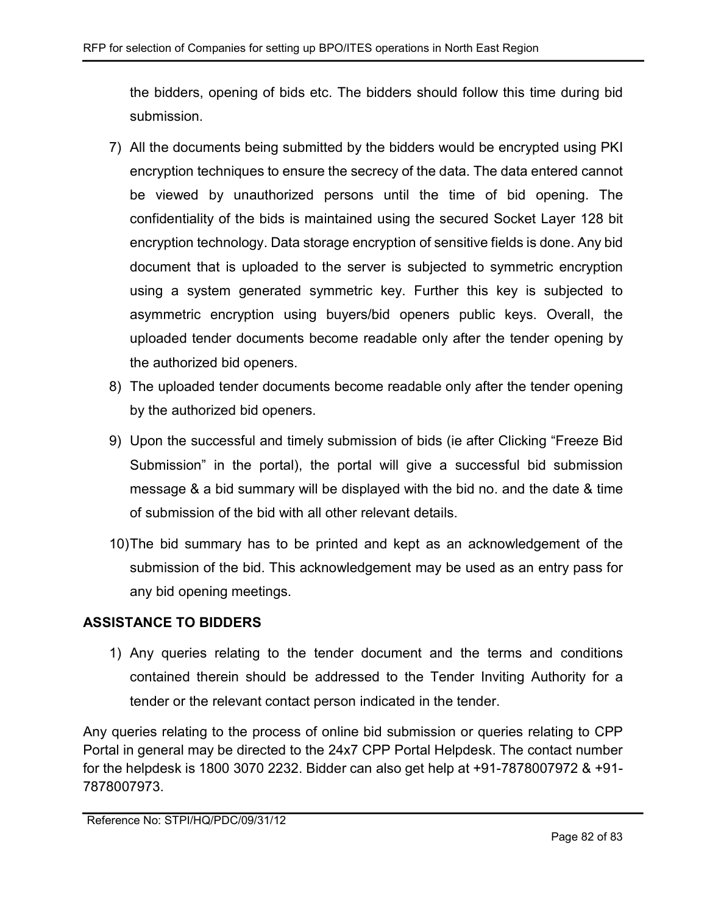the bidders, opening of bids etc. The bidders should follow this time during bid submission.

7) All the documents being submitted by the bidders would be encrypted using PKI encryption techniques to ensure the secrecy of the data. The data entered cannot be viewed by unauthorized persons until the time of bid opening. The confidentiality of the bids is maintained using the secured Socket Layer 128 bit encryption technology. Data storage encryption of sensitive fields is done. Any bid document that is uploaded to the server is subjected to symmetric encryption using a system generated symmetric key. Further this key is subjected to asymmetric encryption using buyers/bid openers public keys. Overall, the uploaded tender documents become readable only after the tender opening by the authorized bid openers.
8) The uploaded tender documents become readable only after the tender opening by the authorized bid openers.
9) Upon the successful and timely submission of bids (ie after Clicking "Freeze Bid Submission" in the portal), the portal will give a successful bid submission message & a bid summary will be displayed with the bid no. and the date & time of submission of the bid with all other relevant details.
10) The bid summary has to be printed and kept as an acknowledgement of the submission of the bid. This acknowledgement may be used as an entry pass for any bid opening meetings.

**ASSISTANCE TO BIDDERS**

1) Any queries relating to the tender document and the terms and conditions contained therein should be addressed to the Tender Inviting Authority for a tender or the relevant contact person indicated in the tender.

Any queries relating to the process of online bid submission or queries relating to CPP Portal in general may be directed to the 24x7 CPP Portal Helpdesk. The contact number for the helpdesk is 1800 3070 2232. Bidder can also get help at +91-7878007972 & +91-7878007973.

Reference No: STPI/HQ/PDC/09/31/12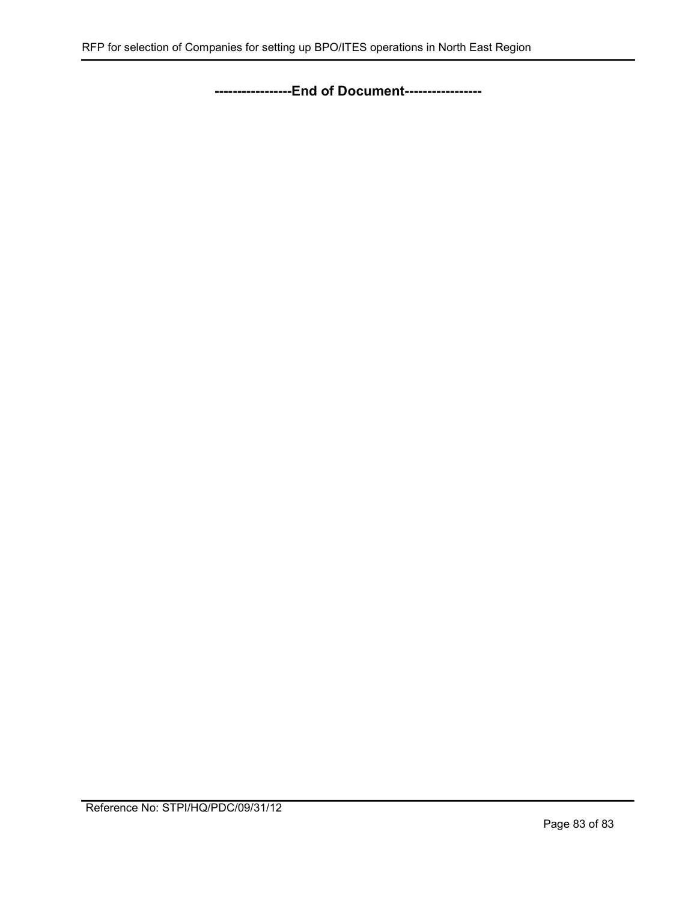**-----------------End of Document-----------------**